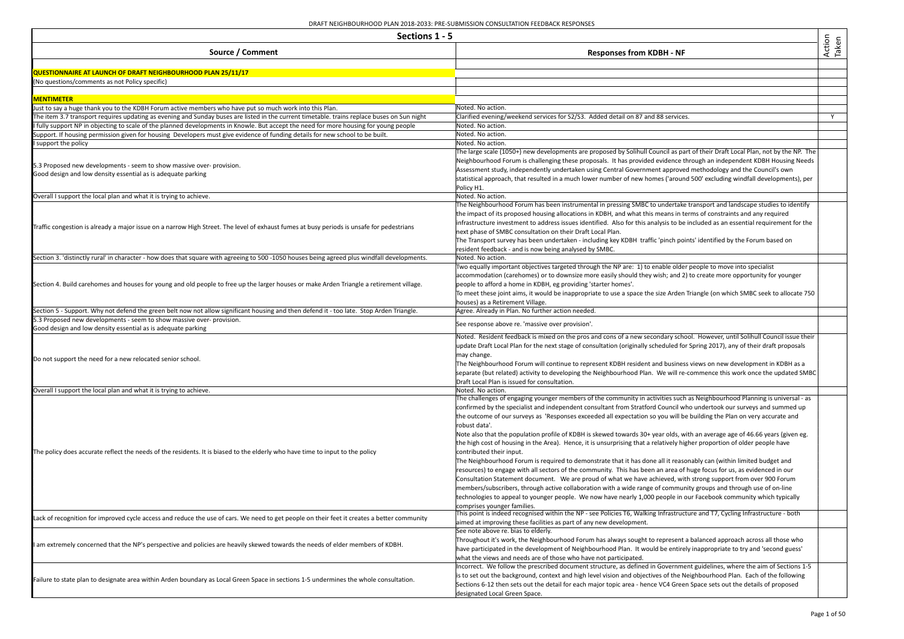DRAFT NEIGHBOURHOOD PLAN 2018-2033: PRE-SUBMISSION CONSULTATION FEEDBACK RESPONSES

| Sections 1 - 5 | | |
|---|---|---|
| **Source / Comment** | **Responses from KDBH - NF** | **Action Taken** |
| **QUESTIONNAIRE AT LAUNCH OF DRAFT NEIGHBOURHOOD PLAN 25/11/17** | | |
| (No questions/comments as not Policy specific) | | |
| **MENTIMETER** | | |
| Just to say a huge thank you to the KDBH Forum active members who have put so much work into this Plan. | Noted. No action. | |
| The item 3.7 transport requires updating as evening and Sunday buses are listed in the current timetable. trains replace buses on Sun night | Clarified evening/weekend services for S2/S3. Added detail on 87 and 88 services. | Y |
| I fully support NP in objecting to scale of the planned developments in Knowle. But accept the need for more housing for young people | Noted. No action. | |
| Support. If housing permission given for housing Developers must give evidence of funding details for new school to be built. | Noted. No action. | |
| I support the policy | Noted. No action. | |
| 5.3 Proposed new developments - seem to show massive over- provision.<br>Good design and low density essential as is adequate parking | The large scale (1050+) new developments are proposed by Solihull Council as part of their Draft Local Plan, not by the NP. The Neighbourhood Forum is challenging these proposals. It has provided evidence through an independent KDBH Housing Needs Assessment study, independently undertaken using Central Government approved methodology and the Council's own statistical approach, that resulted in a much lower number of new homes ('around 500' excluding windfall developments), per Policy H1. | |
| Overall I support the local plan and what it is trying to achieve. | Noted. No action. | |
| Traffic congestion is already a major issue on a narrow High Street. The level of exhaust fumes at busy periods is unsafe for pedestrians | The Neighbourhood Forum has been instrumental in pressing SMBC to undertake transport and landscape studies to identify the impact of its proposed housing allocations in KDBH, and what this means in terms of constraints and any required infrastructure investment to address issues identified. Also for this analysis to be included as an essential requirement for the next phase of SMBC consultation on their Draft Local Plan.<br>The Transport survey has been undertaken - including key KDBH traffic 'pinch points' identified by the Forum based on resident feedback - and is now being analysed by SMBC. | |
| Section 3. 'distinctly rural' in character - how does that square with agreeing to 500 -1050 houses being agreed plus windfall developments. | Noted. No action. | |
| Section 4. Build carehomes and houses for young and old people to free up the larger houses or make Arden Triangle a retirement village. | Two equally important objectives targeted through the NP are: 1) to enable older people to move into specialist accommodation (carehomes) or to downsize more easily should they wish; and 2) to create more opportunity for younger people to afford a home in KDBH, eg providing 'starter homes'.<br>To meet these joint aims, it would be inappropriate to use a space the size Arden Triangle (on which SMBC seek to allocate 750 houses) as a Retirement Village. | |
| Section 5 - Support. Why not defend the green belt now not allow significant housing and then defend it - too late. Stop Arden Triangle. | Agree. Already in Plan. No further action needed. | |
| 5.3 Proposed new developments - seem to show massive over- provision.<br>Good design and low density essential as is adequate parking | See response above re. 'massive over provision'. | |
| Do not support the need for a new relocated senior school. | Noted. Resident feedback is mixed on the pros and cons of a new secondary school. However, until Solihull Council issue their update Draft Local Plan for the next stage of consultation (originally scheduled for Spring 2017), any of their draft proposals may change.<br>The Neighbourhood Forum will continue to represent KDBH resident and business views on new development in KDBH as a separate (but related) activity to developing the Neighbourhood Plan. We will re-commence this work once the updated SMBC Draft Local Plan is issued for consultation. | |
| Overall I support the local plan and what it is trying to achieve. | Noted. No action. | |
| The policy does accurate reflect the needs of the residents. It is biased to the elderly who have time to input to the policy | The challenges of engaging younger members of the community in activities such as Neighbourhood Planning is universal - as confirmed by the specialist and independent consultant from Stratford Council who undertook our surveys and summed up the outcome of our surveys as 'Responses exceeded all expectation so you will be building the Plan on very accurate and robust data'.<br>Note also that the population profile of KDBH is skewed towards 30+ year olds, with an average age of 46.66 years (given eg. the high cost of housing in the Area). Hence, it is unsurprising that a relatively higher proportion of older people have contributed their input.<br>The Neighbourhood Forum is required to demonstrate that it has done all it reasonably can (within limited budget and resources) to engage with all sectors of the community. This has been an area of huge focus for us, as evidenced in our Consultation Statement document. We are proud of what we have achieved, with strong support from over 900 Forum members/subscribers, through active collaboration with a wide range of community groups and through use of on-line technologies to appeal to younger people. We now have nearly 1,000 people in our Facebook community which typically comprises younger families. | |
| Lack of recognition for improved cycle access and reduce the use of cars. We need to get people on their feet it creates a better community | This point is indeed recognised within the NP - see Policies T6, Walking Infrastructure and T7, Cycling Infrastructure - both aimed at improving these facilities as part of any new development. | |
| I am extremely concerned that the NP's perspective and policies are heavily skewed towards the needs of elder members of KDBH. | See note above re. bias to elderly.<br>Throughout it's work, the Neighbourhood Forum has always sought to represent a balanced approach across all those who have participated in the development of Neighbourhood Plan. It would be entirely inappropriate to try and 'second guess' what the views and needs are of those who have not participated. | |
| Failure to state plan to designate area within Arden boundary as Local Green Space in sections 1-5 undermines the whole consultation. | Incorrect. We follow the prescribed document structure, as defined in Government guidelines, where the aim of Sections 1-5 is to set out the background, context and high level vision and objectives of the Neighbourhood Plan. Each of the following Sections 6-12 then sets out the detail for each major topic area - hence VC4 Green Space sets out the details of proposed designated Local Green Space. | |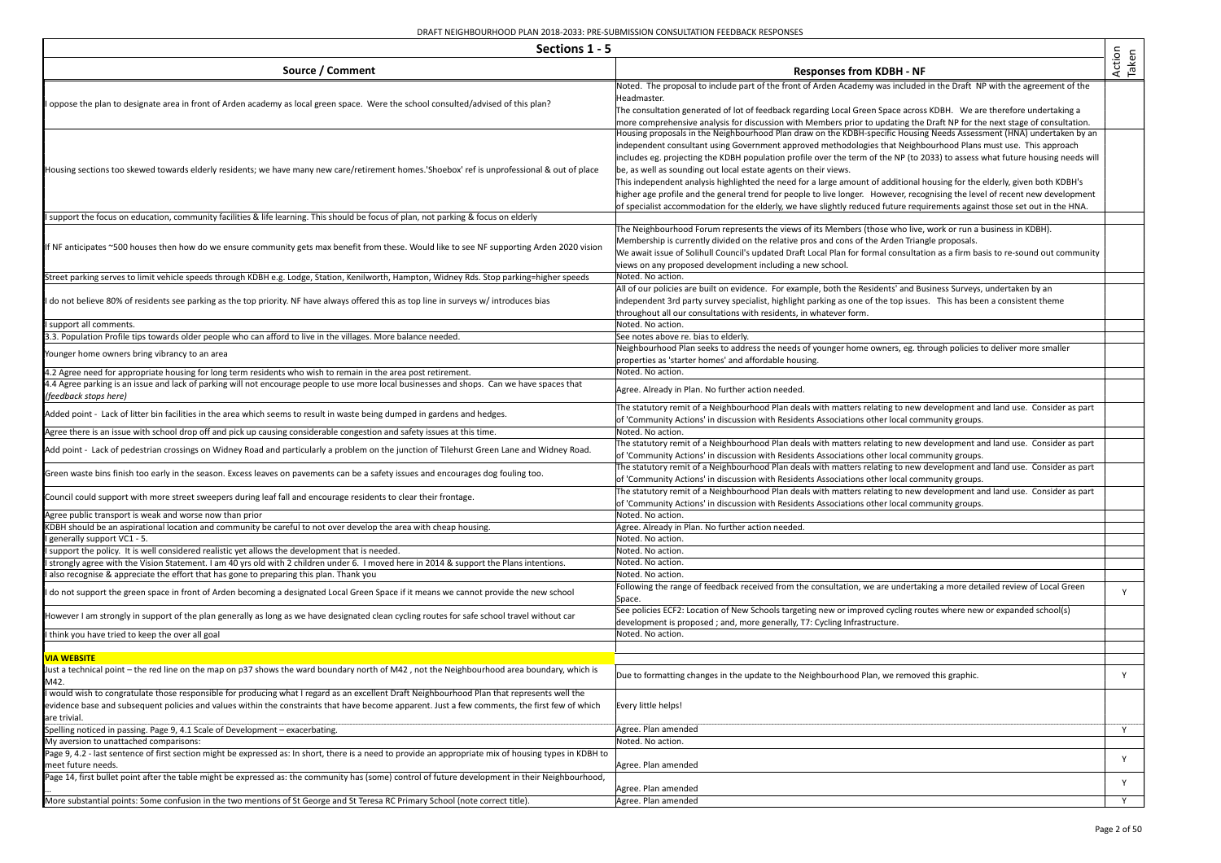DRAFT NEIGHBOURHOOD PLAN 2018-2033: PRE-SUBMISSION CONSULTATION FEEDBACK RESPONSES

| Sections 1 - 5 | | Action Taken |
|---|---|---|
| **Source / Comment** | **Responses from KDBH - NF** | |
| I oppose the plan to designate area in front of Arden academy as local green space. Were the school consulted/advised of this plan? | Noted. The proposal to include part of the front of Arden Academy was included in the Draft NP with the agreement of the Headmaster. The consultation generated of lot of feedback regarding Local Green Space across KDBH. We are therefore undertaking a more comprehensive analysis for discussion with Members prior to updating the Draft NP for the next stage of consultation. | |
| Housing sections too skewed towards elderly residents; we have many new care/retirement homes.'Shoebox' ref is unprofessional & out of place | Housing proposals in the Neighbourhood Plan draw on the KDBH-specific Housing Needs Assessment (HNA) undertaken by an independent consultant using Government approved methodologies that Neighbourhood Plans must use. This approach includes eg. projecting the KDBH population profile over the term of the NP (to 2033) to assess what future housing needs will be, as well as sounding out local estate agents on their views. This independent analysis highlighted the need for a large amount of additional housing for the elderly, given both KDBH's higher age profile and the general trend for people to live longer. However, recognising the level of recent new development of specialist accommodation for the elderly, we have slightly reduced future requirements against those set out in the HNA. | |
| I support the focus on education, community facilities & life learning. This should be focus of plan, not parking & focus on elderly | | |
| If NF anticipates ~500 houses then how do we ensure community gets max benefit from these. Would like to see NF supporting Arden 2020 vision | The Neighbourhood Forum represents the views of its Members (those who live, work or run a business in KDBH). Membership is currently divided on the relative pros and cons of the Arden Triangle proposals. We await issue of Solihull Council's updated Draft Local Plan for formal consultation as a firm basis to re-sound out community views on any proposed development including a new school. | |
| Street parking serves to limit vehicle speeds through KDBH e.g. Lodge, Station, Kenilworth, Hampton, Widney Rds. Stop parking=higher speeds | Noted. No action. | |
| I do not believe 80% of residents see parking as the top priority. NF have always offered this as top line in surveys w/ introduces bias | All of our policies are built on evidence. For example, both the Residents' and Business Surveys, undertaken by an independent 3rd party survey specialist, highlight parking as one of the top issues. This has been a consistent theme throughout all our consultations with residents, in whatever form. | |
| I support all comments. | Noted. No action. | |
| 3.3. Population Profile tips towards older people who can afford to live in the villages. More balance needed. | See notes above re. bias to elderly. | |
| Younger home owners bring vibrancy to an area | Neighbourhood Plan seeks to address the needs of younger home owners, eg. through policies to deliver more smaller properties as 'starter homes' and affordable housing. | |
| 4.2 Agree need for appropriate housing for long term residents who wish to remain in the area post retirement. | Noted. No action. | |
| 4.4 Agree parking is an issue and lack of parking will not encourage people to use more local businesses and shops. Can we have spaces that *(feedback stops here)* | Agree. Already in Plan. No further action needed. | |
| Added point - Lack of litter bin facilities in the area which seems to result in waste being dumped in gardens and hedges. | The statutory remit of a Neighbourhood Plan deals with matters relating to new development and land use. Consider as part of 'Community Actions' in discussion with Residents Associations other local community groups. | |
| Agree there is an issue with school drop off and pick up causing considerable congestion and safety issues at this time. | Noted. No action. | |
| Add point - Lack of pedestrian crossings on Widney Road and particularly a problem on the junction of Tilehurst Green Lane and Widney Road. | The statutory remit of a Neighbourhood Plan deals with matters relating to new development and land use. Consider as part of 'Community Actions' in discussion with Residents Associations other local community groups. | |
| Green waste bins finish too early in the season. Excess leaves on pavements can be a safety issues and encourages dog fouling too. | The statutory remit of a Neighbourhood Plan deals with matters relating to new development and land use. Consider as part of 'Community Actions' in discussion with Residents Associations other local community groups. | |
| Council could support with more street sweepers during leaf fall and encourage residents to clear their frontage. | The statutory remit of a Neighbourhood Plan deals with matters relating to new development and land use. Consider as part of 'Community Actions' in discussion with Residents Associations other local community groups. | |
| Agree public transport is weak and worse now than prior | Noted. No action. | |
| KDBH should be an aspirational location and community be careful to not over develop the area with cheap housing. | Agree. Already in Plan. No further action needed. | |
| I generally support VC1 - 5. | Noted. No action. | |
| I support the policy. It is well considered realistic yet allows the development that is needed. | Noted. No action. | |
| I strongly agree with the Vision Statement. I am 40 yrs old with 2 children under 6. I moved here in 2014 & support the Plans intentions. | Noted. No action. | |
| I also recognise & appreciate the effort that has gone to preparing this plan. Thank you | Noted. No action. | |
| I do not support the green space in front of Arden becoming a designated Local Green Space if it means we cannot provide the new school | Following the range of feedback received from the consultation, we are undertaking a more detailed review of Local Green Space. | Y |
| However I am strongly in support of the plan generally as long as we have designated clean cycling routes for safe school travel without car | See policies ECF2: Location of New Schools targeting new or improved cycling routes where new or expanded school(s) development is proposed ; and, more generally, T7: Cycling Infrastructure. | |
| I think you have tried to keep the over all goal | Noted. No action. | |
| | | |
| **VIA WEBSITE** | | |
| Just a technical point – the red line on the map on p37 shows the ward boundary north of M42 , not the Neighbourhood area boundary, which is M42. | Due to formatting changes in the update to the Neighbourhood Plan, we removed this graphic. | Y |
| I would wish to congratulate those responsible for producing what I regard as an excellent Draft Neighbourhood Plan that represents well the evidence base and subsequent policies and values within the constraints that have become apparent. Just a few comments, the first few of which are trivial. | Every little helps! | |
| Spelling noticed in passing. Page 9, 4.1 Scale of Development – exacerbating. | Agree. Plan amended | Y |
| My aversion to unattached comparisons: | Noted. No action. | |
| Page 9, 4.2 - last sentence of first section might be expressed as: In short, there is a need to provide an appropriate mix of housing types in KDBH to meet future needs. | Agree. Plan amended | Y |
| Page 14, first bullet point after the table might be expressed as: the community has (some) control of future development in their Neighbourhood, … | Agree. Plan amended | Y |
| More substantial points: Some confusion in the two mentions of St George and St Teresa RC Primary School (note correct title). | Agree. Plan amended | Y |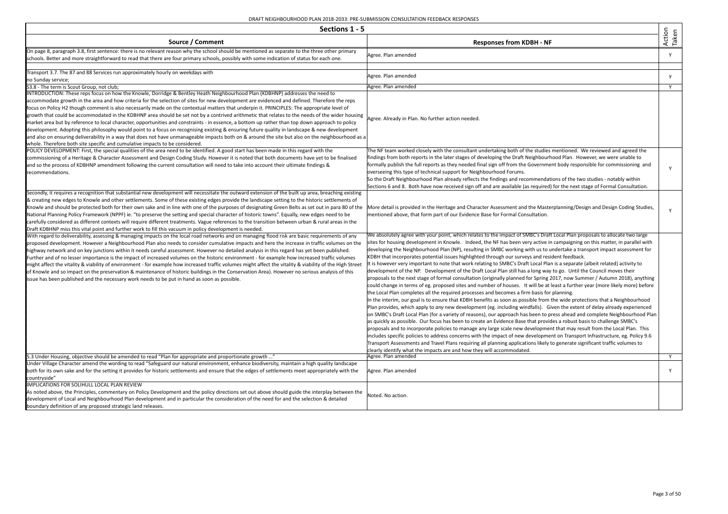DRAFT NEIGHBOURHOOD PLAN 2018-2033: PRE-SUBMISSION CONSULTATION FEEDBACK RESPONSES

| Sections 1 - 5 | | Action Taken |
|---|---|---|
| **Source / Comment** | **Responses from KDBH - NF** | |
| On page 8, paragraph 3.8, first sentence: there is no relevant reason why the school should be mentioned as separate to the three other primary schools. Better and more straightforward to read that there are four primary schools, possibly with some indication of status for each one. | Agree. Plan amended | Y |
| Transport 3.7. The 87 and 88 Services run approximately hourly on weekdays with no Sunday service; | Agree. Plan amended | y |
| S3.8 - The term is Scout Group, not club; | Agree. Plan amended | Y |
| INTRODUCTION: These reps focus on how the Knowle, Dorridge & Bentley Heath Neighbourhood Plan (KDBHNP) addresses the need to accommodate growth in the area and how criteria for the selection of sites for new development are evidenced and defined. Therefore the reps focus on Policy H2 though comment is also necessarily made on the contextual matters that underpin it. PRINCIPLES: The appropriate level of growth that could be accommodated in the KDBHNP area should be set not by a contrived arithmetic that relates to the needs of the wider housing market area but by reference to local character, opportunities and constraints - in essence, a bottom up rather than top down approach to policy development. Adopting this philosophy would point to a focus on recognising existing & ensuring future quality in landscape & new development and also on ensuring deliverability in a way that does not have unmanageable impacts both on & around the site but also on the neighbourhood as a whole. Therefore both site specific and cumulative impacts to be considered. | Agree. Already in Plan. No further action needed. | |
| POLICY DEVELOPMENT: First, the special qualities of the area need to be identified. A good start has been made in this regard with the commissioning of a Heritage & Character Assessment and Design Coding Study. However it is noted that both documents have yet to be finalised and so the process of KDBHNP amendment following the current consultation will need to take into account their ultimate findings & recommendations. | The NF team worked closely with the consultant undertaking both of the studies mentioned. We reviewed and agreed the findings from both reports in the later stages of developing the Draft Neighbourhood Plan. However, we were unable to formally publish the full reports as they needed final sign off from the Government body responsible for commissioning and overseeing this type of technical support for Neighbourhood Forums.<br>So the Draft Neighbourhood Plan already reflects the findings and recommendations of the two studies - notably within Sections 6 and 8. Both have now received sign off and are available (as required) for the next stage of Formal Consultation. | Y |
| Secondly, it requires a recognition that substantial new development will necessitate the outward extension of the built up area, breaching existing & creating new edges to Knowle and other settlements. Some of these existing edges provide the landscape setting to the historic settlements of Knowle and should be protected both for their own sake and in line with one of the purposes of designating Green Belts as set out in para 80 of the National Planning Policy Framework (NPPF) ie. "to preserve the setting and special character of historic towns". Equally, new edges need to be carefully considered as different contexts will require different treatments. Vague references to the transition between urban & rural areas in the Draft KDBHNP miss this vital point and further work to fill this vacuum in policy development is needed. | More detail is provided in the Heritage and Character Assessment and the Masterplanning/Design and Design Coding Studies, mentioned above, that form part of our Evidence Base for Formal Consultation. | Y |
| With regard to deliverability, assessing & managing impacts on the local road networks and on managing flood risk are basic requirements of any proposed development. However a Neighbourhood Plan also needs to consider cumulative impacts and here the increase in traffic volumes on the highway network and on key junctions within it needs careful assessment. However no detailed analysis in this regard has yet been published. Further and of no lesser importance is the impact of increased volumes on the historic environment - for example how increased traffic volumes might affect the vitality & viability of environment - for example how increased traffic volumes might affect the vitality & viability of the High Street of Knowle and so impact on the preservation & maintenance of historic buildings in the Conservation Area). However no serious analysis of this issue has been published and the necessary work needs to be put in hand as soon as possible. | We absolutely agree with your point, which relates to the impact of SMBC's Draft Local Plan proposals to allocate two large sites for housing development in Knowle. Indeed, the NF has been very active in campaigning on this matter, in parallel with developing the Neighbourhood Plan (NP), resulting in SMBC working with us to undertake a transport impact assessment for KDBH that incorporates potential issues highlighted through our surveys and resident feedback.<br>It is however very important to note that work relating to SMBC's Draft Local Plan is a separate (albeit related) activity to development of the NP. Development of the Draft Local Plan still has a long way to go. Until the Council moves their proposals to the next stage of formal consultation (originally planned for Spring 2017, now Summer / Autumn 2018), anything could change in terms of eg. proposed sites and number of houses. It will be at least a further year (more likely more) before the Local Plan completes all the required processes and becomes a firm basis for planning.<br>In the interim, our goal is to ensure that KDBH benefits as soon as possible from the wide protections that a Neighbourhood Plan provides, which apply to *any* new development (eg. including windfalls). Given the extent of delay already experienced on SMBC's Draft Local Plan (for a variety of reasons), our approach has been to press ahead and complete Neighbourhood Plan as quickly as possible. Our focus has been to create an Evidence Base that provides a robust basis to challenge SMBC's proposals and to incorporate policies to manage any large scale new development that may result from the Local Plan. This includes specific policies to address concerns with the impact of new development on Transport Infrastructure, eg. Policy 9.6 Transport Assessments and Travel Plans requiring all planning applications likely to generate significant traffic volumes to clearly identify what the impacts are and how they will accommodated. | |
| 5.3 Under Housing, objective should be amended to read "Plan for appropriate and proportionate growth ..." | Agree. Plan amended | Y |
| Under Village Character amend the wording to read "Safeguard our natural environment, enhance biodiversity, maintain a high quality landscape both for its own sake and for the setting it provides for historic settlements and ensure that the edges of settlements meet appropriately with the countryside" | Agree. Plan amended | Y |
| IMPLICATIONS FOR SOLIHULL LOCAL PLAN REVIEW<br>As noted above, the Principles, commentary on Policy Development and the policy directions set out above should guide the interplay between the development of Local and Neighbourhood Plan development and in particular the consideration of the need for and the selection & detailed boundary definition of any proposed strategic land releases. | Noted. No action. | |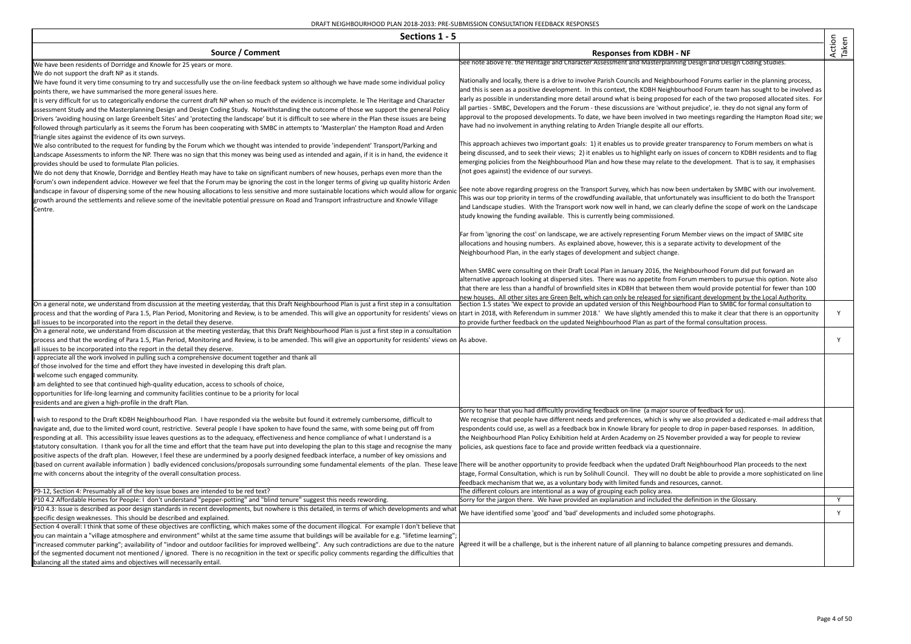DRAFT NEIGHBOURHOOD PLAN 2018-2033: PRE-SUBMISSION CONSULTATION FEEDBACK RESPONSES

## Sections 1 - 5

| Source / Comment | Responses from KDBH - NF | Action Taken |
|---|---|---|
| We have been residents of Dorridge and Knowle for 25 years or more.<br>We do not support the draft NP as it stands.<br>We have found it very time consuming to try and successfully use the on-line feedback system so although we have made some individual policy points there, we have summarised the more general issues here.<br>It is very difficult for us to categorically endorse the current draft NP when so much of the evidence is incomplete. Ie The Heritage and Character assessment Study and the Masterplanning Design and Design Coding Study. Notwithstanding the outcome of those we support the general Policy Drivers 'avoiding housing on large Greenbelt Sites' and 'protecting the landscape' but it is difficult to see where in the Plan these issues are being followed through particularly as it seems the Forum has been cooperating with SMBC in attempts to 'Masterplan' the Hampton Road and Arden Triangle sites against the evidence of its own surveys.<br>We also contributed to the request for funding by the Forum which we thought was intended to provide 'independent' Transport/Parking and Landscape Assessments to inform the NP. There was no sign that this money was being used as intended and again, if it is in hand, the evidence it provides should be used to formulate Plan policies.<br>We do not deny that Knowle, Dorridge and Bentley Heath may have to take on significant numbers of new houses, perhaps even more than the Forum's own independent advice. However we feel that the Forum may be ignoring the cost in the longer terms of giving up quality historic Arden landscape in favour of dispersing some of the new housing allocations to less sensitive and more sustainable locations which would allow for organic growth around the settlements and relieve some of the inevitable potential pressure on Road and Transport infrastructure and Knowle Village Centre. | See note above re. the Heritage and Character Assessment and Masterplanning Design and Design Coding Studies.<br><br>Nationally and locally, there is a drive to involve Parish Councils and Neighbourhood Forums earlier in the planning process, and this is seen as a positive development. In this context, the KDBH Neighbourhood Forum team has sought to be involved as early as possible in understanding more detail around what is being proposed for each of the two proposed allocated sites. For all parties - SMBC, Developers and the Forum - these discussions are 'without prejudice', ie. they do not signal any form of approval to the proposed developments. To date, we have been involved in two meetings regarding the Hampton Road site; we have had no involvement in anything relating to Arden Triangle despite all our efforts.<br><br>This approach achieves two important goals: 1) it enables us to provide greater transparency to Forum members on what is being discussed, and to seek their views; 2) it enables us to highlight early on issues of concern to KDBH residents and to flag emerging policies from the Neighbourhood Plan and how these may relate to the development. That is to say, it emphasises (not goes against) the evidence of our surveys.<br><br>See note above regarding progress on the Transport Survey, which has now been undertaken by SMBC with our involvement. This was our top priority in terms of the crowdfunding available, that unfortunately was insufficient to do both the Transport and Landscape studies. With the Transport work now well in hand, we can clearly define the scope of work on the Landscape study knowing the funding available. This is currently being commissioned.<br><br>Far from 'ignoring the cost' on landscape, we are actively representing Forum Member views on the impact of SMBC site allocations and housing numbers. As explained above, however, this is a separate activity to development of the Neighbourhood Plan, in the early stages of development and subject change.<br><br>When SMBC were consulting on their Draft Local Plan in January 2016, the Neighbourhood Forum did put forward an alternative approach looking at dispersed sites. There was no appetite from Forum members to pursue this option. Note also that there are less than a handful of brownfield sites in KDBH that between them would provide potential for fewer than 100 new houses. All other sites are Green Belt, which can only be released for significant development by the Local Authority. | |
| On a general note, we understand from discussion at the meeting yesterday, that this Draft Neighbourhood Plan is just a first step in a consultation process and that the wording of Para 1.5, Plan Period, Monitoring and Review, is to be amended. This will give an opportunity for residents' views on all issues to be incorporated into the report in the detail they deserve. | Section 1.5 states 'We expect to provide an updated version of this Neighbourhood Plan to SMBC for formal consultation to start in 2018, with Referendum in summer 2018.' We have slightly amended this to make it clear that there is an opportunity to provide further feedback on the updated Neighbourhood Plan as part of the formal consultation process. | Y |
| On a general note, we understand from discussion at the meeting yesterday, that this Draft Neighbourhood Plan is just a first step in a consultation process and that the wording of Para 1.5, Plan Period, Monitoring and Review, is to be amended. This will give an opportunity for residents' views on all issues to be incorporated into the report in the detail they deserve. | As above. | Y |
| I appreciate all the work involved in pulling such a comprehensive document together and thank all of those involved for the time and effort they have invested in developing this draft plan.<br>I welcome such engaged community.<br>I am delighted to see that continued high-quality education, access to schools of choice, opportunities for life-long learning and community facilities continue to be a priority for local residents and are given a high-profile in the draft Plan. | | |
| I wish to respond to the Draft KDBH Neighbourhood Plan. I have responded via the website but found it extremely cumbersome, difficult to navigate and, due to the limited word count, restrictive. Several people I have spoken to have found the same, with some being put off from responding at all. This accessibility issue leaves questions as to the adequacy, effectiveness and hence compliance of what I understand is a statutory consultation. I thank you for all the time and effort that the team have put into developing the plan to this stage and recognise the many positive aspects of the draft plan. However, I feel these are undermined by a poorly designed feedback interface, a number of key omissions and (based on current available information ) badly evidenced conclusions/proposals surrounding some fundamental elements of the plan. These leave me with concerns about the integrity of the overall consultation process. | Sorry to hear that you had difficultly providing feedback on-line (a major source of feedback for us).<br>We recognise that people have different needs and preferences, which is why we also provided a dedicated e-mail address that respondents could use, as well as a feedback box in Knowle library for people to drop in paper-based responses. In addition, the Neighbourhood Plan Policy Exhibition held at Arden Academy on 25 November provided a way for people to review policies, ask questions face to face and provide written feedback via a questionnaire.<br><br>There will be another opportunity to provide feedback when the updated Draft Neighbourhood Plan proceeds to the next stage, Formal Consultation, which is run by Solihull Council. They will no doubt be able to provide a more sophisticated on line feedback mechanism that we, as a voluntary body with limited funds and resources, cannot. | |
| P9-12, Section 4: Presumably all of the key issue boxes are intended to be red text? | The different colours are intentional as a way of grouping each policy area. | |
| P10 4.2 Affordable Homes for People: I don't understand "pepper-potting" and "blind tenure" suggest this needs rewording. | Sorry for the jargon there. We have provided an explanation and included the definition in the Glossary. | Y |
| P10 4.3: Issue is described as poor design standards in recent developments, but nowhere is this detailed, in terms of which developments and what specific design weaknesses. This should be described and explained. | We have identified some 'good' and 'bad' developments and included some photographs. | Y |
| Section 4 overall: I think that some of these objectives are conflicting, which makes some of the document illogical. For example I don't believe that you can maintain a "village atmosphere and environment" whilst at the same time assume that buildings will be available for e.g. "lifetime learning"; "increased commuter parking"; availability of "indoor and outdoor facilities for improved wellbeing". Any such contradictions are due to the nature of the segmented document not mentioned / ignored. There is no recognition in the text or specific policy comments regarding the difficulties that balancing all the stated aims and objectives will necessarily entail. | Agreed it will be a challenge, but is the inherent nature of all planning to balance competing pressures and demands. | |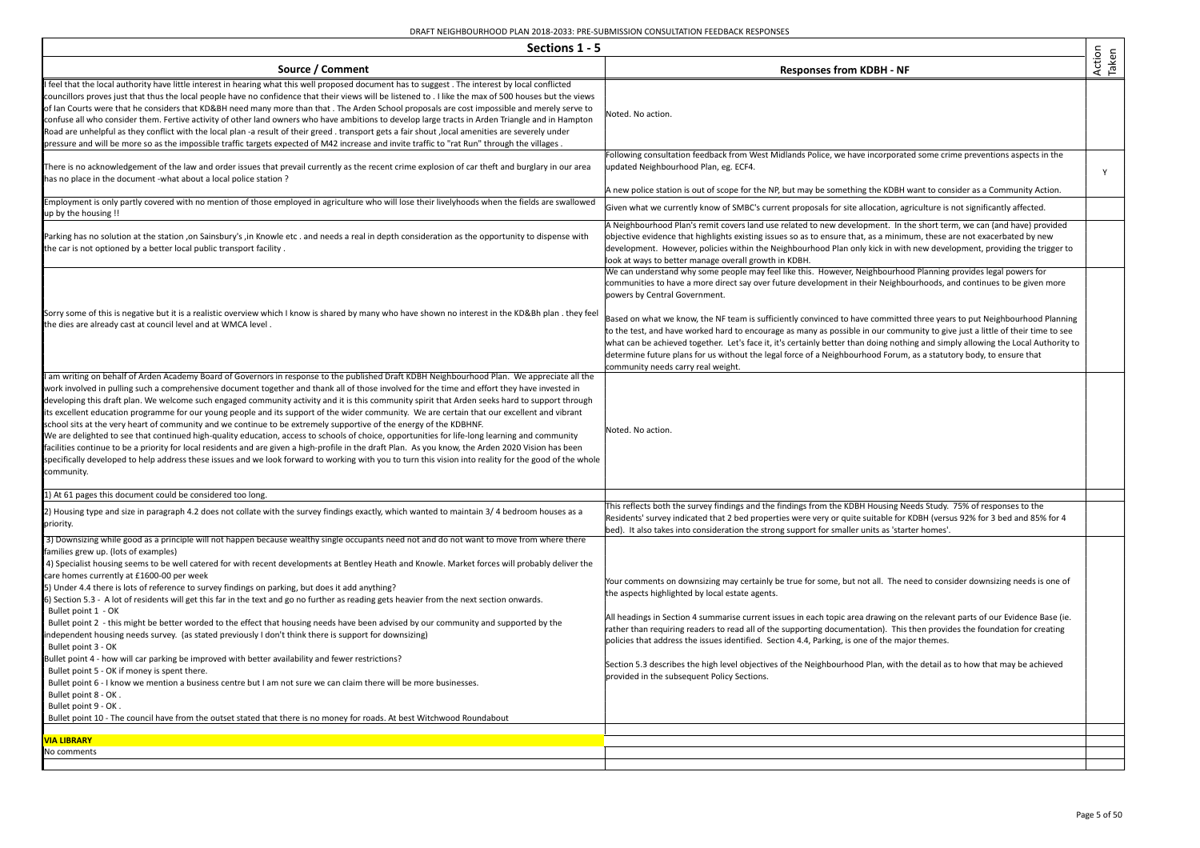DRAFT NEIGHBOURHOOD PLAN 2018-2033: PRE-SUBMISSION CONSULTATION FEEDBACK RESPONSES

## Sections 1 - 5

| Source / Comment | Responses from KDBH - NF | Action Taken |
|---|---|---|
| I feel that the local authority have little interest in hearing what this well proposed document has to suggest . The interest by local conflicted councillors proves just that thus the local people have no confidence that their views will be listened to . I like the max of 500 houses but the views of Ian Courts were that he considers that KD&BH need many more than that . The Arden School proposals are cost impossible and merely serve to confuse all who consider them. Fertive activity of other land owners who have ambitions to develop large tracts in Arden Triangle and in Hampton Road are unhelpful as they conflict with the local plan -a result of their greed . transport gets a fair shout ,local amenities are severely under pressure and will be more so as the impossible traffic targets expected of M42 increase and invite traffic to "rat Run" through the villages . | Noted. No action. | |
| There is no acknowledgement of the law and order issues that prevail currently as the recent crime explosion of car theft and burglary in our area has no place in the document -what about a local police station ? | Following consultation feedback from West Midlands Police, we have incorporated some crime preventions aspects in the updated Neighbourhood Plan, eg. ECF4.<br><br>A new police station is out of scope for the NP, but may be something the KDBH want to consider as a Community Action. | Y |
| Employment is only partly covered with no mention of those employed in agriculture who will lose their livelyhoods when the fields are swallowed up by the housing !! | Given what we currently know of SMBC's current proposals for site allocation, agriculture is not significantly affected. | |
| Parking has no solution at the station ,on Sainsbury's ,in Knowle etc . and needs a real in depth consideration as the opportunity to dispense with the car is not optioned by a better local public transport facility . | A Neighbourhood Plan's remit covers land use related to new development. In the short term, we can (and have) provided objective evidence that highlights existing issues so as to ensure that, as a minimum, these are not exacerbated by new development. However, policies within the Neighbourhood Plan only kick in with new development, providing the trigger to look at ways to better manage overall growth in KDBH. | |
| Sorry some of this is negative but it is a realistic overview which I know is shared by many who have shown no interest in the KD&Bh plan . they feel the dies are already cast at council level and at WMCA level . | We can understand why some people may feel like this. However, Neighbourhood Planning provides legal powers for communities to have a more direct say over future development in their Neighbourhoods, and continues to be given more powers by Central Government.<br><br>Based on what we know, the NF team is sufficiently convinced to have committed three years to put Neighbourhood Planning to the test, and have worked hard to encourage as many as possible in our community to give just a little of their time to see what can be achieved together. Let's face it, it's certainly better than doing nothing and simply allowing the Local Authority to determine future plans for us without the legal force of a Neighbourhood Forum, as a statutory body, to ensure that community needs carry real weight. | |
| I am writing on behalf of Arden Academy Board of Governors in response to the published Draft KDBH Neighbourhood Plan. We appreciate all the work involved in pulling such a comprehensive document together and thank all of those involved for the time and effort they have invested in developing this draft plan. We welcome such engaged community activity and it is this community spirit that Arden seeks hard to support through its excellent education programme for our young people and its support of the wider community. We are certain that our excellent and vibrant school sits at the very heart of community and we continue to be extremely supportive of the energy of the KDBHNF.<br>We are delighted to see that continued high-quality education, access to schools of choice, opportunities for life-long learning and community facilities continue to be a priority for local residents and are given a high-profile in the draft Plan. As you know, the Arden 2020 Vision has been specifically developed to help address these issues and we look forward to working with you to turn this vision into reality for the good of the whole community. | Noted. No action. | |
| 1) At 61 pages this document could be considered too long. | | |
| 2) Housing type and size in paragraph 4.2 does not collate with the survey findings exactly, which wanted to maintain 3/ 4 bedroom houses as a priority. | This reflects both the survey findings and the findings from the KDBH Housing Needs Study. 75% of responses to the Residents' survey indicated that 2 bed properties were very or quite suitable for KDBH (versus 92% for 3 bed and 85% for 4 bed). It also takes into consideration the strong support for smaller units as 'starter homes'. | |
| 3) Downsizing while good as a principle will not happen because wealthy single occupants need not and do not want to move from where there families grew up. (lots of examples)<br>4) Specialist housing seems to be well catered for with recent developments at Bentley Heath and Knowle. Market forces will probably deliver the care homes currently at £1600-00 per week<br>5) Under 4.4 there is lots of reference to survey findings on parking, but does it add anything?<br>6) Section 5.3 - A lot of residents will get this far in the text and go no further as reading gets heavier from the next section onwards.<br>Bullet point 1 - OK<br>Bullet point 2 - this might be better worded to the effect that housing needs have been advised by our community and supported by the independent housing needs survey. (as stated previously I don't think there is support for downsizing)<br>Bullet point 3 - OK<br>Bullet point 4 - how will car parking be improved with better availability and fewer restrictions?<br>Bullet point 5 - OK if money is spent there.<br>Bullet point 6 - I know we mention a business centre but I am not sure we can claim there will be more businesses.<br>Bullet point 8 - OK .<br>Bullet point 9 - OK .<br>Bullet point 10 - The council have from the outset stated that there is no money for roads. At best Witchwood Roundabout | Your comments on downsizing may certainly be true for some, but not all. The need to consider downsizing needs is one of the aspects highlighted by local estate agents.<br><br>All headings in Section 4 summarise current issues in each topic area drawing on the relevant parts of our Evidence Base (ie. rather than requiring readers to read all of the supporting documentation). This then provides the foundation for creating policies that address the issues identified. Section 4.4, Parking, is one of the major themes.<br><br>Section 5.3 describes the high level objectives of the Neighbourhood Plan, with the detail as to how that may be achieved provided in the subsequent Policy Sections. | |
| **VIA LIBRARY** | | |
| No comments | | |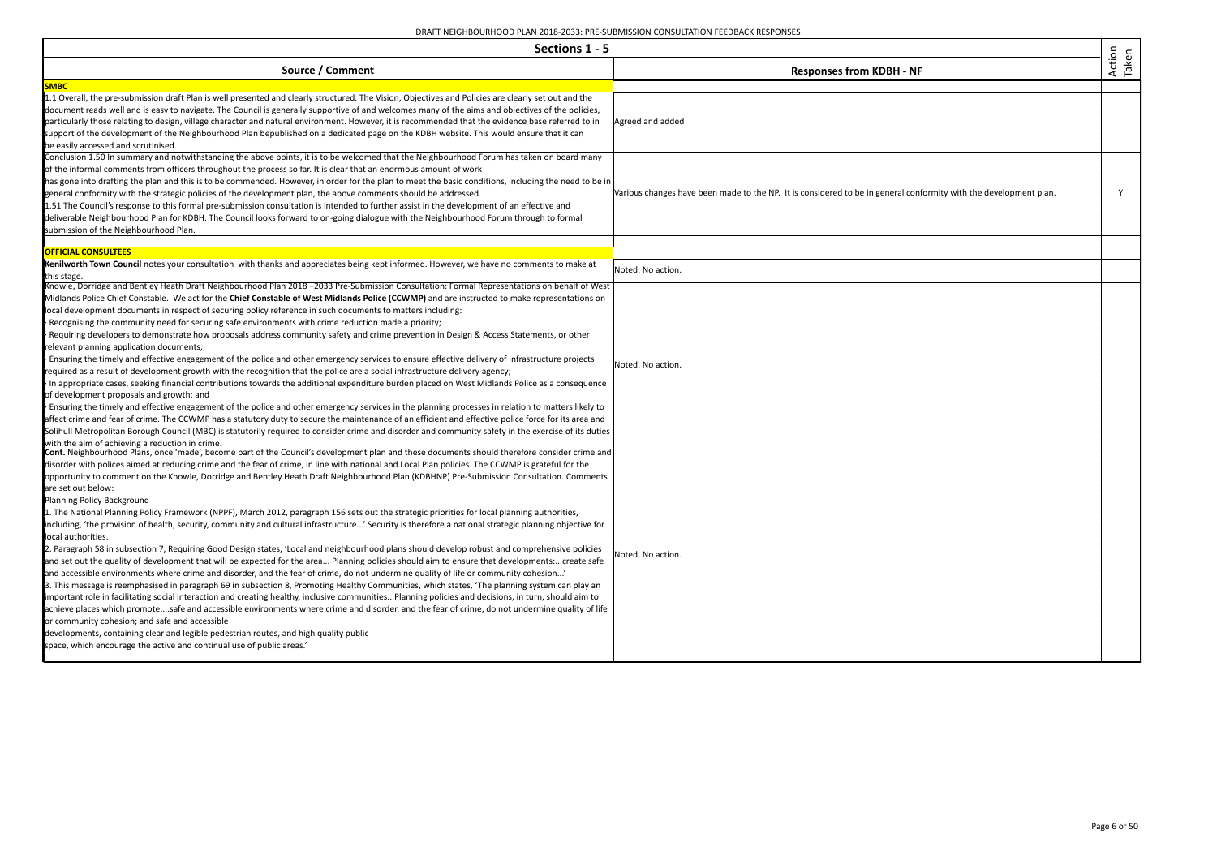DRAFT NEIGHBOURHOOD PLAN 2018-2033: PRE-SUBMISSION CONSULTATION FEEDBACK RESPONSES

| Sections 1 - 5 | | Action Taken |
|---|---|---|
| **Source / Comment** | **Responses from KDBH - NF** | |
| **SMBC** | | |
| 1.1 Overall, the pre-submission draft Plan is well presented and clearly structured. The Vision, Objectives and Policies are clearly set out and the document reads well and is easy to navigate. The Council is generally supportive of and welcomes many of the aims and objectives of the policies, particularly those relating to design, village character and natural environment. However, it is recommended that the evidence base referred to in support of the development of the Neighbourhood Plan bepublished on a dedicated page on the KDBH website. This would ensure that it can be easily accessed and scrutinised. | Agreed and added | |
| Conclusion 1.50 In summary and notwithstanding the above points, it is to be welcomed that the Neighbourhood Forum has taken on board many of the informal comments from officers throughout the process so far. It is clear that an enormous amount of work has gone into drafting the plan and this is to be commended. However, in order for the plan to meet the basic conditions, including the need to be in general conformity with the strategic policies of the development plan, the above comments should be addressed.<br>1.51 The Council's response to this formal pre-submission consultation is intended to further assist in the development of an effective and deliverable Neighbourhood Plan for KDBH. The Council looks forward to on-going dialogue with the Neighbourhood Forum through to formal submission of the Neighbourhood Plan. | Various changes have been made to the NP. It is considered to be in general conformity with the development plan. | Y |
| | | |
| **OFFICIAL CONSULTEES** | | |
| **Kenilworth Town Council** notes your consultation with thanks and appreciates being kept informed. However, we have no comments to make at this stage. | Noted. No action. | |
| Knowle, Dorridge and Bentley Heath Draft Neighbourhood Plan 2018 –2033 Pre-Submission Consultation: Formal Representations on behalf of West Midlands Police Chief Constable. We act for the **Chief Constable of West Midlands Police (CCWMP)** and are instructed to make representations on local development documents in respect of securing policy reference in such documents to matters including:<br>· Recognising the community need for securing safe environments with crime reduction made a priority;<br>· Requiring developers to demonstrate how proposals address community safety and crime prevention in Design & Access Statements, or other relevant planning application documents;<br>· Ensuring the timely and effective engagement of the police and other emergency services to ensure effective delivery of infrastructure projects required as a result of development growth with the recognition that the police are a social infrastructure delivery agency;<br>· In appropriate cases, seeking financial contributions towards the additional expenditure burden placed on West Midlands Police as a consequence of development proposals and growth; and<br>· Ensuring the timely and effective engagement of the police and other emergency services in the planning processes in relation to matters likely to affect crime and fear of crime. The CCWMP has a statutory duty to secure the maintenance of an efficient and effective police force for its area and Solihull Metropolitan Borough Council (MBC) is statutorily required to consider crime and disorder and community safety in the exercise of its duties with the aim of achieving a reduction in crime. | Noted. No action. | |
| **Cont.** Neighbourhood Plans, once 'made', become part of the Council's development plan and these documents should therefore consider crime and disorder with polices aimed at reducing crime and the fear of crime, in line with national and Local Plan policies. The CCWMP is grateful for the opportunity to comment on the Knowle, Dorridge and Bentley Heath Draft Neighbourhood Plan (KDBHNP) Pre-Submission Consultation. Comments are set out below:<br>Planning Policy Background<br>1. The National Planning Policy Framework (NPPF), March 2012, paragraph 156 sets out the strategic priorities for local planning authorities, including, 'the provision of health, security, community and cultural infrastructure...' Security is therefore a national strategic planning objective for local authorities.<br>2. Paragraph 58 in subsection 7, Requiring Good Design states, 'Local and neighbourhood plans should develop robust and comprehensive policies and set out the quality of development that will be expected for the area... Planning policies should aim to ensure that developments:...create safe and accessible environments where crime and disorder, and the fear of crime, do not undermine quality of life or community cohesion...'<br>3. This message is reemphasised in paragraph 69 in subsection 8, Promoting Healthy Communities, which states, 'The planning system can play an important role in facilitating social interaction and creating healthy, inclusive communities...Planning policies and decisions, in turn, should aim to achieve places which promote:...safe and accessible environments where crime and disorder, and the fear of crime, do not undermine quality of life or community cohesion; and safe and accessible developments, containing clear and legible pedestrian routes, and high quality public space, which encourage the active and continual use of public areas.' | Noted. No action. | |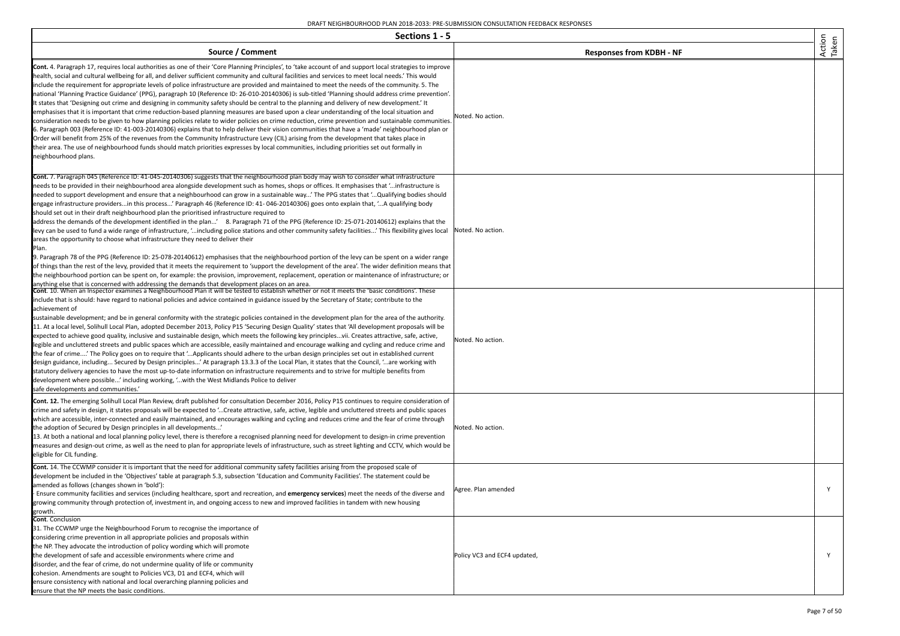DRAFT NEIGHBOURHOOD PLAN 2018-2033: PRE-SUBMISSION CONSULTATION FEEDBACK RESPONSES

| Sections 1 - 5 | | Action Taken |
|---|---|---|
| **Source / Comment** | **Responses from KDBH - NF** | |
| **Cont.** 4. Paragraph 17, requires local authorities as one of their 'Core Planning Principles', to 'take account of and support local strategies to improve health, social and cultural wellbeing for all, and deliver sufficient community and cultural facilities and services to meet local needs.' This would include the requirement for appropriate levels of police infrastructure are provided and maintained to meet the needs of the community. 5. The national 'Planning Practice Guidance' (PPG), paragraph 10 (Reference ID: 26-010-20140306) is sub-titled 'Planning should address crime prevention'. It states that 'Designing out crime and designing in community safety should be central to the planning and delivery of new development.' It emphasises that it is important that crime reduction-based planning measures are based upon a clear understanding of the local situation and consideration needs to be given to how planning policies relate to wider policies on crime reduction, crime prevention and sustainable communities. 6. Paragraph 003 (Reference ID: 41-003-20140306) explains that to help deliver their vision communities that have a 'made' neighbourhood plan or Order will benefit from 25% of the revenues from the Community Infrastructure Levy (CIL) arising from the development that takes place in their area. The use of neighbourhood funds should match priorities expresses by local communities, including priorities set out formally in neighbourhood plans. | Noted. No action. | |
| **Cont.** 7. Paragraph 045 (Reference ID: 41-045-20140306) suggests that the neighbourhood plan body may wish to consider what infrastructure needs to be provided in their neighbourhood area alongside development such as homes, shops or offices. It emphasises that '...infrastructure is needed to support development and ensure that a neighbourhood can grow in a sustainable way...' The PPG states that '...Qualifying bodies should engage infrastructure providers...in this process...' Paragraph 46 (Reference ID: 41- 046-20140306) goes onto explain that, '...A qualifying body should set out in their draft neighbourhood plan the prioritised infrastructure required to address the demands of the development identified in the plan...' 8. Paragraph 71 of the PPG (Reference ID: 25-071-20140612) explains that the levy can be used to fund a wide range of infrastructure, '...including police stations and other community safety facilities...' This flexibility gives local areas the opportunity to choose what infrastructure they need to deliver their Plan.<br>9. Paragraph 78 of the PPG (Reference ID: 25-078-20140612) emphasises that the neighbourhood portion of the levy can be spent on a wider range of things than the rest of the levy, provided that it meets the requirement to 'support the development of the area'. The wider definition means that the neighbourhood portion can be spent on, for example: the provision, improvement, replacement, operation or maintenance of infrastructure; or anything else that is concerned with addressing the demands that development places on an area. | Noted. No action. | |
| **Cont**. 10. When an Inspector examines a Neighbourhood Plan it will be tested to establish whether or not it meets the 'basic conditions'. These include that is should: have regard to national policies and advice contained in guidance issued by the Secretary of State; contribute to the achievement of sustainable development; and be in general conformity with the strategic policies contained in the development plan for the area of the authority. 11. At a local level, Solihull Local Plan, adopted December 2013, Policy P15 'Securing Design Quality' states that 'All development proposals will be expected to achieve good quality, inclusive and sustainable design, which meets the following key principles...vii. Creates attractive, safe, active, legible and uncluttered streets and public spaces which are accessible, easily maintained and encourage walking and cycling and reduce crime and the fear of crime....' The Policy goes on to require that '...Applicants should adhere to the urban design principles set out in established current design guidance, including... Secured by Design principles...' At paragraph 13.3.3 of the Local Plan, it states that the Council, '...are working with statutory delivery agencies to have the most up-to-date information on infrastructure requirements and to strive for multiple benefits from development where possible...' including working, '...with the West Midlands Police to deliver safe developments and communities.' | Noted. No action. | |
| **Cont. 12.** The emerging Solihull Local Plan Review, draft published for consultation December 2016, Policy P15 continues to require consideration of crime and safety in design, it states proposals will be expected to '...Create attractive, safe, active, legible and uncluttered streets and public spaces which are accessible, inter-connected and easily maintained, and encourages walking and cycling and reduces crime and the fear of crime through the adoption of Secured by Design principles in all developments...'<br>13. At both a national and local planning policy level, there is therefore a recognised planning need for development to design-in crime prevention measures and design-out crime, as well as the need to plan for appropriate levels of infrastructure, such as street lighting and CCTV, which would be eligible for CIL funding. | Noted. No action. | |
| **Cont.** 14. The CCWMP consider it is important that the need for additional community safety facilities arising from the proposed scale of development be included in the 'Objectives' table at paragraph 5.3, subsection 'Education and Community Facilities'. The statement could be amended as follows (changes shown in 'bold'):<br>· Ensure community facilities and services (including healthcare, sport and recreation, and **emergency services**) meet the needs of the diverse and growing community through protection of, investment in, and ongoing access to new and improved facilities in tandem with new housing growth. | Agree. Plan amended | Y |
| **Cont**. Conclusion<br>31. The CCWMP urge the Neighbourhood Forum to recognise the importance of considering crime prevention in all appropriate policies and proposals within the NP. They advocate the introduction of policy wording which will promote the development of safe and accessible environments where crime and disorder, and the fear of crime, do not undermine quality of life or community cohesion. Amendments are sought to Policies VC3, D1 and ECF4, which will ensure consistency with national and local overarching planning policies and ensure that the NP meets the basic conditions. | Policy VC3 and ECF4 updated, | Y |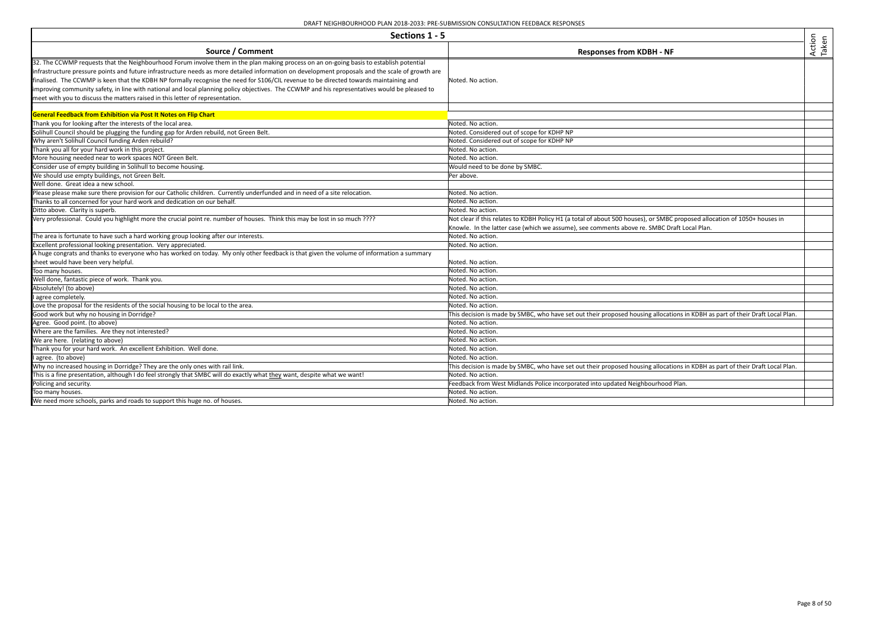DRAFT NEIGHBOURHOOD PLAN 2018-2033: PRE-SUBMISSION CONSULTATION FEEDBACK RESPONSES

| Sections 1 - 5 | | Action Taken |
|---|---|---|
| **Source / Comment** | **Responses from KDBH - NF** | |
| 32. The CCWMP requests that the Neighbourhood Forum involve them in the plan making process on an on-going basis to establish potential infrastructure pressure points and future infrastructure needs as more detailed information on development proposals and the scale of growth are finalised. The CCWMP is keen that the KDBH NP formally recognise the need for S106/CIL revenue to be directed towards maintaining and improving community safety, in line with national and local planning policy objectives. The CCWMP and his representatives would be pleased to meet with you to discuss the matters raised in this letter of representation. | Noted. No action. | |
| | | |
| **General Feedback from Exhibition via Post It Notes on Flip Chart** | | |
| Thank you for looking after the interests of the local area. | Noted. No action. | |
| Solihull Council should be plugging the funding gap for Arden rebuild, not Green Belt. | Noted. Considered out of scope for KDHP NP | |
| Why aren't Solihull Council funding Arden rebuild? | Noted. Considered out of scope for KDHP NP | |
| Thank you all for your hard work in this project. | Noted. No action. | |
| More housing needed near to work spaces NOT Green Belt. | Noted. No action. | |
| Consider use of empty building in Solihull to become housing. | Would need to be done by SMBC. | |
| We should use empty buildings, not Green Belt. | Per above. | |
| Well done. Great idea a new school. | | |
| Please please make sure there provision for our Catholic children. Currently underfunded and in need of a site relocation. | Noted. No action. | |
| Thanks to all concerned for your hard work and dedication on our behalf. | Noted. No action. | |
| Ditto above. Clarity is superb. | Noted. No action. | |
| Very professional. Could you highlight more the crucial point re. number of houses. Think this may be lost in so much ???? | Not clear if this relates to KDBH Policy H1 (a total of about 500 houses), or SMBC proposed allocation of 1050+ houses in Knowle. In the latter case (which we assume), see comments above re. SMBC Draft Local Plan. | |
| The area is fortunate to have such a hard working group looking after our interests. | Noted. No action. | |
| Excellent professional looking presentation. Very appreciated. | Noted. No action. | |
| A huge congrats and thanks to everyone who has worked on today. My only other feedback is that given the volume of information a summary sheet would have been very helpful. | Noted. No action. | |
| Too many houses. | Noted. No action. | |
| Well done, fantastic piece of work. Thank you. | Noted. No action. | |
| Absolutely! (to above) | Noted. No action. | |
| I agree completely. | Noted. No action. | |
| Love the proposal for the residents of the social housing to be local to the area. | Noted. No action. | |
| Good work but why no housing in Dorridge? | This decision is made by SMBC, who have set out their proposed housing allocations in KDBH as part of their Draft Local Plan. | |
| Agree. Good point. (to above) | Noted. No action. | |
| Where are the families. Are they not interested? | Noted. No action. | |
| We are here. (relating to above) | Noted. No action. | |
| Thank you for your hard work. An excellent Exhibition. Well done. | Noted. No action. | |
| I agree. (to above) | Noted. No action. | |
| Why no increased housing in Dorridge? They are the only ones with rail link. | This decision is made by SMBC, who have set out their proposed housing allocations in KDBH as part of their Draft Local Plan. | |
| This is a fine presentation, although I do feel strongly that SMBC will do exactly what <u>they</u> want, despite what we want! | Noted. No action. | |
| Policing and security. | Feedback from West Midlands Police incorporated into updated Neighbourhood Plan. | |
| Too many houses. | Noted. No action. | |
| We need more schools, parks and roads to support this huge no. of houses. | Noted. No action. | |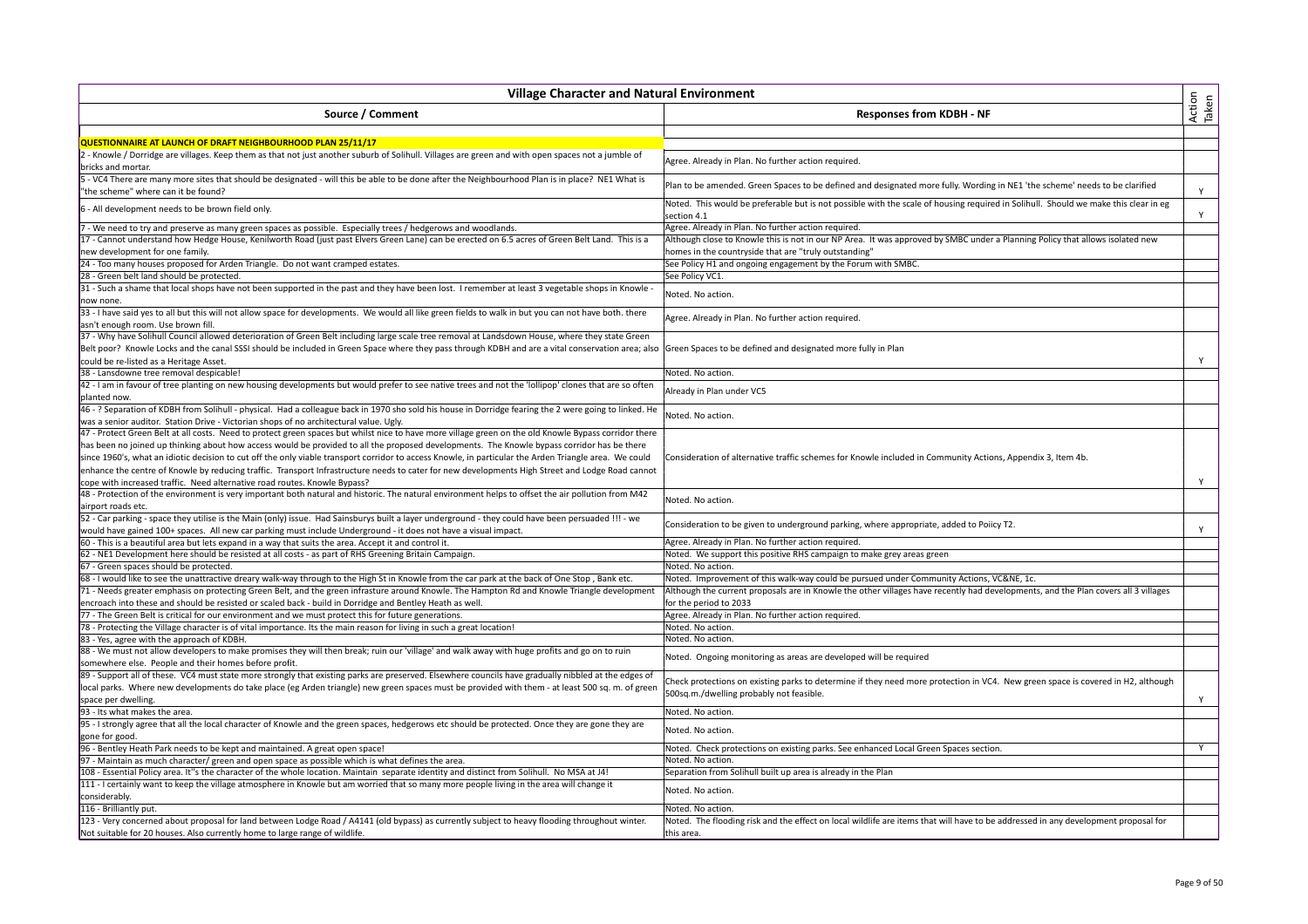| Village Character and Natural Environment | | |
|---|---|---|
| **Source / Comment** | **Responses from KDBH - NF** | **Action Taken** |
| **QUESTIONNAIRE AT LAUNCH OF DRAFT NEIGHBOURHOOD PLAN 25/11/17** | | |
| 2 - Knowle / Dorridge are villages. Keep them as that not just another suburb of Solihull. Villages are green and with open spaces not a jumble of bricks and mortar. | Agree. Already in Plan. No further action required. | |
| 5 - VC4 There are many more sites that should be designated - will this be able to be done after the Neighbourhood Plan is in place? NE1 What is "the scheme" where can it be found? | Plan to be amended. Green Spaces to be defined and designated more fully. Wording in NE1 'the scheme' needs to be clarified | Y |
| 6 - All development needs to be brown field only. | Noted. This would be preferable but is not possible with the scale of housing required in Solihull. Should we make this clear in eg section 4.1 | Y |
| 7 - We need to try and preserve as many green spaces as possible. Especially trees / hedgerows and woodlands. | Agree. Already in Plan. No further action required. | |
| 17 - Cannot understand how Hedge House, Kenilworth Road (just past Elvers Green Lane) can be erected on 6.5 acres of Green Belt Land. This is a new development for one family. | Although close to Knowle this is not in our NP Area. It was approved by SMBC under a Planning Policy that allows isolated new homes in the countryside that are "truly outstanding" | |
| 24 - Too many houses proposed for Arden Triangle. Do not want cramped estates. | See Policy H1 and ongoing engagement by the Forum with SMBC. | |
| 28 - Green belt land should be protected. | See Policy VC1. | |
| 31 - Such a shame that local shops have not been supported in the past and they have been lost. I remember at least 3 vegetable shops in Knowle - now none. | Noted. No action. | |
| 33 - I have said yes to all but this will not allow space for developments. We would all like green fields to walk in but you can not have both. there asn't enough room. Use brown fill. | Agree. Already in Plan. No further action required. | |
| 37 - Why have Solihull Council allowed deterioration of Green Belt including large scale tree removal at Landsdown House, where they state Green Belt poor? Knowle Locks and the canal SSSI should be included in Green Space where they pass through KDBH and are a vital conservation area; also could be re-listed as a Heritage Asset. | Green Spaces to be defined and designated more fully in Plan | Y |
| 38 - Lansdowne tree removal despicable! | Noted. No action. | |
| 42 - I am in favour of tree planting on new housing developments but would prefer to see native trees and not the 'lollipop' clones that are so often planted now. | Already in Plan under VC5 | |
| 46 - ? Separation of KDBH from Solihull - physical. Had a colleague back in 1970 sho sold his house in Dorridge fearing the 2 were going to linked. He was a senior auditor. Station Drive - Victorian shops of no architectural value. Ugly. | Noted. No action. | |
| 47 - Protect Green Belt at all costs. Need to protect green spaces but whilst nice to have more village green on the old Knowle Bypass corridor there has been no joined up thinking about how access would be provided to all the proposed developments. The Knowle bypass corridor has be there since 1960's, what an idiotic decision to cut off the only viable transport corridor to access Knowle, in particular the Arden Triangle area. We could enhance the centre of Knowle by reducing traffic. Transport Infrastructure needs to cater for new developments High Street and Lodge Road cannot cope with increased traffic. Need alternative road routes. Knowle Bypass? | Consideration of alternative traffic schemes for Knowle included in Community Actions, Appendix 3, Item 4b. | Y |
| 48 - Protection of the environment is very important both natural and historic. The natural environment helps to offset the air pollution from M42 airport roads etc. | Noted. No action. | |
| 52 - Car parking - space they utilise is the Main (only) issue. Had Sainsburys built a layer underground - they could have been persuaded !!! - we would have gained 100+ spaces. All new car parking must include Underground - it does not have a visual impact. | Consideration to be given to underground parking, where appropriate, added to Poiicy T2. | Y |
| 60 - This is a beautiful area but lets expand in a way that suits the area. Accept it and control it. | Agree. Already in Plan. No further action required. | |
| 62 - NE1 Development here should be resisted at all costs - as part of RHS Greening Britain Campaign. | Noted. We support this positive RHS campaign to make grey areas green | |
| 67 - Green spaces should be protected. | Noted. No action. | |
| 68 - I would like to see the unattractive dreary walk-way through to the High St in Knowle from the car park at the back of One Stop , Bank etc. | Noted. Improvement of this walk-way could be pursued under Community Actions, VC&NE, 1c. | |
| 71 - Needs greater emphasis on protecting Green Belt, and the green infrasture around Knowle. The Hampton Rd and Knowle Triangle development encroach into these and should be resisted or scaled back - build in Dorridge and Bentley Heath as well. | Although the current proposals are in Knowle the other villages have recently had developments, and the Plan covers all 3 villages for the period to 2033 | |
| 77 - The Green Belt is critical for our environment and we must protect this for future generations. | Agree. Already in Plan. No further action required. | |
| 78 - Protecting the Village character is of vital importance. Its the main reason for living in such a great location! | Noted. No action. | |
| 83 - Yes, agree with the approach of KDBH. | Noted. No action. | |
| 88 - We must not allow developers to make promises they will then break; ruin our 'village' and walk away with huge profits and go on to ruin somewhere else. People and their homes before profit. | Noted. Ongoing monitoring as areas are developed will be required | |
| 89 - Support all of these. VC4 must state more strongly that existing parks are preserved. Elsewhere councils have gradually nibbled at the edges of local parks. Where new developments do take place (eg Arden triangle) new green spaces must be provided with them - at least 500 sq. m. of green space per dwelling. | Check protections on existing parks to determine if they need more protection in VC4. New green space is covered in H2, although 500sq.m./dwelling probably not feasible. | Y |
| 93 - Its what makes the area. | Noted. No action. | |
| 95 - I strongly agree that all the local character of Knowle and the green spaces, hedgerows etc should be protected. Once they are gone they are gone for good. | Noted. No action. | |
| 96 - Bentley Heath Park needs to be kept and maintained. A great open space! | Noted. Check protections on existing parks. See enhanced Local Green Spaces section. | Y |
| 97 - Maintain as much character/ green and open space as possible which is what defines the area. | Noted. No action. | |
| 108 - Essential Policy area. It"s the character of the whole location. Maintain separate identity and distinct from Solihull. No MSA at J4! | Separation from Solihull built up area is already in the Plan | |
| 111 - I certainly want to keep the village atmosphere in Knowle but am worried that so many more people living in the area will change it considerably. | Noted. No action. | |
| 116 - Brilliantly put. | Noted. No action. | |
| 123 - Very concerned about proposal for land between Lodge Road / A4141 (old bypass) as currently subject to heavy flooding throughout winter. Not suitable for 20 houses. Also currently home to large range of wildlife. | Noted. The flooding risk and the effect on local wildlife are items that will have to be addressed in any development proposal for this area. | |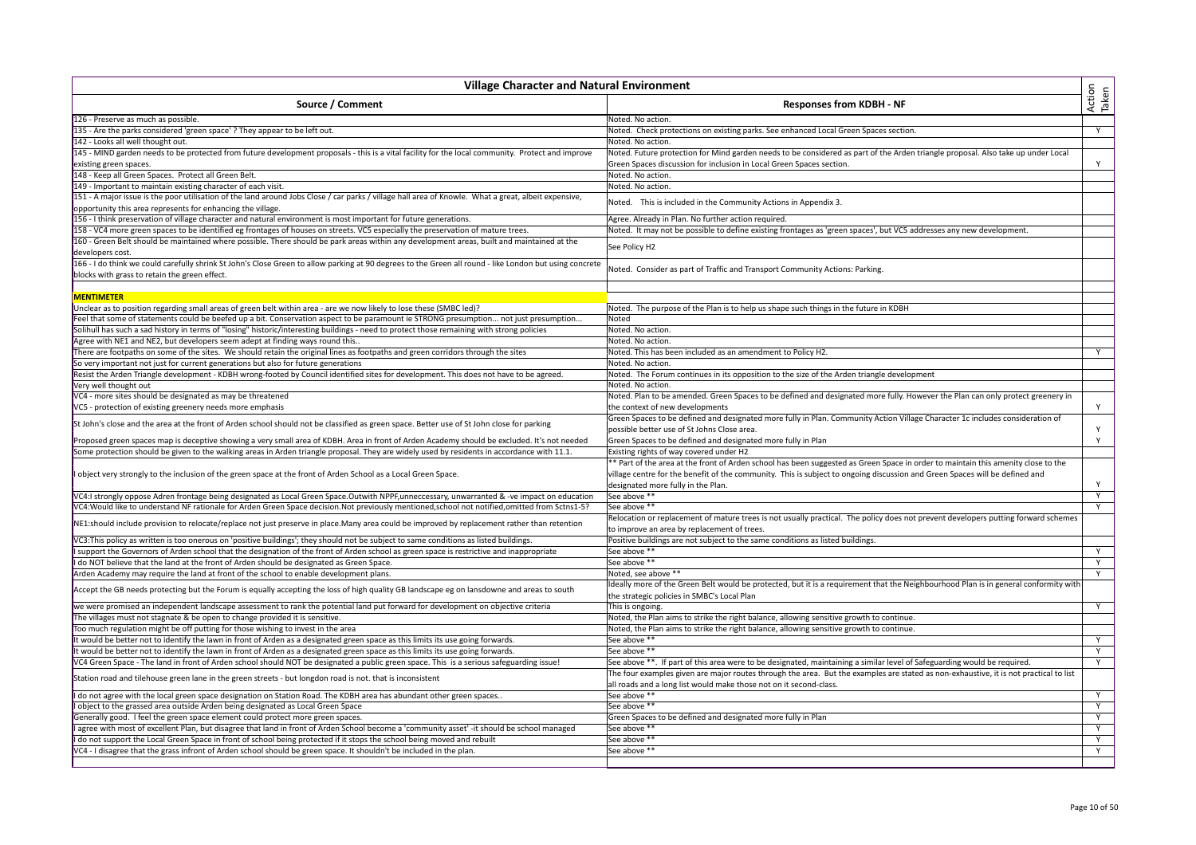| Village Character and Natural Environment | | |
|---|---|---|
| **Source / Comment** | **Responses from KDBH - NF** | **Action Taken** |
| 126 - Preserve as much as possible. | Noted. No action. | |
| 135 - Are the parks considered 'green space' ? They appear to be left out. | Noted. Check protections on existing parks. See enhanced Local Green Spaces section. | Y |
| 142 - Looks all well thought out. | Noted. No action. | |
| 145 - MIND garden needs to be protected from future development proposals - this is a vital facility for the local community. Protect and improve existing green spaces. | Noted. Future protection for Mind garden needs to be considered as part of the Arden triangle proposal. Also take up under Local Green Spaces discussion for inclusion in Local Green Spaces section. | Y |
| 148 - Keep all Green Spaces. Protect all Green Belt. | Noted. No action. | |
| 149 - Important to maintain existing character of each visit. | Noted. No action. | |
| 151 - A major issue is the poor utilisation of the land around Jobs Close / car parks / village hall area of Knowle. What a great, albeit expensive, opportunity this area represents for enhancing the village. | Noted. This is included in the Community Actions in Appendix 3. | |
| 156 - I think preservation of village character and natural environment is most important for future generations. | Agree. Already in Plan. No further action required. | |
| 158 - VC4 more green spaces to be identified eg frontages of houses on streets. VC5 especially the preservation of mature trees. | Noted. It may not be possible to define existing frontages as 'green spaces', but VC5 addresses any new development. | |
| 160 - Green Belt should be maintained where possible. There should be park areas within any development areas, built and maintained at the developers cost. | See Policy H2 | |
| 166 - I do think we could carefully shrink St John's Close Green to allow parking at 90 degrees to the Green all round - like London but using concrete blocks with grass to retain the green effect. | Noted. Consider as part of Traffic and Transport Community Actions: Parking. | |
| | | |
| **MENTIMETER** | | |
| Unclear as to position regarding small areas of green belt within area - are we now likely to lose these (SMBC led)? | Noted. The purpose of the Plan is to help us shape such things in the future in KDBH | |
| Feel that some of statements could be beefed up a bit. Conservation aspect to be paramount ie STRONG presumption... not just presumption... | Noted | |
| Solihull has such a sad history in terms of "losing" historic/interesting buildings - need to protect those remaining with strong policies | Noted. No action. | |
| Agree with NE1 and NE2, but developers seem adept at finding ways round this.. | Noted. No action. | |
| There are footpaths on some of the sites. We should retain the original lines as footpaths and green corridors through the sites | Noted. This has been included as an amendment to Policy H2. | Y |
| So very important not just for current generations but also for future generations | Noted. No action. | |
| Resist the Arden Triangle development - KDBH wrong-footed by Council identified sites for development. This does not have to be agreed. | Noted. The Forum continues in its opposition to the size of the Arden triangle development | |
| Very well thought out | Noted. No action. | |
| VC4 - more sites should be designated as may be threatened<br>VC5 - protection of existing greenery needs more emphasis | Noted. Plan to be amended. Green Spaces to be defined and designated more fully. However the Plan can only protect greenery in the context of new developments | Y |
| St John's close and the area at the front of Arden school should not be classified as green space. Better use of St John close for parking | Green Spaces to be defined and designated more fully in Plan. Community Action Village Character 1c includes consideration of possible better use of St Johns Close area. | Y |
| Proposed green spaces map is deceptive showing a very small area of KDBH. Area in front of Arden Academy should be excluded. It's not needed | Green Spaces to be defined and designated more fully in Plan | Y |
| Some protection should be given to the walking areas in Arden triangle proposal. They are widely used by residents in accordance with 11.1. | Existing rights of way covered under H2 | |
| I object very strongly to the inclusion of the green space at the front of Arden School as a Local Green Space. | ** Part of the area at the front of Arden school has been suggested as Green Space in order to maintain this amenity close to the village centre for the benefit of the community. This is subject to ongoing discussion and Green Spaces will be defined and designated more fully in the Plan. | Y |
| VC4:I strongly oppose Adren frontage being designated as Local Green Space.Outwith NPPF,unneccessary, unwarranted & -ve impact on education | See above ** | Y |
| VC4:Would like to understand NF rationale for Arden Green Space decision.Not previously mentioned,school not notified,omitted from Sctns1-5? | See above ** | Y |
| NE1:should include provision to relocate/replace not just preserve in place.Many area could be improved by replacement rather than retention | Relocation or replacement of mature trees is not usually practical. The policy does not prevent developers putting forward schemes to improve an area by replacement of trees. | |
| VC3:This policy as written is too onerous on 'positive buildings'; they should not be subject to same conditions as listed buildings. | Positive buildings are not subject to the same conditions as listed buildings. | |
| I support the Governors of Arden school that the designation of the front of Arden school as green space is restrictive and inappropriate | See above ** | Y |
| I do NOT believe that the land at the front of Arden should be designated as Green Space. | See above ** | Y |
| Arden Academy may require the land at front of the school to enable development plans. | Noted, see above ** | Y |
| Accept the GB needs protecting but the Forum is equally accepting the loss of high quality GB landscape eg on lansdowne and areas to south | Ideally more of the Green Belt would be protected, but it is a requirement that the Neighbourhood Plan is in general conformity with the strategic policies in SMBC's Local Plan | |
| we were promised an independent landscape assessment to rank the potential land put forward for development on objective criteria | This is ongoing. | Y |
| The villages must not stagnate & be open to change provided it is sensitive. | Noted, the Plan aims to strike the right balance, allowing sensitive growth to continue. | |
| Too much regulation might be off putting for those wishing to invest in the area | Noted, the Plan aims to strike the right balance, allowing sensitive growth to continue. | |
| It would be better not to identify the lawn in front of Arden as a designated green space as this limits its use going forwards. | See above ** | Y |
| It would be better not to identify the lawn in front of Arden as a designated green space as this limits its use going forwards. | See above ** | Y |
| VC4 Green Space - The land in front of Arden school should NOT be designated a public green space. This is a serious safeguarding issue! | See above **. If part of this area were to be designated, maintaining a similar level of Safeguarding would be required. | Y |
| Station road and tilehouse green lane in the green streets - but longdon road is not. that is inconsistent | The four examples given are major routes through the area. But the examples are stated as non-exhaustive, it is not practical to list all roads and a long list would make those not on it second-class. | |
| I do not agree with the local green space designation on Station Road. The KDBH area has abundant other green spaces.. | See above ** | Y |
| I object to the grassed area outside Arden being designated as Local Green Space | See above ** | Y |
| Generally good. I feel the green space element could protect more green spaces. | Green Spaces to be defined and designated more fully in Plan | Y |
| I agree with most of excellent Plan, but disagree that land in front of Arden School become a 'community asset' -it should be school managed | See above ** | Y |
| I do not support the Local Green Space in front of school being protected if it stops the school being moved and rebuilt | See above ** | Y |
| VC4 - I disagree that the grass infront of Arden school should be green space. It shouldn't be included in the plan. | See above ** | Y |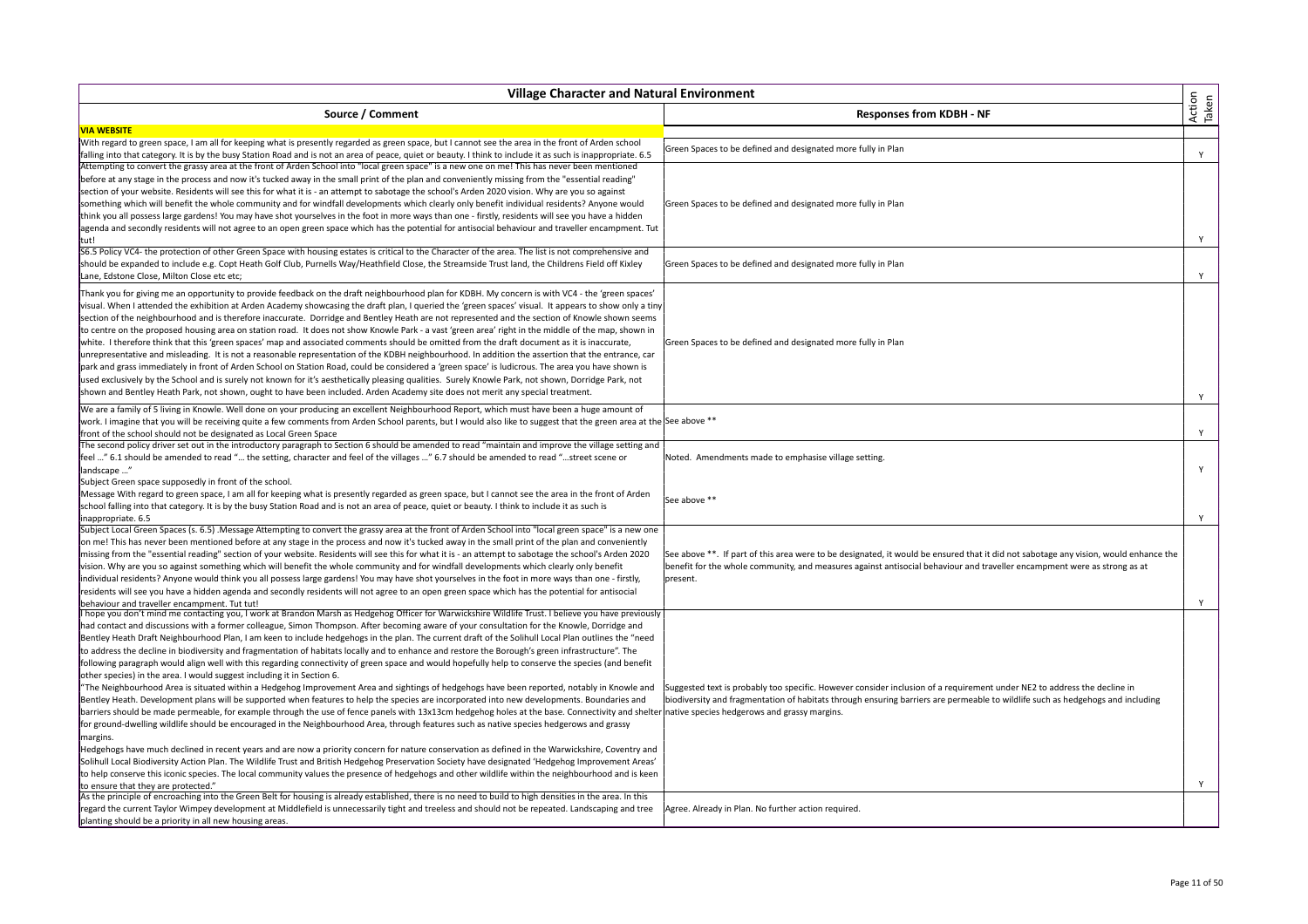| Village Character and Natural Environment | | |
|---|---|---|
| Source / Comment | Responses from KDBH - NF | Action Taken |
| **VIA WEBSITE** | | |
| With regard to green space, I am all for keeping what is presently regarded as green space, but I cannot see the area in the front of Arden school falling into that category. It is by the busy Station Road and is not an area of peace, quiet or beauty. I think to include it as such is inappropriate. 6.5 | Green Spaces to be defined and designated more fully in Plan | Y |
| Attempting to convert the grassy area at the front of Arden School into "local green space" is a new one on me! This has never been mentioned before at any stage in the process and now it's tucked away in the small print of the plan and conveniently missing from the "essential reading" section of your website. Residents will see this for what it is - an attempt to sabotage the school's Arden 2020 vision. Why are you so against something which will benefit the whole community and for windfall developments which clearly only benefit individual residents? Anyone would think you all possess large gardens! You may have shot yourselves in the foot in more ways than one - firstly, residents will see you have a hidden agenda and secondly residents will not agree to an open green space which has the potential for antisocial behaviour and traveller encampment. Tut tut! | Green Spaces to be defined and designated more fully in Plan | Y |
| S6.5 Policy VC4- the protection of other Green Space with housing estates is critical to the Character of the area. The list is not comprehensive and should be expanded to include e.g. Copt Heath Golf Club, Purnells Way/Heathfield Close, the Streamside Trust land, the Childrens Field off Kixley Lane, Edstone Close, Milton Close etc etc; | Green Spaces to be defined and designated more fully in Plan | Y |
| Thank you for giving me an opportunity to provide feedback on the draft neighbourhood plan for KDBH. My concern is with VC4 - the 'green spaces' visual. When I attended the exhibition at Arden Academy showcasing the draft plan, I queried the 'green spaces' visual. It appears to show only a tiny section of the neighbourhood and is therefore inaccurate. Dorridge and Bentley Heath are not represented and the section of Knowle shown seems to centre on the proposed housing area on station road. It does not show Knowle Park - a vast 'green area' right in the middle of the map, shown in white. I therefore think that this 'green spaces' map and associated comments should be omitted from the draft document as it is inaccurate, unrepresentative and misleading. It is not a reasonable representation of the KDBH neighbourhood. In addition the assertion that the entrance, car park and grass immediately in front of Arden School on Station Road, could be considered a 'green space' is ludicrous. The area you have shown is used exclusively by the School and is surely not known for it's aesthetically pleasing qualities. Surely Knowle Park, not shown, Dorridge Park, not shown and Bentley Heath Park, not shown, ought to have been included. Arden Academy site does not merit any special treatment. | Green Spaces to be defined and designated more fully in Plan | Y |
| We are a family of 5 living in Knowle. Well done on your producing an excellent Neighbourhood Report, which must have been a huge amount of work. I imagine that you will be receiving quite a few comments from Arden School parents, but I would also like to suggest that the green area at the front of the school should not be designated as Local Green Space | See above ** | Y |
| The second policy driver set out in the introductory paragraph to Section 6 should be amended to read "maintain and improve the village setting and feel ..." 6.1 should be amended to read "... the setting, character and feel of the villages ..." 6.7 should be amended to read "...street scene or landscape ..." | Noted. Amendments made to emphasise village setting. | Y |
| Subject Green space supposedly in front of the school.<br>Message With regard to green space, I am all for keeping what is presently regarded as green space, but I cannot see the area in the front of Arden school falling into that category. It is by the busy Station Road and is not an area of peace, quiet or beauty. I think to include it as such is inappropriate. 6.5 | See above ** | Y |
| Subject Local Green Spaces (s. 6.5) .Message Attempting to convert the grassy area at the front of Arden School into "local green space" is a new one on me! This has never been mentioned before at any stage in the process and now it's tucked away in the small print of the plan and conveniently missing from the "essential reading" section of your website. Residents will see this for what it is - an attempt to sabotage the school's Arden 2020 vision. Why are you so against something which will benefit the whole community and for windfall developments which clearly only benefit individual residents? Anyone would think you all possess large gardens! You may have shot yourselves in the foot in more ways than one - firstly, residents will see you have a hidden agenda and secondly residents will not agree to an open green space which has the potential for antisocial behaviour and traveller encampment. Tut tut! | See above **. If part of this area were to be designated, it would be ensured that it did not sabotage any vision, would enhance the benefit for the whole community, and measures against antisocial behaviour and traveller encampment were as strong as at present. | Y |
| I hope you don't mind me contacting you, I work at Brandon Marsh as Hedgehog Officer for Warwickshire Wildlife Trust. I believe you have previously had contact and discussions with a former colleague, Simon Thompson. After becoming aware of your consultation for the Knowle, Dorridge and Bentley Heath Draft Neighbourhood Plan, I am keen to include hedgehogs in the plan. The current draft of the Solihull Local Plan outlines the "need to address the decline in biodiversity and fragmentation of habitats locally and to enhance and restore the Borough's green infrastructure". The following paragraph would align well with this regarding connectivity of green space and would hopefully help to conserve the species (and benefit other species) in the area. I would suggest including it in Section 6.<br>"The Neighbourhood Area is situated within a Hedgehog Improvement Area and sightings of hedgehogs have been reported, notably in Knowle and Bentley Heath. Development plans will be supported when features to help the species are incorporated into new developments. Boundaries and barriers should be made permeable, for example through the use of fence panels with 13x13cm hedgehog holes at the base. Connectivity and shelter for ground-dwelling wildlife should be encouraged in the Neighbourhood Area, through features such as native species hedgerows and grassy margins.<br>Hedgehogs have much declined in recent years and are now a priority concern for nature conservation as defined in the Warwickshire, Coventry and Solihull Local Biodiversity Action Plan. The Wildlife Trust and British Hedgehog Preservation Society have designated 'Hedgehog Improvement Areas' to help conserve this iconic species. The local community values the presence of hedgehogs and other wildlife within the neighbourhood and is keen to ensure that they are protected." | Suggested text is probably too specific. However consider inclusion of a requirement under NE2 to address the decline in biodiversity and fragmentation of habitats through ensuring barriers are permeable to wildlife such as hedgehogs and including native species hedgerows and grassy margins. | Y |
| As the principle of encroaching into the Green Belt for housing is already established, there is no need to build to high densities in the area. In this regard the current Taylor Wimpey development at Middlefield is unnecessarily tight and treeless and should not be repeated. Landscaping and tree planting should be a priority in all new housing areas. | Agree. Already in Plan. No further action required. | |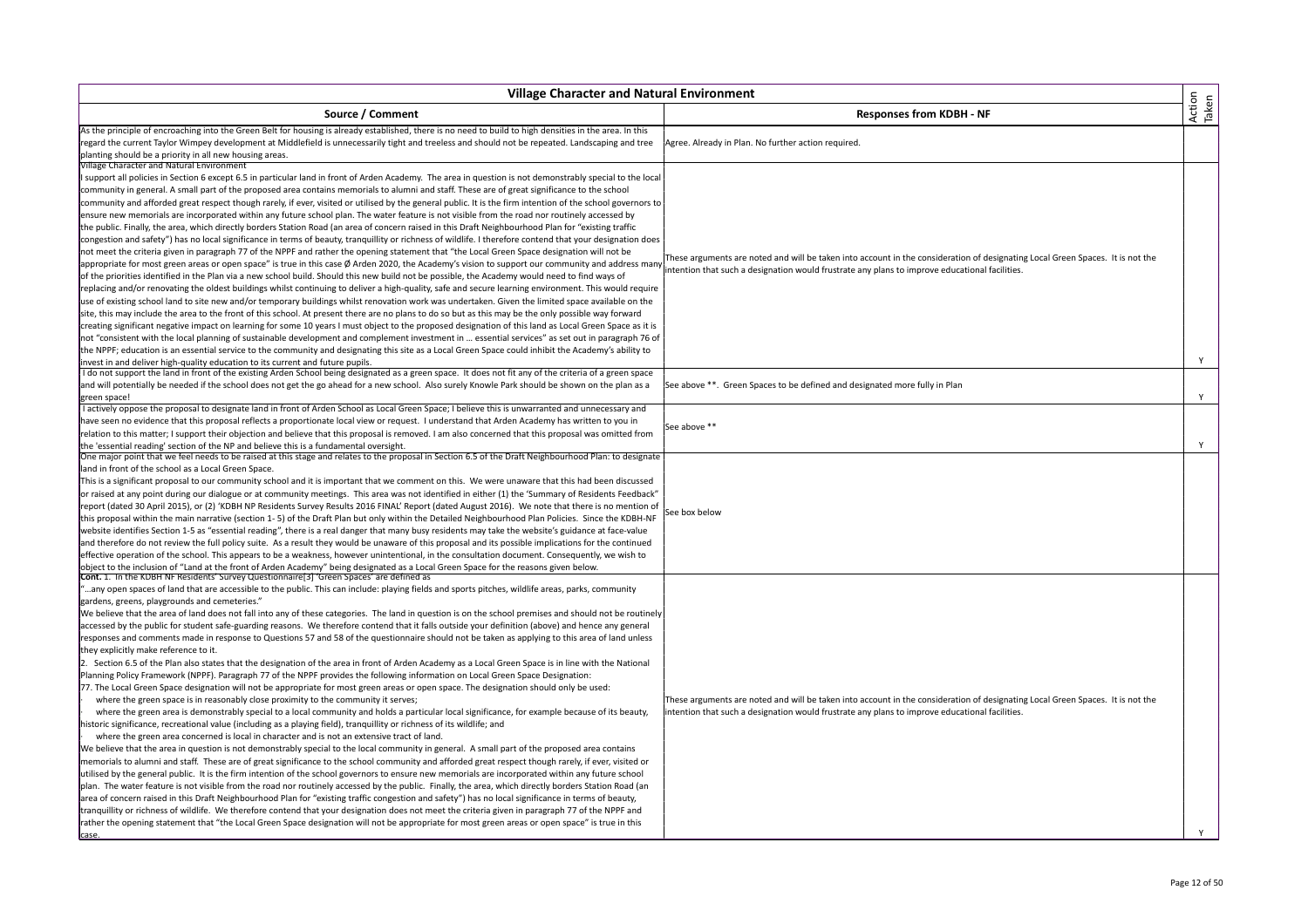| Village Character and Natural Environment | | |
|---|---|---|
| Source / Comment | Responses from KDBH - NF | Action Taken |
| As the principle of encroaching into the Green Belt for housing is already established, there is no need to build to high densities in the area. In this regard the current Taylor Wimpey development at Middlefield is unnecessarily tight and treeless and should not be repeated. Landscaping and tree planting should be a priority in all new housing areas. | Agree. Already in Plan. No further action required. | |
| Village Character and Natural Environment<br>I support all policies in Section 6 except 6.5 in particular land in front of Arden Academy. The area in question is not demonstrably special to the local community in general. A small part of the proposed area contains memorials to alumni and staff. These are of great significance to the school community and afforded great respect though rarely, if ever, visited or utilised by the general public. It is the firm intention of the school governors to ensure new memorials are incorporated within any future school plan. The water feature is not visible from the road nor routinely accessed by the public. Finally, the area, which directly borders Station Road (an area of concern raised in this Draft Neighbourhood Plan for "existing traffic congestion and safety") has no local significance in terms of beauty, tranquillity or richness of wildlife. I therefore contend that your designation does not meet the criteria given in paragraph 77 of the NPPF and rather the opening statement that "the Local Green Space designation will not be appropriate for most green areas or open space" is true in this case Ø Arden 2020, the Academy's vision to support our community and address many of the priorities identified in the Plan via a new school build. Should this new build not be possible, the Academy would need to find ways of replacing and/or renovating the oldest buildings whilst continuing to deliver a high-quality, safe and secure learning environment. This would require use of existing school land to site new and/or temporary buildings whilst renovation work was undertaken. Given the limited space available on the site, this may include the area to the front of this school. At present there are no plans to do so but as this may be the only possible way forward creating significant negative impact on learning for some 10 years I must object to the proposed designation of this land as Local Green Space as it is not "consistent with the local planning of sustainable development and complement investment in … essential services" as set out in paragraph 76 of the NPPF; education is an essential service to the community and designating this site as a Local Green Space could inhibit the Academy's ability to invest in and deliver high-quality education to its current and future pupils. | These arguments are noted and will be taken into account in the consideration of designating Local Green Spaces. It is not the intention that such a designation would frustrate any plans to improve educational facilities. | Y |
| I do not support the land in front of the existing Arden School being designated as a green space. It does not fit any of the criteria of a green space and will potentially be needed if the school does not get the go ahead for a new school. Also surely Knowle Park should be shown on the plan as a green space! | See above \*\*. Green Spaces to be defined and designated more fully in Plan | Y |
| I actively oppose the proposal to designate land in front of Arden School as Local Green Space; I believe this is unwarranted and unnecessary and have seen no evidence that this proposal reflects a proportionate local view or request. I understand that Arden Academy has written to you in relation to this matter; I support their objection and believe that this proposal is removed. I am also concerned that this proposal was omitted from the 'essential reading' section of the NP and believe this is a fundamental oversight. | See above \*\* | Y |
| One major point that we feel needs to be raised at this stage and relates to the proposal in Section 6.5 of the Draft Neighbourhood Plan: to designate land in front of the school as a Local Green Space.<br>This is a significant proposal to our community school and it is important that we comment on this. We were unaware that this had been discussed or raised at any point during our dialogue or at community meetings. This area was not identified in either (1) the 'Summary of Residents Feedback" report (dated 30 April 2015), or (2) 'KDBH NP Residents Survey Results 2016 FINAL' Report (dated August 2016). We note that there is no mention of this proposal within the main narrative (section 1- 5) of the Draft Plan but only within the Detailed Neighbourhood Plan Policies. Since the KDBH-NF website identifies Section 1-5 as "essential reading", there is a real danger that many busy residents may take the website's guidance at face-value and therefore do not review the full policy suite. As a result they would be unaware of this proposal and its possible implications for the continued effective operation of the school. This appears to be a weakness, however unintentional, in the consultation document. Consequently, we wish to object to the inclusion of "Land at the front of Arden Academy" being designated as a Local Green Space for the reasons given below. | See box below | |
| **Cont.** 1. In the KDBH NF Residents' Survey Questionnaire[3] 'Green Spaces' are defined as<br>"…any open spaces of land that are accessible to the public. This can include: playing fields and sports pitches, wildlife areas, parks, community gardens, greens, playgrounds and cemeteries."<br>We believe that the area of land does not fall into any of these categories. The land in question is on the school premises and should not be routinely accessed by the public for student safe-guarding reasons. We therefore contend that it falls outside your definition (above) and hence any general responses and comments made in response to Questions 57 and 58 of the questionnaire should not be taken as applying to this area of land unless they explicitly make reference to it.<br>2. Section 6.5 of the Plan also states that the designation of the area in front of Arden Academy as a Local Green Space is in line with the National Planning Policy Framework (NPPF). Paragraph 77 of the NPPF provides the following information on Local Green Space Designation:<br>77. The Local Green Space designation will not be appropriate for most green areas or open space. The designation should only be used:<br>· where the green space is in reasonably close proximity to the community it serves;<br>· where the green area is demonstrably special to a local community and holds a particular local significance, for example because of its beauty, historic significance, recreational value (including as a playing field), tranquillity or richness of its wildlife; and<br>· where the green area concerned is local in character and is not an extensive tract of land.<br>We believe that the area in question is not demonstrably special to the local community in general. A small part of the proposed area contains memorials to alumni and staff. These are of great significance to the school community and afforded great respect though rarely, if ever, visited or utilised by the general public. It is the firm intention of the school governors to ensure new memorials are incorporated within any future school plan. The water feature is not visible from the road nor routinely accessed by the public. Finally, the area, which directly borders Station Road (an area of concern raised in this Draft Neighbourhood Plan for "existing traffic congestion and safety") has no local significance in terms of beauty, tranquillity or richness of wildlife. We therefore contend that your designation does not meet the criteria given in paragraph 77 of the NPPF and rather the opening statement that "the Local Green Space designation will not be appropriate for most green areas or open space" is true in this case. | These arguments are noted and will be taken into account in the consideration of designating Local Green Spaces. It is not the intention that such a designation would frustrate any plans to improve educational facilities. | Y |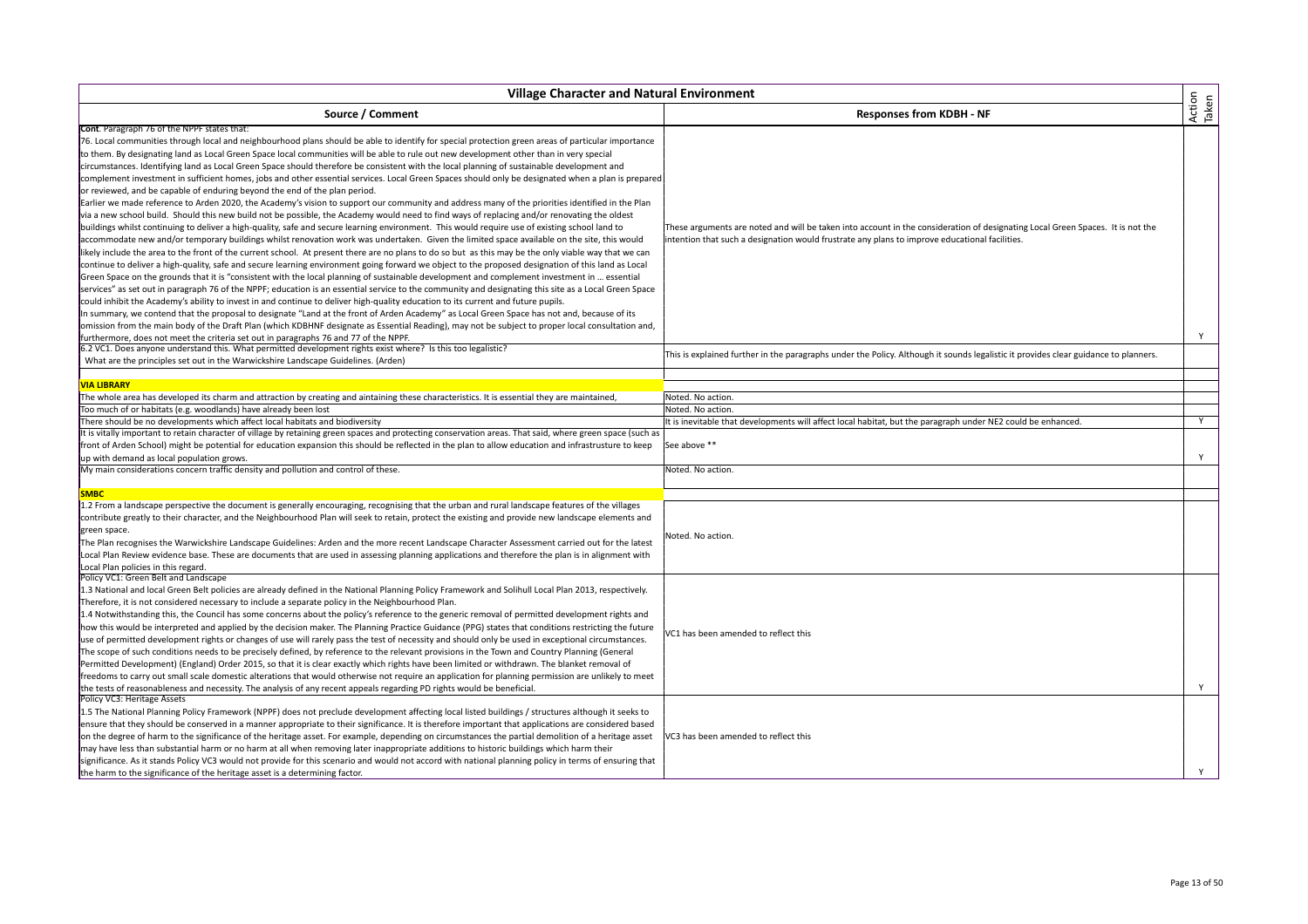| Village Character and Natural Environment | | Action Taken |
|---|---|---|
| **Source / Comment** | **Responses from KDBH - NF** | |
| **Cont**. Paragraph 76 of the NPPF states that:<br>76. Local communities through local and neighbourhood plans should be able to identify for special protection green areas of particular importance to them. By designating land as Local Green Space local communities will be able to rule out new development other than in very special circumstances. Identifying land as Local Green Space should therefore be consistent with the local planning of sustainable development and complement investment in sufficient homes, jobs and other essential services. Local Green Spaces should only be designated when a plan is prepared or reviewed, and be capable of enduring beyond the end of the plan period.<br>Earlier we made reference to Arden 2020, the Academy's vision to support our community and address many of the priorities identified in the Plan via a new school build. Should this new build not be possible, the Academy would need to find ways of replacing and/or renovating the oldest buildings whilst continuing to deliver a high-quality, safe and secure learning environment. This would require use of existing school land to accommodate new and/or temporary buildings whilst renovation work was undertaken. Given the limited space available on the site, this would likely include the area to the front of the current school. At present there are no plans to do so but as this may be the only viable way that we can continue to deliver a high-quality, safe and secure learning environment going forward we object to the proposed designation of this land as Local Green Space on the grounds that it is "consistent with the local planning of sustainable development and complement investment in … essential services" as set out in paragraph 76 of the NPPF; education is an essential service to the community and designating this site as a Local Green Space could inhibit the Academy's ability to invest in and continue to deliver high-quality education to its current and future pupils.<br>In summary, we contend that the proposal to designate "Land at the front of Arden Academy" as Local Green Space has not and, because of its omission from the main body of the Draft Plan (which KDBHNF designate as Essential Reading), may not be subject to proper local consultation and, furthermore, does not meet the criteria set out in paragraphs 76 and 77 of the NPPF. | These arguments are noted and will be taken into account in the consideration of designating Local Green Spaces. It is not the intention that such a designation would frustrate any plans to improve educational facilities. | Y |
| 6.2 VC1. Does anyone understand this. What permitted development rights exist where? Is this too legalistic?<br>What are the principles set out in the Warwickshire Landscape Guidelines. (Arden) | This is explained further in the paragraphs under the Policy. Although it sounds legalistic it provides clear guidance to planners. | |
| **VIA LIBRARY** | | |
| The whole area has developed its charm and attraction by creating and aintaining these characteristics. It is essential they are maintained, | Noted. No action. | |
| Too much of or habitats (e.g. woodlands) have already been lost | Noted. No action. | |
| There should be no developments which affect local habitats and biodiversity | It is inevitable that developments will affect local habitat, but the paragraph under NE2 could be enhanced. | Y |
| It is vitally important to retain character of village by retaining green spaces and protecting conservation areas. That said, where green space (such as front of Arden School) might be potential for education expansion this should be reflected in the plan to allow education and infrastrusture to keep up with demand as local population grows. | See above ** | Y |
| My main considerations concern traffic density and pollution and control of these. | Noted. No action. | |
| **SMBC** | | |
| 1.2 From a landscape perspective the document is generally encouraging, recognising that the urban and rural landscape features of the villages contribute greatly to their character, and the Neighbourhood Plan will seek to retain, protect the existing and provide new landscape elements and green space.<br>The Plan recognises the Warwickshire Landscape Guidelines: Arden and the more recent Landscape Character Assessment carried out for the latest Local Plan Review evidence base. These are documents that are used in assessing planning applications and therefore the plan is in alignment with Local Plan policies in this regard. | Noted. No action. | |
| Policy VC1: Green Belt and Landscape<br>1.3 National and local Green Belt policies are already defined in the National Planning Policy Framework and Solihull Local Plan 2013, respectively. Therefore, it is not considered necessary to include a separate policy in the Neighbourhood Plan.<br>1.4 Notwithstanding this, the Council has some concerns about the policy's reference to the generic removal of permitted development rights and how this would be interpreted and applied by the decision maker. The Planning Practice Guidance (PPG) states that conditions restricting the future use of permitted development rights or changes of use will rarely pass the test of necessity and should only be used in exceptional circumstances. The scope of such conditions needs to be precisely defined, by reference to the relevant provisions in the Town and Country Planning (General Permitted Development) (England) Order 2015, so that it is clear exactly which rights have been limited or withdrawn. The blanket removal of freedoms to carry out small scale domestic alterations that would otherwise not require an application for planning permission are unlikely to meet the tests of reasonableness and necessity. The analysis of any recent appeals regarding PD rights would be beneficial. | VC1 has been amended to reflect this | Y |
| Policy VC3: Heritage Assets<br>1.5 The National Planning Policy Framework (NPPF) does not preclude development affecting local listed buildings / structures although it seeks to ensure that they should be conserved in a manner appropriate to their significance. It is therefore important that applications are considered based on the degree of harm to the significance of the heritage asset. For example, depending on circumstances the partial demolition of a heritage asset may have less than substantial harm or no harm at all when removing later inappropriate additions to historic buildings which harm their significance. As it stands Policy VC3 would not provide for this scenario and would not accord with national planning policy in terms of ensuring that the harm to the significance of the heritage asset is a determining factor. | VC3 has been amended to reflect this | Y |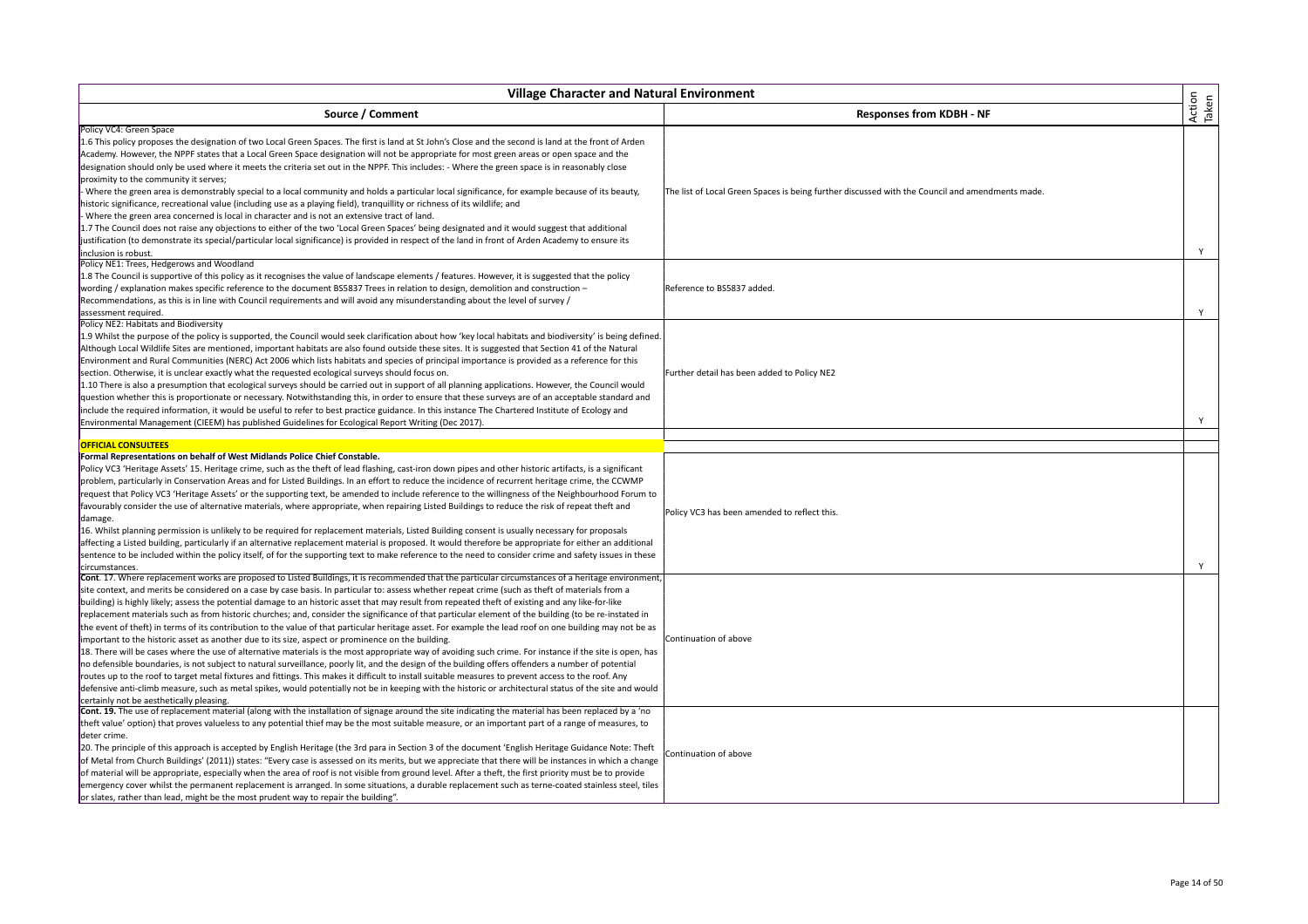| Village Character and Natural Environment | | Action Taken |
|---|---|---|
| **Source / Comment** | **Responses from KDBH - NF** | |
| Policy VC4: Green Space<br>1.6 This policy proposes the designation of two Local Green Spaces. The first is land at St John's Close and the second is land at the front of Arden Academy. However, the NPPF states that a Local Green Space designation will not be appropriate for most green areas or open space and the designation should only be used where it meets the criteria set out in the NPPF. This includes: - Where the green space is in reasonably close proximity to the community it serves;<br>- Where the green area is demonstrably special to a local community and holds a particular local significance, for example because of its beauty, historic significance, recreational value (including use as a playing field), tranquillity or richness of its wildlife; and<br>- Where the green area concerned is local in character and is not an extensive tract of land.<br>1.7 The Council does not raise any objections to either of the two 'Local Green Spaces' being designated and it would suggest that additional justification (to demonstrate its special/particular local significance) is provided in respect of the land in front of Arden Academy to ensure its inclusion is robust. | The list of Local Green Spaces is being further discussed with the Council and amendments made. | Y |
| Policy NE1: Trees, Hedgerows and Woodland<br>1.8 The Council is supportive of this policy as it recognises the value of landscape elements / features. However, it is suggested that the policy wording / explanation makes specific reference to the document BS5837 Trees in relation to design, demolition and construction – Recommendations, as this is in line with Council requirements and will avoid any misunderstanding about the level of survey / assessment required. | Reference to BS5837 added. | Y |
| Policy NE2: Habitats and Biodiversity<br>1.9 Whilst the purpose of the policy is supported, the Council would seek clarification about how 'key local habitats and biodiversity' is being defined. Although Local Wildlife Sites are mentioned, important habitats are also found outside these sites. It is suggested that Section 41 of the Natural Environment and Rural Communities (NERC) Act 2006 which lists habitats and species of principal importance is provided as a reference for this section. Otherwise, it is unclear exactly what the requested ecological surveys should focus on.<br>1.10 There is also a presumption that ecological surveys should be carried out in support of all planning applications. However, the Council would question whether this is proportionate or necessary. Notwithstanding this, in order to ensure that these surveys are of an acceptable standard and include the required information, it would be useful to refer to best practice guidance. In this instance The Chartered Institute of Ecology and Environmental Management (CIEEM) has published Guidelines for Ecological Report Writing (Dec 2017). | Further detail has been added to Policy NE2 | Y |
| | | |
| **OFFICIAL CONSULTEES** | | |
| **Formal Representations on behalf of West Midlands Police Chief Constable.**<br>Policy VC3 'Heritage Assets' 15. Heritage crime, such as the theft of lead flashing, cast-iron down pipes and other historic artifacts, is a significant problem, particularly in Conservation Areas and for Listed Buildings. In an effort to reduce the incidence of recurrent heritage crime, the CCWMP request that Policy VC3 'Heritage Assets' or the supporting text, be amended to include reference to the willingness of the Neighbourhood Forum to favourably consider the use of alternative materials, where appropriate, when repairing Listed Buildings to reduce the risk of repeat theft and damage.<br>16. Whilst planning permission is unlikely to be required for replacement materials, Listed Building consent is usually necessary for proposals affecting a Listed building, particularly if an alternative replacement material is proposed. It would therefore be appropriate for either an additional sentence to be included within the policy itself, of for the supporting text to make reference to the need to consider crime and safety issues in these circumstances. | Policy VC3 has been amended to reflect this. | Y |
| **Cont**. 17. Where replacement works are proposed to Listed Buildings, it is recommended that the particular circumstances of a heritage environment, site context, and merits be considered on a case by case basis. In particular to: assess whether repeat crime (such as theft of materials from a building) is highly likely; assess the potential damage to an historic asset that may result from repeated theft of existing and any like-for-like replacement materials such as from historic churches; and, consider the significance of that particular element of the building (to be re-instated in the event of theft) in terms of its contribution to the value of that particular heritage asset. For example the lead roof on one building may not be as important to the historic asset as another due to its size, aspect or prominence on the building.<br>18. There will be cases where the use of alternative materials is the most appropriate way of avoiding such crime. For instance if the site is open, has no defensible boundaries, is not subject to natural surveillance, poorly lit, and the design of the building offers offenders a number of potential routes up to the roof to target metal fixtures and fittings. This makes it difficult to install suitable measures to prevent access to the roof. Any defensive anti-climb measure, such as metal spikes, would potentially not be in keeping with the historic or architectural status of the site and would certainly not be aesthetically pleasing. | Continuation of above | |
| **Cont. 19.** The use of replacement material (along with the installation of signage around the site indicating the material has been replaced by a 'no theft value' option) that proves valueless to any potential thief may be the most suitable measure, or an important part of a range of measures, to deter crime.<br>20. The principle of this approach is accepted by English Heritage (the 3rd para in Section 3 of the document 'English Heritage Guidance Note: Theft of Metal from Church Buildings' (2011)) states: "Every case is assessed on its merits, but we appreciate that there will be instances in which a change of material will be appropriate, especially when the area of roof is not visible from ground level. After a theft, the first priority must be to provide emergency cover whilst the permanent replacement is arranged. In some situations, a durable replacement such as terne-coated stainless steel, tiles or slates, rather than lead, might be the most prudent way to repair the building". | Continuation of above | |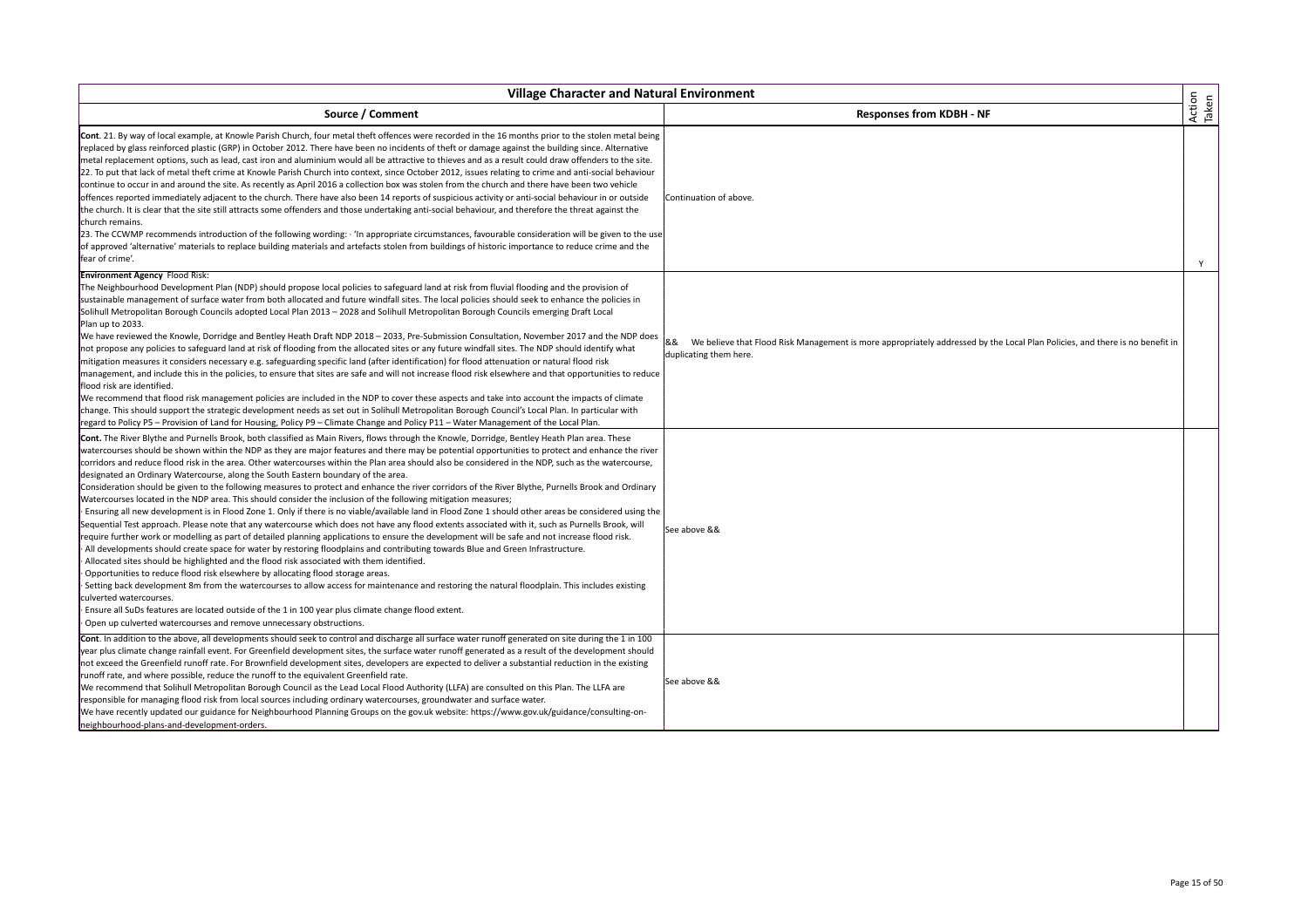| Village Character and Natural Environment | | |
|---|---|---|
| **Source / Comment** | **Responses from KDBH - NF** | Action Taken |
| **Cont**. 21. By way of local example, at Knowle Parish Church, four metal theft offences were recorded in the 16 months prior to the stolen metal being replaced by glass reinforced plastic (GRP) in October 2012. There have been no incidents of theft or damage against the building since. Alternative metal replacement options, such as lead, cast iron and aluminium would all be attractive to thieves and as a result could draw offenders to the site.<br>22. To put that lack of metal theft crime at Knowle Parish Church into context, since October 2012, issues relating to crime and anti-social behaviour continue to occur in and around the site. As recently as April 2016 a collection box was stolen from the church and there have been two vehicle offences reported immediately adjacent to the church. There have also been 14 reports of suspicious activity or anti-social behaviour in or outside the church. It is clear that the site still attracts some offenders and those undertaking anti-social behaviour, and therefore the threat against the church remains.<br>23. The CCWMP recommends introduction of the following wording: · 'In appropriate circumstances, favourable consideration will be given to the use of approved 'alternative' materials to replace building materials and artefacts stolen from buildings of historic importance to reduce crime and the fear of crime'. | Continuation of above. | Y |
| **Environment Agency** Flood Risk:<br>The Neighbourhood Development Plan (NDP) should propose local policies to safeguard land at risk from fluvial flooding and the provision of sustainable management of surface water from both allocated and future windfall sites. The local policies should seek to enhance the policies in Solihull Metropolitan Borough Councils adopted Local Plan 2013 – 2028 and Solihull Metropolitan Borough Councils emerging Draft Local Plan up to 2033.<br>We have reviewed the Knowle, Dorridge and Bentley Heath Draft NDP 2018 – 2033, Pre-Submission Consultation, November 2017 and the NDP does not propose any policies to safeguard land at risk of flooding from the allocated sites or any future windfall sites. The NDP should identify what mitigation measures it considers necessary e.g. safeguarding specific land (after identification) for flood attenuation or natural flood risk management, and include this in the policies, to ensure that sites are safe and will not increase flood risk elsewhere and that opportunities to reduce flood risk are identified.<br>We recommend that flood risk management policies are included in the NDP to cover these aspects and take into account the impacts of climate change. This should support the strategic development needs as set out in Solihull Metropolitan Borough Council's Local Plan. In particular with regard to Policy P5 – Provision of Land for Housing, Policy P9 – Climate Change and Policy P11 – Water Management of the Local Plan. | && We believe that Flood Risk Management is more appropriately addressed by the Local Plan Policies, and there is no benefit in duplicating them here. | |
| **Cont.** The River Blythe and Purnells Brook, both classified as Main Rivers, flows through the Knowle, Dorridge, Bentley Heath Plan area. These watercourses should be shown within the NDP as they are major features and there may be potential opportunities to protect and enhance the river corridors and reduce flood risk in the area. Other watercourses within the Plan area should also be considered in the NDP, such as the watercourse, designated an Ordinary Watercourse, along the South Eastern boundary of the area.<br>Consideration should be given to the following measures to protect and enhance the river corridors of the River Blythe, Purnells Brook and Ordinary Watercourses located in the NDP area. This should consider the inclusion of the following mitigation measures;<br>· Ensuring all new development is in Flood Zone 1. Only if there is no viable/available land in Flood Zone 1 should other areas be considered using the Sequential Test approach. Please note that any watercourse which does not have any flood extents associated with it, such as Purnells Brook, will require further work or modelling as part of detailed planning applications to ensure the development will be safe and not increase flood risk.<br>· All developments should create space for water by restoring floodplains and contributing towards Blue and Green Infrastructure.<br>· Allocated sites should be highlighted and the flood risk associated with them identified.<br>· Opportunities to reduce flood risk elsewhere by allocating flood storage areas.<br>· Setting back development 8m from the watercourses to allow access for maintenance and restoring the natural floodplain. This includes existing culverted watercourses.<br>· Ensure all SuDs features are located outside of the 1 in 100 year plus climate change flood extent.<br>· Open up culverted watercourses and remove unnecessary obstructions. | See above && | |
| **Cont**. In addition to the above, all developments should seek to control and discharge all surface water runoff generated on site during the 1 in 100 year plus climate change rainfall event. For Greenfield development sites, the surface water runoff generated as a result of the development should not exceed the Greenfield runoff rate. For Brownfield development sites, developers are expected to deliver a substantial reduction in the existing runoff rate, and where possible, reduce the runoff to the equivalent Greenfield rate.<br>We recommend that Solihull Metropolitan Borough Council as the Lead Local Flood Authority (LLFA) are consulted on this Plan. The LLFA are responsible for managing flood risk from local sources including ordinary watercourses, groundwater and surface water.<br>We have recently updated our guidance for Neighbourhood Planning Groups on the gov.uk website: https://www.gov.uk/guidance/consulting-on-neighbourhood-plans-and-development-orders. | See above && | |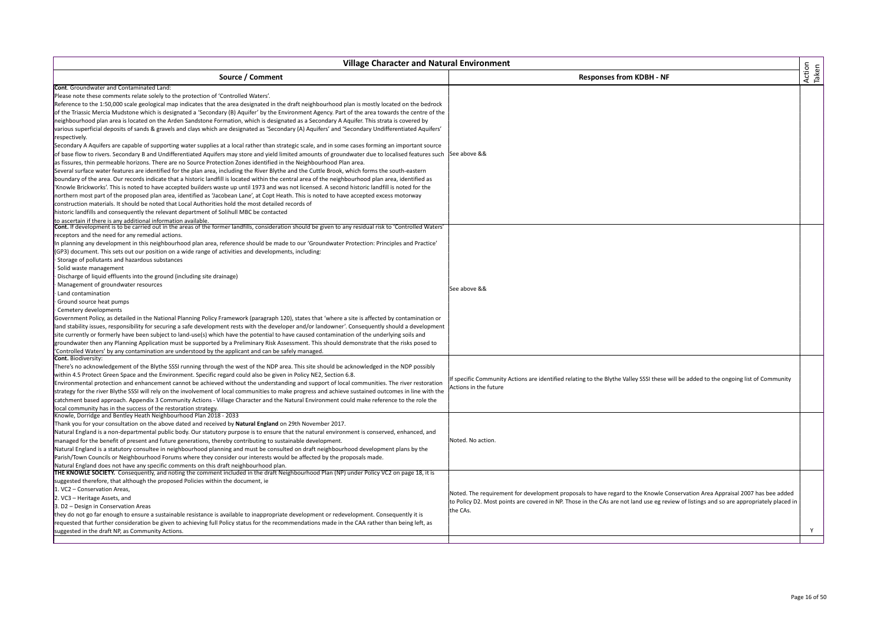| Village Character and Natural Environment | | Action Taken |
|---|---|---|
| **Source / Comment** | **Responses from KDBH - NF** | |
| **Cont**. Groundwater and Contaminated Land:<br>Please note these comments relate solely to the protection of 'Controlled Waters'.<br>Reference to the 1:50,000 scale geological map indicates that the area designated in the draft neighbourhood plan is mostly located on the bedrock of the Triassic Mercia Mudstone which is designated a 'Secondary (B) Aquifer' by the Environment Agency. Part of the area towards the centre of the neighbourhood plan area is located on the Arden Sandstone Formation, which is designated as a Secondary A Aquifer. This strata is covered by various superficial deposits of sands & gravels and clays which are designated as 'Secondary (A) Aquifers' and 'Secondary Undifferentiated Aquifers' respectively.<br>Secondary A Aquifers are capable of supporting water supplies at a local rather than strategic scale, and in some cases forming an important source of base flow to rivers. Secondary B and Undifferentiated Aquifers may store and yield limited amounts of groundwater due to localised features such as fissures, thin permeable horizons. There are no Source Protection Zones identified in the Neighbourhood Plan area.<br>Several surface water features are identified for the plan area, including the River Blythe and the Cuttle Brook, which forms the south-eastern boundary of the area. Our records indicate that a historic landfill is located within the central area of the neighbourhood plan area, identified as 'Knowle Brickworks'. This is noted to have accepted builders waste up until 1973 and was not licensed. A second historic landfill is noted for the northern most part of the proposed plan area, identified as 'Jacobean Lane', at Copt Heath. This is noted to have accepted excess motorway construction materials. It should be noted that Local Authorities hold the most detailed records of historic landfills and consequently the relevant department of Solihull MBC be contacted to ascertain if there is any additional information available. | See above && | |
| **Cont.** If development is to be carried out in the areas of the former landfills, consideration should be given to any residual risk to 'Controlled Waters' receptors and the need for any remedial actions.<br>In planning any development in this neighbourhood plan area, reference should be made to our 'Groundwater Protection: Principles and Practice' (GP3) document. This sets out our position on a wide range of activities and developments, including:<br>· Storage of pollutants and hazardous substances<br>· Solid waste management<br>· Discharge of liquid effluents into the ground (including site drainage)<br>· Management of groundwater resources<br>· Land contamination<br>· Ground source heat pumps<br>· Cemetery developments<br>Government Policy, as detailed in the National Planning Policy Framework (paragraph 120), states that 'where a site is affected by contamination or land stability issues, responsibility for securing a safe development rests with the developer and/or landowner'. Consequently should a development site currently or formerly have been subject to land-use(s) which have the potential to have caused contamination of the underlying soils and groundwater then any Planning Application must be supported by a Preliminary Risk Assessment. This should demonstrate that the risks posed to 'Controlled Waters' by any contamination are understood by the applicant and can be safely managed. | See above && | |
| **Cont.** Biodiversity:<br>There's no acknowledgement of the Blythe SSSI running through the west of the NDP area. This site should be acknowledged in the NDP possibly within 4.5 Protect Green Space and the Environment. Specific regard could also be given in Policy NE2, Section 6.8.<br>Environmental protection and enhancement cannot be achieved without the understanding and support of local communities. The river restoration strategy for the river Blythe SSSI will rely on the involvement of local communities to make progress and achieve sustained outcomes in line with the catchment based approach. Appendix 3 Community Actions - Village Character and the Natural Environment could make reference to the role the local community has in the success of the restoration strategy. | If specific Community Actions are identified relating to the Blythe Valley SSSI these will be added to the ongoing list of Community Actions in the future | |
| Knowle, Dorridge and Bentley Heath Neighbourhood Plan 2018 - 2033<br>Thank you for your consultation on the above dated and received by **Natural England** on 29th November 2017.<br>Natural England is a non-departmental public body. Our statutory purpose is to ensure that the natural environment is conserved, enhanced, and managed for the benefit of present and future generations, thereby contributing to sustainable development.<br>Natural England is a statutory consultee in neighbourhood planning and must be consulted on draft neighbourhood development plans by the Parish/Town Councils or Neighbourhood Forums where they consider our interests would be affected by the proposals made.<br>Natural England does not have any specific comments on this draft neighbourhood plan. | Noted. No action. | |
| **THE KNOWLE SOCIETY.** Consequently, and noting the comment included in the draft Neighbourhood Plan (NP) under Policy VC2 on page 18, it is suggested therefore, that although the proposed Policies within the document, ie<br>1. VC2 – Conservation Areas,<br>2. VC3 – Heritage Assets, and<br>3. D2 – Design in Conservation Areas<br>they do not go far enough to ensure a sustainable resistance is available to inappropriate development or redevelopment. Consequently it is requested that further consideration be given to achieving full Policy status for the recommendations made in the CAA rather than being left, as suggested in the draft NP, as Community Actions. | Noted. The requirement for development proposals to have regard to the Knowle Conservation Area Appraisal 2007 has bee added to Policy D2. Most points are covered in NP. Those in the CAs are not land use eg review of listings and so are appropriately placed in the CAs. | Y |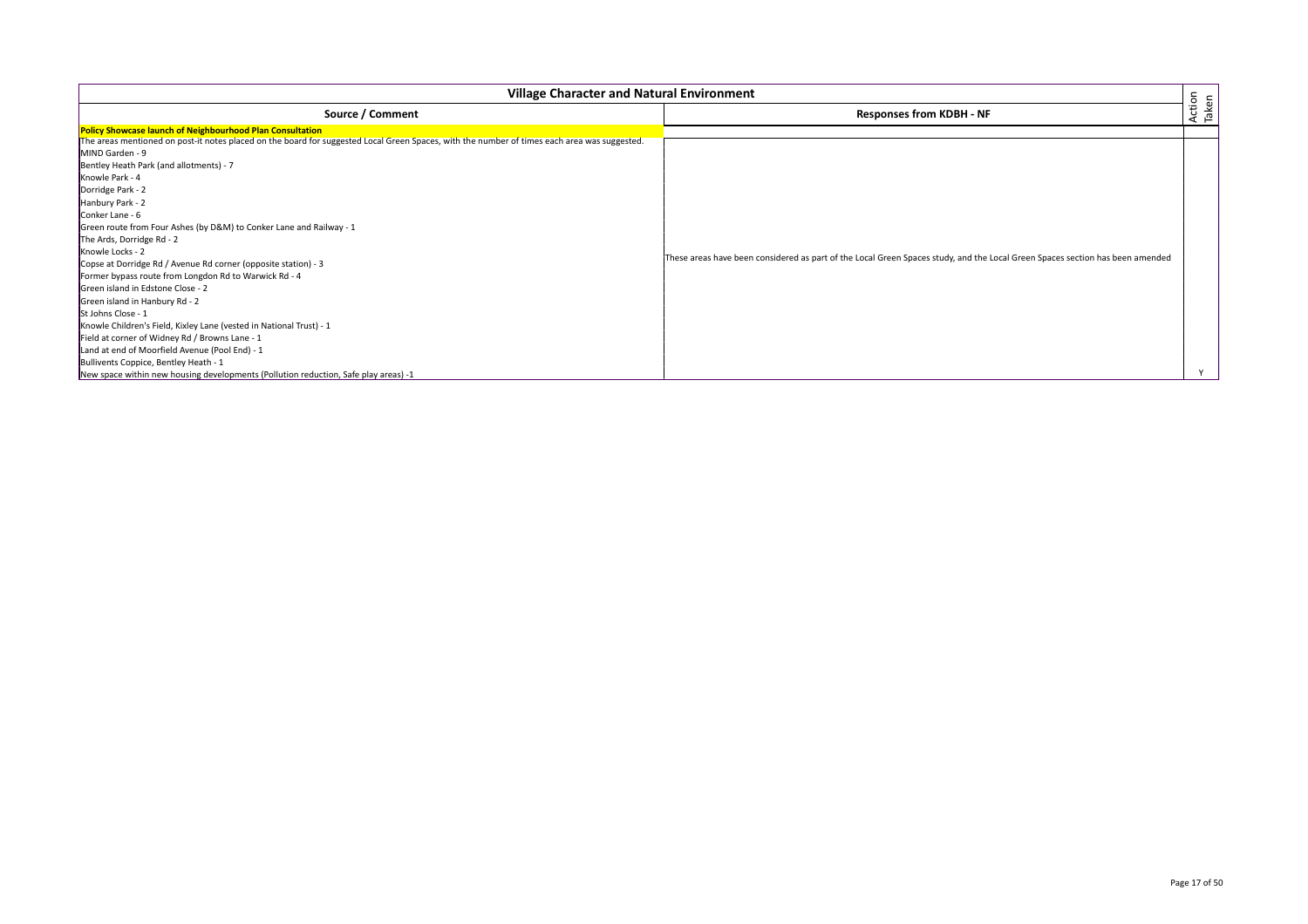| Village Character and Natural Environment | | Action Taken |
|---|---|---|
| **Source / Comment** | **Responses from KDBH - NF** | |
| **Policy Showcase launch of Neighbourhood Plan Consultation** | | |
| The areas mentioned on post-it notes placed on the board for suggested Local Green Spaces, with the number of times each area was suggested.<br>MIND Garden - 9<br>Bentley Heath Park (and allotments) - 7<br>Knowle Park - 4<br>Dorridge Park - 2<br>Hanbury Park - 2<br>Conker Lane - 6<br>Green route from Four Ashes (by D&M) to Conker Lane and Railway - 1<br>The Ards, Dorridge Rd - 2<br>Knowle Locks - 2<br>Copse at Dorridge Rd / Avenue Rd corner (opposite station) - 3<br>Former bypass route from Longdon Rd to Warwick Rd - 4<br>Green island in Edstone Close - 2<br>Green island in Hanbury Rd - 2<br>St Johns Close - 1<br>Knowle Children's Field, Kixley Lane (vested in National Trust) - 1<br>Field at corner of Widney Rd / Browns Lane - 1<br>Land at end of Moorfield Avenue (Pool End) - 1<br>Bullivents Coppice, Bentley Heath - 1<br>New space within new housing developments (Pollution reduction, Safe play areas) -1 | These areas have been considered as part of the Local Green Spaces study, and the Local Green Spaces section has been amended | Y |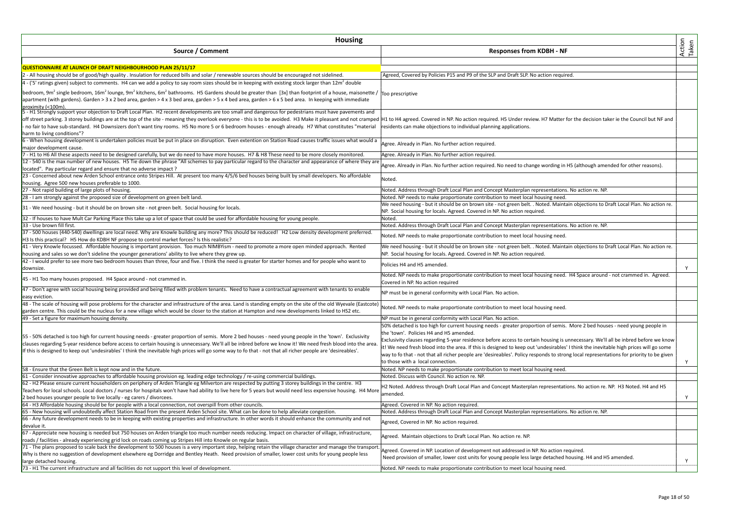| Housing | | Action Taken |
|---|---|---|
| **Source / Comment** | **Responses from KDBH - NF** | |
| | | |
| **QUESTIONNAIRE AT LAUNCH OF DRAFT NEIGHBOURHOOD PLAN 25/11/17** | | |
| 2 - All housing should be of good/high quality . Insulation for reduced bills and solar / renewable sources should be encouraged not sidelined. | Agreed, Covered by Policies P15 and P9 of the SLP and Draft SLP. No action required. | |
| 4 - ('5' ratings given) subject to comments. H4 can we add a policy to say room sizes should be in keeping with existing stock larger than 12m² double bedroom, 9m² single bedroom, 16m² lounge, 9m² kitchens, 6m² bathrooms. H5 Gardens should be greater than [3x] than footprint of a house, maisonette / apartment (with gardens). Garden > 3 x 2 bed area, garden > 4 x 3 bed area, garden > 5 x 4 bed area, garden > 6 x 5 bed area. In keeping with immediate proximity (<100m). | Too prescriptive | |
| 5 - H1 Strongly support your objection to Draft Local Plan. H2 recent developments are too small and dangerous for pedestrians must have pavements and off street parking. 3 storey buildings are at the top of the site - meaning they overlook everyone - this is to be avoided. H3 Make it pleasant and not cramped - no fair to have sub-standard. H4 Downsizers don't want tiny rooms. H5 No more 5 or 6 bedroom houses - enough already. H7 What constitutes "material harm to living conditions"? | H1 to H4 agreed. Covered in NP. No action required. H5 Under review. H7 Matter for the decision taker ie the Council but NF and residents can make objections to individual planning applications. | |
| 6 - When housing development is undertaken policies must be put in place on disruption. Even extention on Station Road causes traffic issues what would a major development cause. | Agree. Already in Plan. No further action required. | |
| 7 - H1 to H6 All these aspects need to be designed carefully, but we do need to have more houses. H7 & H8 These need to be more closely monitored. | Agree. Already in Plan. No further action required. | |
| 12 - 540 is the max number of new houses. H5 Tie down the phrase "All schemes to pay particular regard to the character and appearance of where they are located". Pay particular regard and ensure that no adverse impact ? | Agree. Already in Plan. No further action required. No need to change wording in H5 (although amended for other reasons). | |
| 23 - Concerned about new Arden School entrance onto Stripes Hill. At present too many 4/5/6 bed houses being built by small developers. No affordable housing. Agree 500 new houses preferable to 1000. | Noted. | |
| 27 - Not rapid building of large plots of housing. | Noted. Address through Draft Local Plan and Concept Masterplan representations. No action re. NP. | |
| 28 - I am strongly against the proposed size of development on green belt land. | Noted. NP needs to make proportionate contribution to meet local housing need. | |
| 31 - We need housing - but it should be on brown site - not green belt. Social housing for locals. | We need housing - but it should be on brown site - not green belt. . Noted. Maintain objections to Draft Local Plan. No action re. NP. Social housing for locals. Agreed. Covered in NP. No action required. | |
| 32 - If houses to have Mult Car Parking Place this take up a lot of space that could be used for affordable housing for young people. | Noted. | |
| 33 - Use brown fill first. | Noted. Address through Draft Local Plan and Concept Masterplan representations. No action re. NP. | |
| 37 - 500 houses (440-540) dwellings are local need. Why are Knowle building any more? This should be reduced! H2 Low density development preferred. H3 Is this practical? H5 How do KDBH NF propose to control market forces? Is this realistic? | Noted. NP needs to make proportionate contribution to meet local housing need. | |
| 41 - Very Knowle focussed. Affordable housing is important provision. Too much NIMBYism - need to promote a more open minded approach. Rented housing and sales so we don't sideline the younger generations' ability to live where they grew up. | We need housing - but it should be on brown site - not green belt. . Noted. Maintain objections to Draft Local Plan. No action re. NP. Social housing for locals. Agreed. Covered in NP. No action required. | |
| 42 - I would prefer to see more two bedroom houses than three, four and five. I think the need is greater for starter homes and for people who want to downsize. | Policies H4 and H5 amended. | Y |
| 45 - H1 Too many houses proposed. H4 Space around - not crammed in. | Noted. NP needs to make proportionate contribution to meet local housing need. H4 Space around - not crammed in. Agreed. Covered in NP. No action required | |
| 47 - Don't agree with social housing being provided and being filled with problem tenants. Need to have a contractual agreement with tenants to enable easy eviction. | NP must be in general conformity with Local Plan. No action. | |
| 48 - The scale of housing will pose problems for the character and infrastructure of the area. Land is standing empty on the site of the old Wyevale (Eastcote) garden centre. This could be the nucleus for a new village which would be closer to the station at Hampton and new developments linked to HS2 etc. | Noted. NP needs to make proportionate contribution to meet local housing need. | |
| 49 - Set a figure for maximum housing density. | NP must be in general conformity with Local Plan. No action. | |
| 55 - 50% detached is too high for current housing needs - greater proportion of semis. More 2 bed houses - need young people in the 'town'. Exclusivity clauses regarding 5-year residence before access to certain housing is unnecessary. We'll all be inbred before we know it! We need fresh blood into the area. If this is designed to keep out 'undesirables' I think the inevitable high prices will go some way to fo that - not that all richer people are 'desireables'. | 50% detached is too high for current housing needs - greater proportion of semis. More 2 bed houses - need young people in the 'town'. Policies H4 and H5 amended. Exclusivity clauses regarding 5-year residence before access to certain housing is unnecessary. We'll all be inbred before we know it! We need fresh blood into the area. If this is designed to keep out 'undesirables' I think the inevitable high prices will go some way to fo that - not that all richer people are 'desireables'. Policy responds to strong local representations for priority to be given to those with a local connection. | Y |
| 58 - Ensure that the Green Belt is kept now and in the future. | Noted. NP needs to make proportionate contribution to meet local housing need. | |
| 61 - Consider innovative approaches to affordable housing provision eg. leading edge technology / re-using commercial buildings. | Noted. Discuss with Council. No action re. NP. | |
| 62 - H2 Please ensure current householders on periphery of Arden Triangle eg Milverton are respected by putting 3 storey buildings in the centre. H3 Teachers for local schools. Local doctors / nurses for hospitals won't have had ability to live here for 5 years but would need less expensive housing. H4 More 2 bed houses younger people to live locally - eg carers / divorcees. | H2 Noted. Address through Draft Local Plan and Concept Masterplan representations. No action re. NP. H3 Noted. H4 and H5 amended. | Y |
| 64 - H3 Affordable housing should be for people with a local connection, not overspill from other councils. | Agreed. Covered in NP. No action required. | |
| 65 - New housing will undoubtedly affect Station Road from the present Arden School site. What can be done to help alleviate congestion. | Noted. Address through Draft Local Plan and Concept Masterplan representations. No action re. NP. | |
| 66 - Any future development needs to be in keeping with existing properties and infrastructure. In other words it should enhance the community and not devalue it. | Agreed, Covered in NP. No action required. | |
| 67 - Appreciate new housing is needed but 750 houses on Arden triangle too much number needs reducing. Impact on character of village, infrastructure, roads / facilities - already experiencing grid lock on roads coming up Stripes Hill into Knowle on regular basis. | Agreed. Maintain objections to Draft Local Plan. No action re. NP. | |
| 71 - The plans proposed to scale back the development to 500 houses is a very important step, helping retain the village character and manage the transport. Why is there no suggestion of development elsewhere eg Dorridge and Bentley Heath. Need provision of smaller, lower cost units for young people less large detached housing. | Agreed. Covered in NP. Location of development not addressed in NP. No action required. Need provision of smaller, lower cost units for young people less large detached housing. H4 and H5 amended. | Y |
| 73 - H1 The current infrastructure and all facilities do not support this level of development. | Noted. NP needs to make proportionate contribution to meet local housing need. | |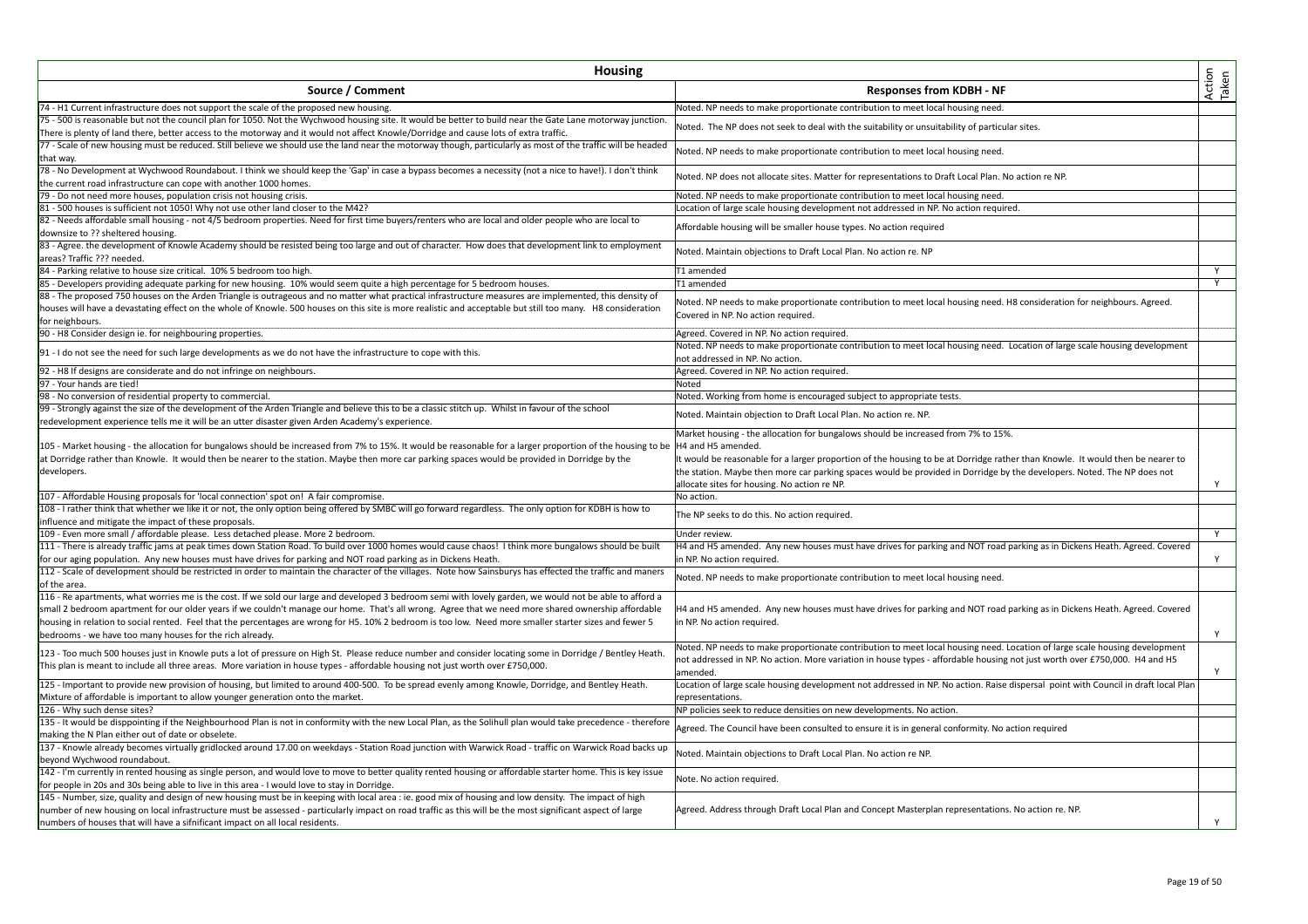| Housing | | |
|---|---|---|
| **Source / Comment** | **Responses from KDBH - NF** | **Action Taken** |
| 74 - H1 Current infrastructure does not support the scale of the proposed new housing. | Noted. NP needs to make proportionate contribution to meet local housing need. | |
| 75 - 500 is reasonable but not the council plan for 1050. Not the Wychwood housing site. It would be better to build near the Gate Lane motorway junction. There is plenty of land there, better access to the motorway and it would not affect Knowle/Dorridge and cause lots of extra traffic. | Noted. The NP does not seek to deal with the suitability or unsuitability of particular sites. | |
| 77 - Scale of new housing must be reduced. Still believe we should use the land near the motorway though, particularly as most of the traffic will be headed that way. | Noted. NP needs to make proportionate contribution to meet local housing need. | |
| 78 - No Development at Wychwood Roundabout. I think we should keep the 'Gap' in case a bypass becomes a necessity (not a nice to have!). I don't think the current road infrastructure can cope with another 1000 homes. | Noted. NP does not allocate sites. Matter for representations to Draft Local Plan. No action re NP. | |
| 79 - Do not need more houses, population crisis not housing crisis. | Noted. NP needs to make proportionate contribution to meet local housing need. | |
| 81 - 500 houses is sufficient not 1050! Why not use other land closer to the M42? | Location of large scale housing development not addressed in NP. No action required. | |
| 82 - Needs affordable small housing - not 4/5 bedroom properties. Need for first time buyers/renters who are local and older people who are local to downsize to ?? sheltered housing. | Affordable housing will be smaller house types. No action required | |
| 83 - Agree. the development of Knowle Academy should be resisted being too large and out of character. How does that development link to employment areas? Traffic ??? needed. | Noted. Maintain objections to Draft Local Plan. No action re. NP | |
| 84 - Parking relative to house size critical. 10% 5 bedroom too high. | T1 amended | Y |
| 85 - Developers providing adequate parking for new housing. 10% would seem quite a high percentage for 5 bedroom houses. | T1 amended | Y |
| 88 - The proposed 750 houses on the Arden Triangle is outrageous and no matter what practical infrastructure measures are implemented, this density of houses will have a devastating effect on the whole of Knowle. 500 houses on this site is more realistic and acceptable but still too many. H8 consideration for neighbours. | Noted. NP needs to make proportionate contribution to meet local housing need. H8 consideration for neighbours. Agreed. Covered in NP. No action required. | |
| 90 - H8 Consider design ie. for neighbouring properties. | Agreed. Covered in NP. No action required. | |
| 91 - I do not see the need for such large developments as we do not have the infrastructure to cope with this. | Noted. NP needs to make proportionate contribution to meet local housing need. Location of large scale housing development not addressed in NP. No action. | |
| 92 - H8 If designs are considerate and do not infringe on neighbours. | Agreed. Covered in NP. No action required. | |
| 97 - Your hands are tied! | Noted | |
| 98 - No conversion of residential property to commercial. | Noted. Working from home is encouraged subject to appropriate tests. | |
| 99 - Strongly against the size of the development of the Arden Triangle and believe this to be a classic stitch up. Whilst in favour of the school redevelopment experience tells me it will be an utter disaster given Arden Academy's experience. | Noted. Maintain objection to Draft Local Plan. No action re. NP. | |
| 105 - Market housing - the allocation for bungalows should be increased from 7% to 15%. It would be reasonable for a larger proportion of the housing to be at Dorridge rather than Knowle. It would then be nearer to the station. Maybe then more car parking spaces would be provided in Dorridge by the developers. | Market housing - the allocation for bungalows should be increased from 7% to 15%. H4 and H5 amended. It would be reasonable for a larger proportion of the housing to be at Dorridge rather than Knowle. It would then be nearer to the station. Maybe then more car parking spaces would be provided in Dorridge by the developers. Noted. The NP does not allocate sites for housing. No action re NP. | Y |
| 107 - Affordable Housing proposals for 'local connection' spot on! A fair compromise. | No action. | |
| 108 - I rather think that whether we like it or not, the only option being offered by SMBC will go forward regardless. The only option for KDBH is how to influence and mitigate the impact of these proposals. | The NP seeks to do this. No action required. | |
| 109 - Even more small / affordable please. Less detached please. More 2 bedroom. | Under review. | Y |
| 111 - There is already traffic jams at peak times down Station Road. To build over 1000 homes would cause chaos! I think more bungalows should be built for our aging population. Any new houses must have drives for parking and NOT road parking as in Dickens Heath. | H4 and H5 amended. Any new houses must have drives for parking and NOT road parking as in Dickens Heath. Agreed. Covered in NP. No action required. | Y |
| 112 - Scale of development should be restricted in order to maintain the character of the villages. Note how Sainsburys has effected the traffic and maners of the area. | Noted. NP needs to make proportionate contribution to meet local housing need. | |
| 116 - Re apartments, what worries me is the cost. If we sold our large and developed 3 bedroom semi with lovely garden, we would not be able to afford a small 2 bedroom apartment for our older years if we couldn't manage our home. That's all wrong. Agree that we need more shared ownership affordable housing in relation to social rented. Feel that the percentages are wrong for H5. 10% 2 bedroom is too low. Need more smaller starter sizes and fewer 5 bedrooms - we have too many houses for the rich already. | H4 and H5 amended. Any new houses must have drives for parking and NOT road parking as in Dickens Heath. Agreed. Covered in NP. No action required. | Y |
| 123 - Too much 500 houses just in Knowle puts a lot of pressure on High St. Please reduce number and consider locating some in Dorridge / Bentley Heath. This plan is meant to include all three areas. More variation in house types - affordable housing not just worth over £750,000. | Noted. NP needs to make proportionate contribution to meet local housing need. Location of large scale housing development not addressed in NP. No action. More variation in house types - affordable housing not just worth over £750,000. H4 and H5 amended. | Y |
| 125 - Important to provide new provision of housing, but limited to around 400-500. To be spread evenly among Knowle, Dorridge, and Bentley Heath. Mixture of affordable is important to allow younger generation onto the market. | Location of large scale housing development not addressed in NP. No action. Raise dispersal point with Council in draft local Plan representations. | |
| 126 - Why such dense sites? | NP policies seek to reduce densities on new developments. No action. | |
| 135 - It would be disppointing if the Neighbourhood Plan is not in conformity with the new Local Plan, as the Solihull plan would take precedence - therefore making the N Plan either out of date or obselete. | Agreed. The Council have been consulted to ensure it is in general conformity. No action required | |
| 137 - Knowle already becomes virtually gridlocked around 17.00 on weekdays - Station Road junction with Warwick Road - traffic on Warwick Road backs up beyond Wychwood roundabout. | Noted. Maintain objections to Draft Local Plan. No action re NP. | |
| 142 - I'm currently in rented housing as single person, and would love to move to better quality rented housing or affordable starter home. This is key issue for people in 20s and 30s being able to live in this area - I would love to stay in Dorridge. | Note. No action required. | |
| 145 - Number, size, quality and design of new housing must be in keeping with local area : ie. good mix of housing and low density. The impact of high number of new housing on local infrastructure must be assessed - particularly impact on road traffic as this will be the most significant aspect of large numbers of houses that will have a sifnificant impact on all local residents. | Agreed. Address through Draft Local Plan and Concept Masterplan representations. No action re. NP. | Y |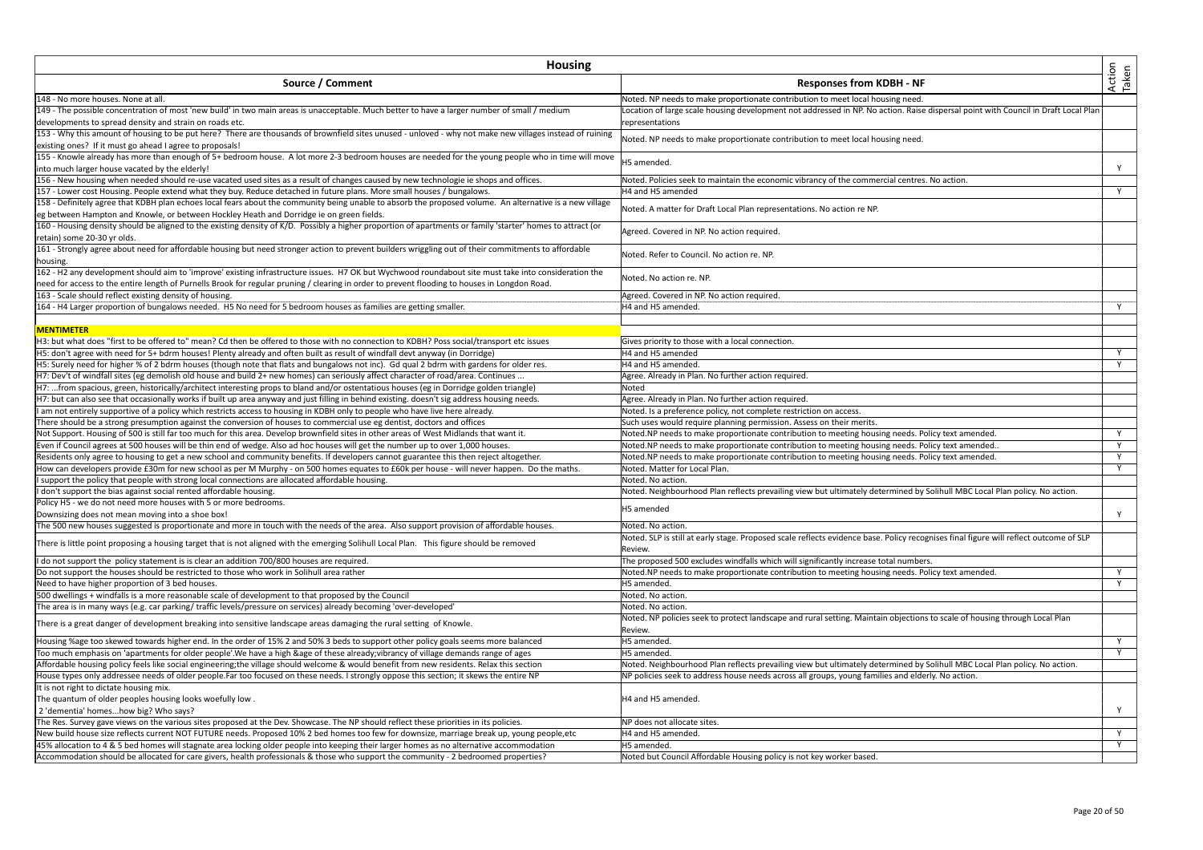| Housing | | |
|---|---|---|
| **Source / Comment** | **Responses from KDBH - NF** | **Action Taken** |
| 148 - No more houses. None at all. | Noted. NP needs to make proportionate contribution to meet local housing need. | |
| 149 - The possible concentration of most 'new build' in two main areas is unacceptable. Much better to have a larger number of small / medium developments to spread density and strain on roads etc. | Location of large scale housing development not addressed in NP. No action. Raise dispersal point with Council in Draft Local Plan representations | |
| 153 - Why this amount of housing to be put here? There are thousands of brownfield sites unused - unloved - why not make new villages instead of ruining existing ones? If it must go ahead I agree to proposals! | Noted. NP needs to make proportionate contribution to meet local housing need. | |
| 155 - Knowle already has more than enough of 5+ bedroom house. A lot more 2-3 bedroom houses are needed for the young people who in time will move into much larger house vacated by the elderly! | H5 amended. | Y |
| 156 - New housing when needed should re-use vacated used sites as a result of changes caused by new technologie ie shops and offices. | Noted. Policies seek to maintain the economic vibrancy of the commercial centres. No action. | |
| 157 - Lower cost Housing. People extend what they buy. Reduce detached in future plans. More small houses / bungalows. | H4 and H5 amended | Y |
| 158 - Definitely agree that KDBH plan echoes local fears about the community being unable to absorb the proposed volume. An alternative is a new village eg between Hampton and Knowle, or between Hockley Heath and Dorridge ie on green fields. | Noted. A matter for Draft Local Plan representations. No action re NP. | |
| 160 - Housing density should be aligned to the existing density of K/D. Possibly a higher proportion of apartments or family 'starter' homes to attract (or retain) some 20-30 yr olds. | Agreed. Covered in NP. No action required. | |
| 161 - Strongly agree about need for affordable housing but need stronger action to prevent builders wriggling out of their commitments to affordable housing. | Noted. Refer to Council. No action re. NP. | |
| 162 - H2 any development should aim to 'improve' existing infrastructure issues. H7 OK but Wychwood roundabout site must take into consideration the need for access to the entire length of Purnells Brook for regular pruning / clearing in order to prevent flooding to houses in Longdon Road. | Noted. No action re. NP. | |
| 163 - Scale should reflect existing density of housing. | Agreed. Covered in NP. No action required. | |
| 164 - H4 Larger proportion of bungalows needed. H5 No need for 5 bedroom houses as families are getting smaller. | H4 and H5 amended. | Y |
| | | |
| **MENTIMETER** | | |
| H3: but what does "first to be offered to" mean? Cd then be offered to those with no connection to KDBH? Poss social/transport etc issues | Gives priority to those with a local connection. | |
| H5: don't agree with need for 5+ bdrm houses! Plenty already and often built as result of windfall devt anyway (in Dorridge) | H4 and H5 amended | Y |
| H5: Surely need for higher % of 2 bdrm houses (though note that flats and bungalows not inc). Gd qual 2 bdrm with gardens for older res. | H4 and H5 amended. | Y |
| H7: Dev't of windfall sites (eg demolish old house and build 2+ new homes) can seriously affect character of road/area. Continues ... | Agree. Already in Plan. No further action required. | |
| H7: ...from spacious, green, historically/architect interesting props to bland and/or ostentatious houses (eg in Dorridge golden triangle) | Noted | |
| H7: but can also see that occasionally works if built up area anyway and just filling in behind existing. doesn't sig address housing needs. | Agree. Already in Plan. No further action required. | |
| I am not entirely supportive of a policy which restricts access to housing in KDBH only to people who have live here already. | Noted. Is a preference policy, not complete restriction on access. | |
| There should be a strong presumption against the conversion of houses to commercial use eg dentist, doctors and offices | Such uses would require planning permission. Assess on their merits. | |
| Not Support. Housing of 500 is still far too much for this area. Develop brownfield sites in other areas of West Midlands that want it. | Noted.NP needs to make proportionate contribution to meeting housing needs. Policy text amended. | Y |
| Even if Council agrees at 500 houses will be thin end of wedge. Also ad hoc houses will get the number up to over 1,000 houses. | Noted.NP needs to make proportionate contribution to meeting housing needs. Policy text amended.. | Y |
| Residents only agree to housing to get a new school and community benefits. If developers cannot guarantee this then reject altogether. | Noted.NP needs to make proportionate contribution to meeting housing needs. Policy text amended. | Y |
| How can developers provide £30m for new school as per M Murphy - on 500 homes equates to £60k per house - will never happen. Do the maths. | Noted. Matter for Local Plan. | Y |
| I support the policy that people with strong local connections are allocated affordable housing. | Noted. No action. | |
| I don't support the bias against social rented affordable housing. | Noted. Neighbourhood Plan reflects prevailing view but ultimately determined by Solihull MBC Local Plan policy. No action. | |
| Policy H5 - we do not need more houses with 5 or more bedrooms. Downsizing does not mean moving into a shoe box! | H5 amended | Y |
| The 500 new houses suggested is proportionate and more in touch with the needs of the area. Also support provision of affordable houses. | Noted. No action. | |
| There is little point proposing a housing target that is not aligned with the emerging Solihull Local Plan. This figure should be removed | Noted. SLP is still at early stage. Proposed scale reflects evidence base. Policy recognises final figure will reflect outcome of SLP Review. | |
| I do not support the policy statement is is clear an addition 700/800 houses are required. | The proposed 500 excludes windfalls which will significantly increase total numbers. | |
| Do not support the houses should be restricted to those who work in Solihull area rather | Noted.NP needs to make proportionate contribution to meeting housing needs. Policy text amended. | Y |
| Need to have higher proportion of 3 bed houses. | H5 amended. | Y |
| 500 dwellings + windfalls is a more reasonable scale of development to that proposed by the Council | Noted. No action. | |
| The area is in many ways (e.g. car parking/ traffic levels/pressure on services) already becoming 'over-developed' | Noted. No action. | |
| There is a great danger of development breaking into sensitive landscape areas damaging the rural setting of Knowle. | Noted. NP policies seek to protect landscape and rural setting. Maintain objections to scale of housing through Local Plan Review. | |
| Housing %age too skewed towards higher end. In the order of 15% 2 and 50% 3 beds to support other policy goals seems more balanced | H5 amended. | Y |
| Too much emphasis on 'apartments for older people'.We have a high &age of these already;vibrancy of village demands range of ages | H5 amended. | Y |
| Affordable housing policy feels like social engineering;the village should welcome & would benefit from new residents. Relax this section | Noted. Neighbourhood Plan reflects prevailing view but ultimately determined by Solihull MBC Local Plan policy. No action. | |
| House types only addressee needs of older people.Far too focused on these needs. I strongly oppose this section; it skews the entire NP | NP policies seek to address house needs across all groups, young families and elderly. No action. | |
| It is not right to dictate housing mix. The quantum of older peoples housing looks woefully low . 2 'dementia' homes...how big? Who says? | H4 and H5 amended. | Y |
| The Res. Survey gave views on the various sites proposed at the Dev. Showcase. The NP should reflect these priorities in its policies. | NP does not allocate sites. | |
| New build house size reflects current NOT FUTURE needs. Proposed 10% 2 bed homes too few for downsize, marriage break up, young people,etc | H4 and H5 amended. | Y |
| 45% allocation to 4 & 5 bed homes will stagnate area locking older people into keeping their larger homes as no alternative accommodation | H5 amended. | Y |
| Accommodation should be allocated for care givers, health professionals & those who support the community - 2 bedroomed properties? | Noted but Council Affordable Housing policy is not key worker based. | |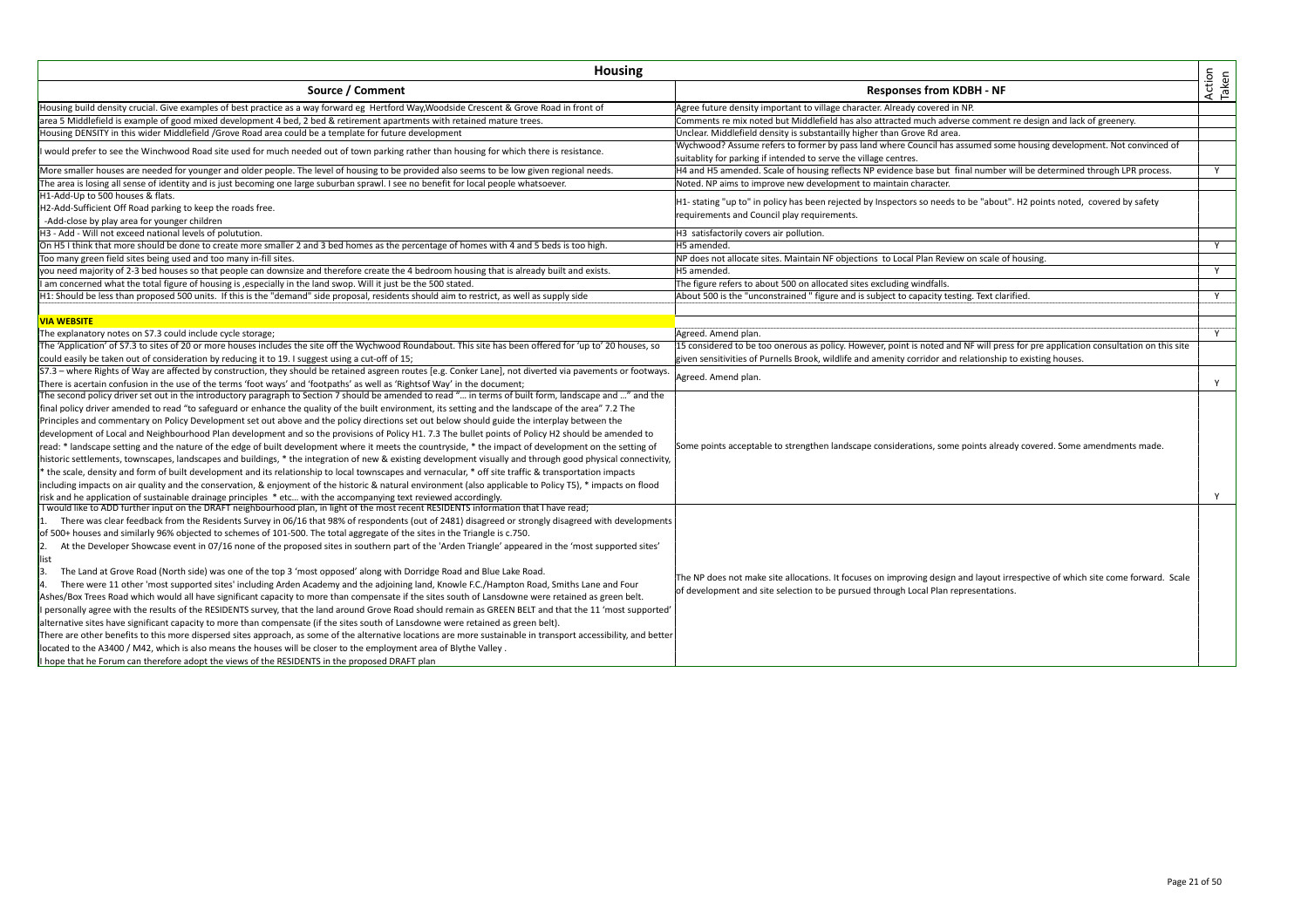| Housing | | Action Taken |
|---|---|---|
| **Source / Comment** | **Responses from KDBH - NF** | |
| Housing build density crucial. Give examples of best practice as a way forward eg Hertford Way,Woodside Crescent & Grove Road in front of | Agree future density important to village character. Already covered in NP. | |
| area 5 Middlefield is example of good mixed development 4 bed, 2 bed & retirement apartments with retained mature trees. | Comments re mix noted but Middlefield has also attracted much adverse comment re design and lack of greenery. | |
| Housing DENSITY in this wider Middlefield /Grove Road area could be a template for future development | Unclear. Middlefield density is substantailly higher than Grove Rd area. | |
| I would prefer to see the Winchwood Road site used for much needed out of town parking rather than housing for which there is resistance. | Wychwood? Assume refers to former by pass land where Council has assumed some housing development. Not convinced of suitablity for parking if intended to serve the village centres. | |
| More smaller houses are needed for younger and older people. The level of housing to be provided also seems to be low given regional needs. | H4 and H5 amended. Scale of housing reflects NP evidence base but final number will be determined through LPR process. | Y |
| The area is losing all sense of identity and is just becoming one large suburban sprawl. I see no benefit for local people whatsoever. | Noted. NP aims to improve new development to maintain character. | |
| H1-Add-Up to 500 houses & flats.<br>H2-Add-Sufficient Off Road parking to keep the roads free.<br>-Add-close by play area for younger children | H1- stating "up to" in policy has been rejected by Inspectors so needs to be "about". H2 points noted, covered by safety requirements and Council play requirements. | |
| H3 - Add - Will not exceed national levels of polutution. | H3 satisfactorily covers air pollution. | |
| On H5 I think that more should be done to create more smaller 2 and 3 bed homes as the percentage of homes with 4 and 5 beds is too high. | H5 amended. | Y |
| Too many green field sites being used and too many in-fill sites. | NP does not allocate sites. Maintain NF objections to Local Plan Review on scale of housing. | |
| you need majority of 2-3 bed houses so that people can downsize and therefore create the 4 bedroom housing that is already built and exists. | H5 amended. | Y |
| I am concerned what the total figure of housing is ,especially in the land swop. Will it just be the 500 stated. | The figure refers to about 500 on allocated sites excluding windfalls. | |
| H1: Should be less than proposed 500 units. If this is the "demand" side proposal, residents should aim to restrict, as well as supply side | About 500 is the "unconstrained " figure and is subject to capacity testing. Text clarified. | Y |
| | | |
| **VIA WEBSITE** | | |
| The explanatory notes on S7.3 could include cycle storage; | Agreed. Amend plan. | Y |
| The 'Application' of S7.3 to sites of 20 or more houses includes the site off the Wychwood Roundabout. This site has been offered for 'up to' 20 houses, so could easily be taken out of consideration by reducing it to 19. I suggest using a cut-off of 15; | 15 considered to be too onerous as policy. However, point is noted and NF will press for pre application consultation on this site given sensitivities of Purnells Brook, wildlife and amenity corridor and relationship to existing houses. | |
| S7.3 – where Rights of Way are affected by construction, they should be retained asgreen routes [e.g. Conker Lane], not diverted via pavements or footways. There is acertain confusion in the use of the terms 'foot ways' and 'footpaths' as well as 'Rightsof Way' in the document; | Agreed. Amend plan. | Y |
| The second policy driver set out in the introductory paragraph to Section 7 should be amended to read "... in terms of built form, landscape and ..." and the final policy driver amended to read "to safeguard or enhance the quality of the built environment, its setting and the landscape of the area" 7.2 The Principles and commentary on Policy Development set out above and the policy directions set out below should guide the interplay between the development of Local and Neighbourhood Plan development and so the provisions of Policy H1. 7.3 The bullet points of Policy H2 should be amended to read: * landscape setting and the nature of the edge of built development where it meets the countryside, * the impact of development on the setting of historic settlements, townscapes, landscapes and buildings, * the integration of new & existing development visually and through good physical connectivity, * the scale, density and form of built development and its relationship to local townscapes and vernacular, * off site traffic & transportation impacts including impacts on air quality and the conservation, & enjoyment of the historic & natural environment (also applicable to Policy T5), * impacts on flood risk and he application of sustainable drainage principles * etc... with the accompanying text reviewed accordingly. | Some points acceptable to strengthen landscape considerations, some points already covered. Some amendments made. | Y |
| I would like to ADD further input on the DRAFT neighbourhood plan, in light of the most recent RESIDENTS information that I have read;<br>1. There was clear feedback from the Residents Survey in 06/16 that 98% of respondents (out of 2481) disagreed or strongly disagreed with developments of 500+ houses and similarly 96% objected to schemes of 101-500. The total aggregate of the sites in the Triangle is c.750.<br>2. At the Developer Showcase event in 07/16 none of the proposed sites in southern part of the 'Arden Triangle' appeared in the 'most supported sites' list<br>3. The Land at Grove Road (North side) was one of the top 3 'most opposed' along with Dorridge Road and Blue Lake Road.<br>4. There were 11 other 'most supported sites' including Arden Academy and the adjoining land, Knowle F.C./Hampton Road, Smiths Lane and Four Ashes/Box Trees Road which would all have significant capacity to more than compensate if the sites south of Lansdowne were retained as green belt.<br>I personally agree with the results of the RESIDENTS survey, that the land around Grove Road should remain as GREEN BELT and that the 11 'most supported' alternative sites have significant capacity to more than compensate (if the sites south of Lansdowne were retained as green belt).<br>There are other benefits to this more dispersed sites approach, as some of the alternative locations are more sustainable in transport accessibility, and better located to the A3400 / M42, which is also means the houses will be closer to the employment area of Blythe Valley .<br>I hope that he Forum can therefore adopt the views of the RESIDENTS in the proposed DRAFT plan | The NP does not make site allocations. It focuses on improving design and layout irrespective of which site come forward. Scale of development and site selection to be pursued through Local Plan representations. | |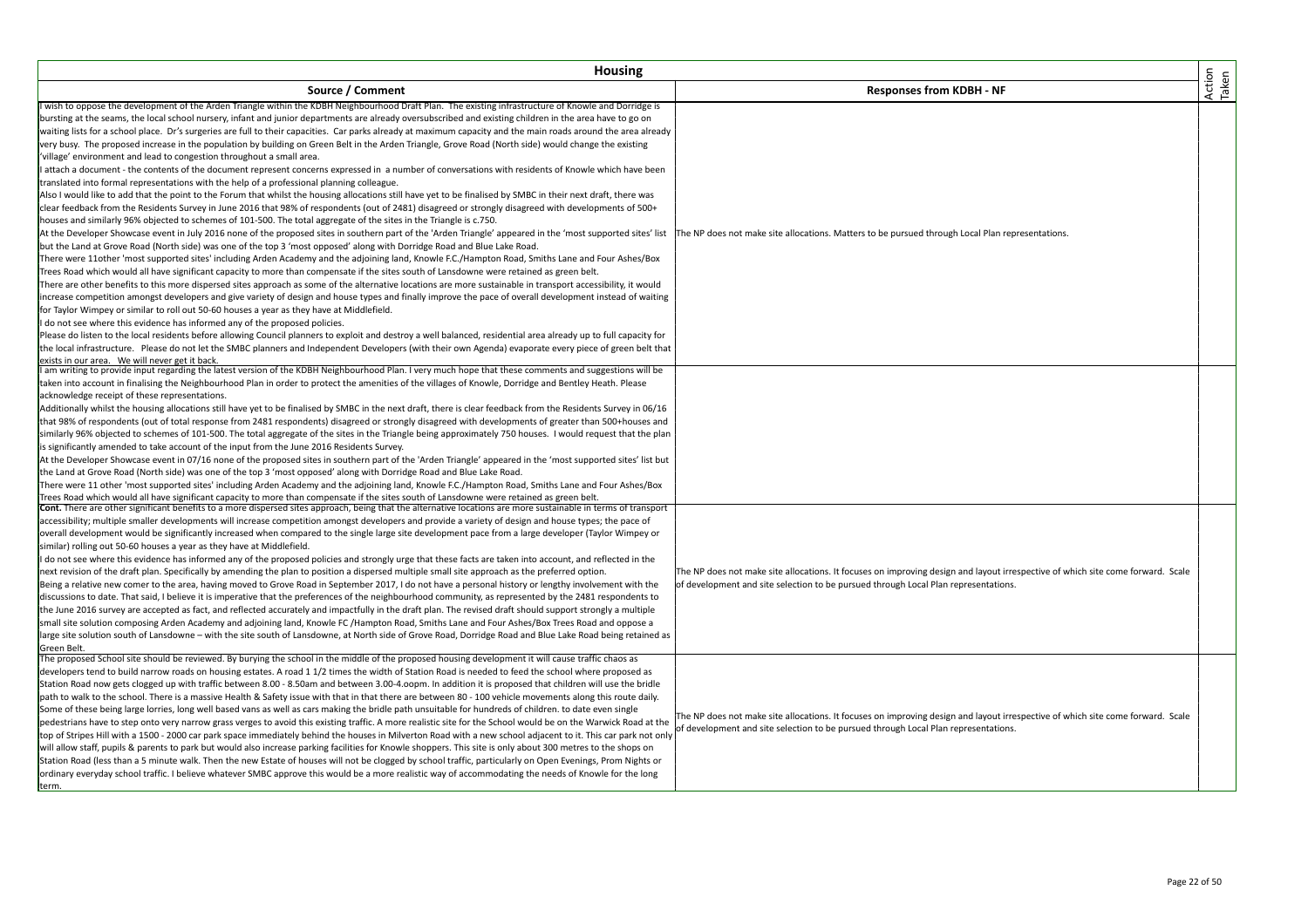| Housing | | |
|---|---|---|
| **Source / Comment** | **Responses from KDBH - NF** | Action Taken |
| I wish to oppose the development of the Arden Triangle within the KDBH Neighbourhood Draft Plan. The existing infrastructure of Knowle and Dorridge is bursting at the seams, the local school nursery, infant and junior departments are already oversubscribed and existing children in the area have to go on waiting lists for a school place. Dr's surgeries are full to their capacities. Car parks already at maximum capacity and the main roads around the area already very busy. The proposed increase in the population by building on Green Belt in the Arden Triangle, Grove Road (North side) would change the existing 'village' environment and lead to congestion throughout a small area.<br>I attach a document - the contents of the document represent concerns expressed in a number of conversations with residents of Knowle which have been translated into formal representations with the help of a professional planning colleague.<br>Also I would like to add that the point to the Forum that whilst the housing allocations still have yet to be finalised by SMBC in their next draft, there was clear feedback from the Residents Survey in June 2016 that 98% of respondents (out of 2481) disagreed or strongly disagreed with developments of 500+ houses and similarly 96% objected to schemes of 101-500. The total aggregate of the sites in the Triangle is c.750.<br>At the Developer Showcase event in July 2016 none of the proposed sites in southern part of the 'Arden Triangle' appeared in the 'most supported sites' list but the Land at Grove Road (North side) was one of the top 3 'most opposed' along with Dorridge Road and Blue Lake Road.<br>There were 11other 'most supported sites' including Arden Academy and the adjoining land, Knowle F.C./Hampton Road, Smiths Lane and Four Ashes/Box Trees Road which would all have significant capacity to more than compensate if the sites south of Lansdowne were retained as green belt.<br>There are other benefits to this more dispersed sites approach as some of the alternative locations are more sustainable in transport accessibility, it would increase competition amongst developers and give variety of design and house types and finally improve the pace of overall development instead of waiting for Taylor Wimpey or similar to roll out 50-60 houses a year as they have at Middlefield.<br>I do not see where this evidence has informed any of the proposed policies.<br>Please do listen to the local residents before allowing Council planners to exploit and destroy a well balanced, residential area already up to full capacity for the local infrastructure. Please do not let the SMBC planners and Independent Developers (with their own Agenda) evaporate every piece of green belt that exists in our area. We will never get it back. | The NP does not make site allocations. Matters to be pursued through Local Plan representations. | |
| I am writing to provide input regarding the latest version of the KDBH Neighbourhood Plan. I very much hope that these comments and suggestions will be taken into account in finalising the Neighbourhood Plan in order to protect the amenities of the villages of Knowle, Dorridge and Bentley Heath. Please acknowledge receipt of these representations.<br>Additionally whilst the housing allocations still have yet to be finalised by SMBC in the next draft, there is clear feedback from the Residents Survey in 06/16 that 98% of respondents (out of total response from 2481 respondents) disagreed or strongly disagreed with developments of greater than 500+houses and similarly 96% objected to schemes of 101-500. The total aggregate of the sites in the Triangle being approximately 750 houses. I would request that the plan is significantly amended to take account of the input from the June 2016 Residents Survey.<br>At the Developer Showcase event in 07/16 none of the proposed sites in southern part of the 'Arden Triangle' appeared in the 'most supported sites' list but the Land at Grove Road (North side) was one of the top 3 'most opposed' along with Dorridge Road and Blue Lake Road.<br>There were 11 other 'most supported sites' including Arden Academy and the adjoining land, Knowle F.C./Hampton Road, Smiths Lane and Four Ashes/Box Trees Road which would all have significant capacity to more than compensate if the sites south of Lansdowne were retained as green belt.<br>**Cont.** There are other significant benefits to a more dispersed sites approach, being that the alternative locations are more sustainable in terms of transport accessibility; multiple smaller developments will increase competition amongst developers and provide a variety of design and house types; the pace of overall development would be significantly increased when compared to the single large site development pace from a large developer (Taylor Wimpey or similar) rolling out 50-60 houses a year as they have at Middlefield.<br>I do not see where this evidence has informed any of the proposed policies and strongly urge that these facts are taken into account, and reflected in the next revision of the draft plan. Specifically by amending the plan to position a dispersed multiple small site approach as the preferred option.<br>Being a relative new comer to the area, having moved to Grove Road in September 2017, I do not have a personal history or lengthy involvement with the discussions to date. That said, I believe it is imperative that the preferences of the neighbourhood community, as represented by the 2481 respondents to the June 2016 survey are accepted as fact, and reflected accurately and impactfully in the draft plan. The revised draft should support strongly a multiple small site solution composing Arden Academy and adjoining land, Knowle FC /Hampton Road, Smiths Lane and Four Ashes/Box Trees Road and oppose a large site solution south of Lansdowne – with the site south of Lansdowne, at North side of Grove Road, Dorridge Road and Blue Lake Road being retained as Green Belt. | The NP does not make site allocations. It focuses on improving design and layout irrespective of which site come forward. Scale of development and site selection to be pursued through Local Plan representations. | |
| The proposed School site should be reviewed. By burying the school in the middle of the proposed housing development it will cause traffic chaos as developers tend to build narrow roads on housing estates. A road 1 1/2 times the width of Station Road is needed to feed the school where proposed as Station Road now gets clogged up with traffic between 8.00 - 8.50am and between 3.00-4.oopm. In addition it is proposed that children will use the bridle path to walk to the school. There is a massive Health & Safety issue with that in that there are between 80 - 100 vehicle movements along this route daily. Some of these being large lorries, long well based vans as well as cars making the bridle path unsuitable for hundreds of children. to date even single pedestrians have to step onto very narrow grass verges to avoid this existing traffic. A more realistic site for the School would be on the Warwick Road at the top of Stripes Hill with a 1500 - 2000 car park space immediately behind the houses in Milverton Road with a new school adjacent to it. This car park not only will allow staff, pupils & parents to park but would also increase parking facilities for Knowle shoppers. This site is only about 300 metres to the shops on Station Road (less than a 5 minute walk. Then the new Estate of houses will not be clogged by school traffic, particularly on Open Evenings, Prom Nights or ordinary everyday school traffic. I believe whatever SMBC approve this would be a more realistic way of accommodating the needs of Knowle for the long term. | The NP does not make site allocations. It focuses on improving design and layout irrespective of which site come forward. Scale of development and site selection to be pursued through Local Plan representations. | |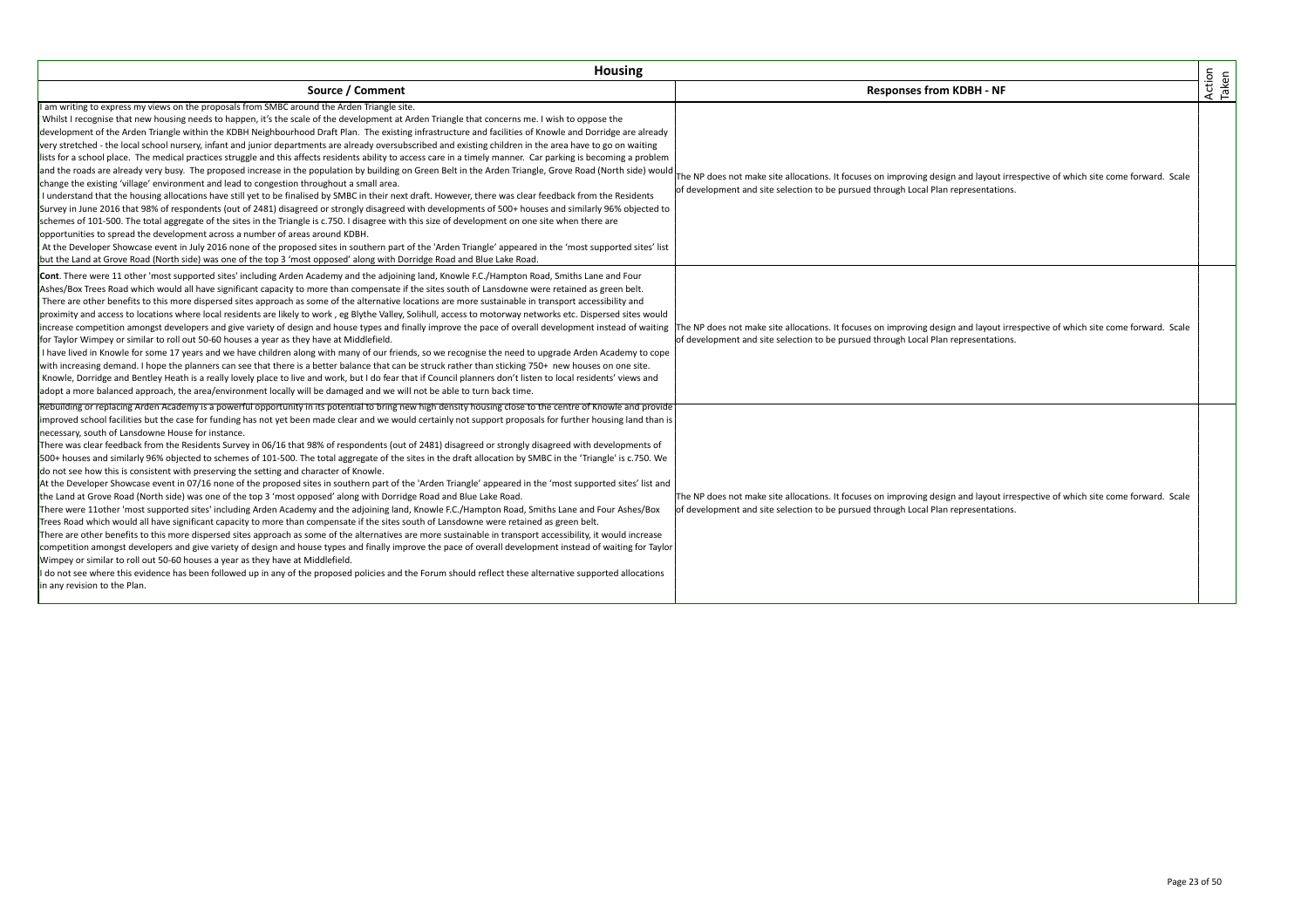| Housing | | |
|---|---|---|
| **Source / Comment** | **Responses from KDBH - NF** | Action Taken |
| I am writing to express my views on the proposals from SMBC around the Arden Triangle site.<br>Whilst I recognise that new housing needs to happen, it's the scale of the development at Arden Triangle that concerns me. I wish to oppose the development of the Arden Triangle within the KDBH Neighbourhood Draft Plan. The existing infrastructure and facilities of Knowle and Dorridge are already very stretched - the local school nursery, infant and junior departments are already oversubscribed and existing children in the area have to go on waiting lists for a school place. The medical practices struggle and this affects residents ability to access care in a timely manner. Car parking is becoming a problem and the roads are already very busy. The proposed increase in the population by building on Green Belt in the Arden Triangle, Grove Road (North side) would change the existing 'village' environment and lead to congestion throughout a small area.<br>I understand that the housing allocations have still yet to be finalised by SMBC in their next draft. However, there was clear feedback from the Residents Survey in June 2016 that 98% of respondents (out of 2481) disagreed or strongly disagreed with developments of 500+ houses and similarly 96% objected to schemes of 101-500. The total aggregate of the sites in the Triangle is c.750. I disagree with this size of development on one site when there are opportunities to spread the development across a number of areas around KDBH.<br>At the Developer Showcase event in July 2016 none of the proposed sites in southern part of the 'Arden Triangle' appeared in the 'most supported sites' list but the Land at Grove Road (North side) was one of the top 3 'most opposed' along with Dorridge Road and Blue Lake Road. | The NP does not make site allocations. It focuses on improving design and layout irrespective of which site come forward. Scale of development and site selection to be pursued through Local Plan representations. | |
| **Cont**. There were 11 other 'most supported sites' including Arden Academy and the adjoining land, Knowle F.C./Hampton Road, Smiths Lane and Four Ashes/Box Trees Road which would all have significant capacity to more than compensate if the sites south of Lansdowne were retained as green belt.<br>There are other benefits to this more dispersed sites approach as some of the alternative locations are more sustainable in transport accessibility and proximity and access to locations where local residents are likely to work , eg Blythe Valley, Solihull, access to motorway networks etc. Dispersed sites would increase competition amongst developers and give variety of design and house types and finally improve the pace of overall development instead of waiting for Taylor Wimpey or similar to roll out 50-60 houses a year as they have at Middlefield.<br>I have lived in Knowle for some 17 years and we have children along with many of our friends, so we recognise the need to upgrade Arden Academy to cope with increasing demand. I hope the planners can see that there is a better balance that can be struck rather than sticking 750+ new houses on one site.<br>Knowle, Dorridge and Bentley Heath is a really lovely place to live and work, but I do fear that if Council planners don't listen to local residents' views and adopt a more balanced approach, the area/environment locally will be damaged and we will not be able to turn back time. | The NP does not make site allocations. It focuses on improving design and layout irrespective of which site come forward. Scale of development and site selection to be pursued through Local Plan representations. | |
| Rebuilding or replacing Arden Academy is a powerful opportunity in its potential to bring new high density housing close to the centre of Knowle and provide improved school facilities but the case for funding has not yet been made clear and we would certainly not support proposals for further housing land than is necessary, south of Lansdowne House for instance.<br>There was clear feedback from the Residents Survey in 06/16 that 98% of respondents (out of 2481) disagreed or strongly disagreed with developments of 500+ houses and similarly 96% objected to schemes of 101-500. The total aggregate of the sites in the draft allocation by SMBC in the 'Triangle' is c.750. We do not see how this is consistent with preserving the setting and character of Knowle.<br>At the Developer Showcase event in 07/16 none of the proposed sites in southern part of the 'Arden Triangle' appeared in the 'most supported sites' list and the Land at Grove Road (North side) was one of the top 3 'most opposed' along with Dorridge Road and Blue Lake Road.<br>There were 11other 'most supported sites' including Arden Academy and the adjoining land, Knowle F.C./Hampton Road, Smiths Lane and Four Ashes/Box Trees Road which would all have significant capacity to more than compensate if the sites south of Lansdowne were retained as green belt.<br>There are other benefits to this more dispersed sites approach as some of the alternatives are more sustainable in transport accessibility, it would increase competition amongst developers and give variety of design and house types and finally improve the pace of overall development instead of waiting for Taylor Wimpey or similar to roll out 50-60 houses a year as they have at Middlefield.<br>I do not see where this evidence has been followed up in any of the proposed policies and the Forum should reflect these alternative supported allocations in any revision to the Plan. | The NP does not make site allocations. It focuses on improving design and layout irrespective of which site come forward. Scale of development and site selection to be pursued through Local Plan representations. | |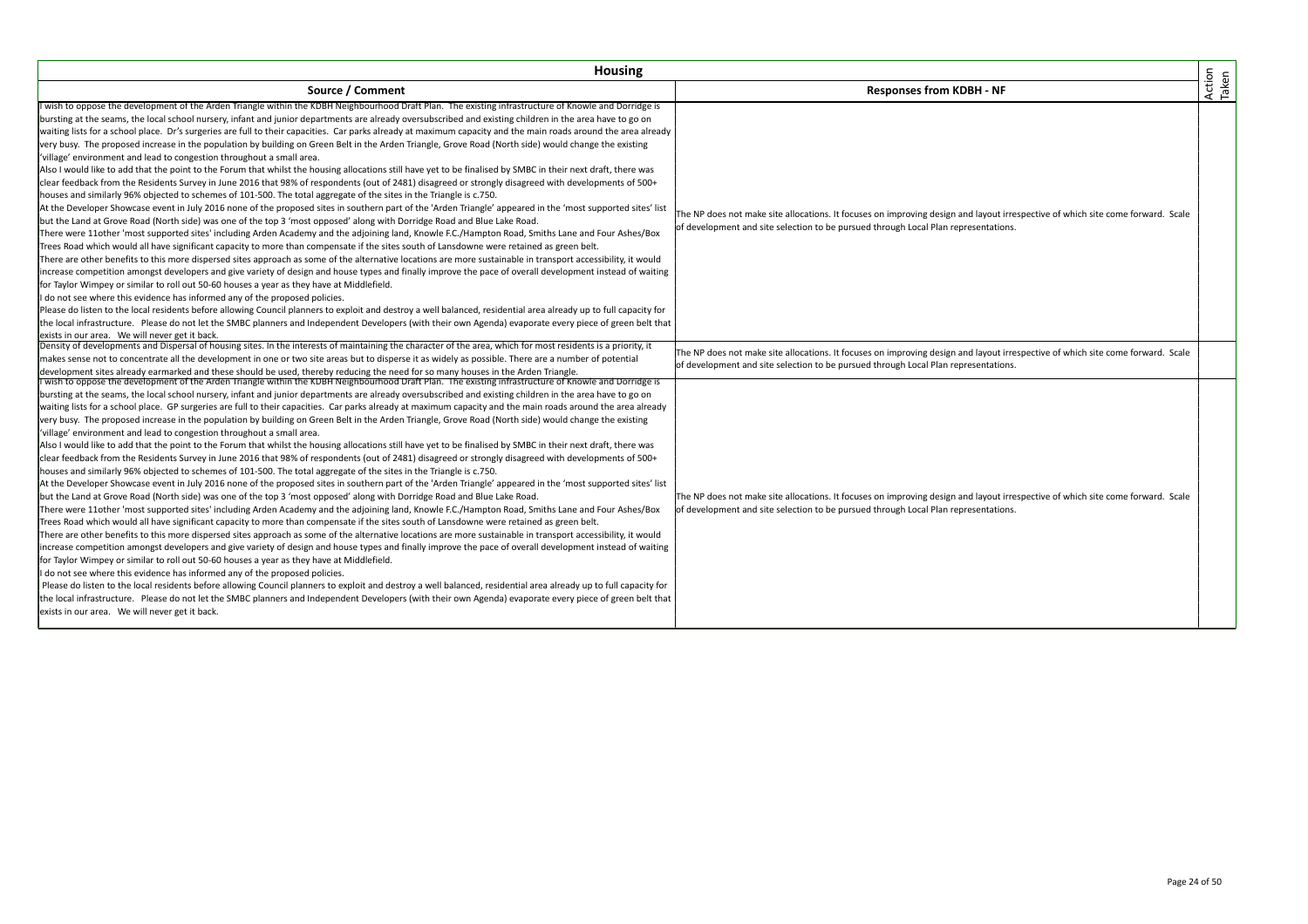| Housing | | |
|---|---|---|
| **Source / Comment** | **Responses from KDBH - NF** | **Action Taken** |
| I wish to oppose the development of the Arden Triangle within the KDBH Neighbourhood Draft Plan. The existing infrastructure of Knowle and Dorridge is bursting at the seams, the local school nursery, infant and junior departments are already oversubscribed and existing children in the area have to go on waiting lists for a school place. Dr's surgeries are full to their capacities. Car parks already at maximum capacity and the main roads around the area already very busy. The proposed increase in the population by building on Green Belt in the Arden Triangle, Grove Road (North side) would change the existing 'village' environment and lead to congestion throughout a small area.<br>Also I would like to add that the point to the Forum that whilst the housing allocations still have yet to be finalised by SMBC in their next draft, there was clear feedback from the Residents Survey in June 2016 that 98% of respondents (out of 2481) disagreed or strongly disagreed with developments of 500+ houses and similarly 96% objected to schemes of 101-500. The total aggregate of the sites in the Triangle is c.750.<br>At the Developer Showcase event in July 2016 none of the proposed sites in southern part of the 'Arden Triangle' appeared in the 'most supported sites' list but the Land at Grove Road (North side) was one of the top 3 'most opposed' along with Dorridge Road and Blue Lake Road.<br>There were 11other 'most supported sites' including Arden Academy and the adjoining land, Knowle F.C./Hampton Road, Smiths Lane and Four Ashes/Box Trees Road which would all have significant capacity to more than compensate if the sites south of Lansdowne were retained as green belt.<br>There are other benefits to this more dispersed sites approach as some of the alternative locations are more sustainable in transport accessibility, it would increase competition amongst developers and give variety of design and house types and finally improve the pace of overall development instead of waiting for Taylor Wimpey or similar to roll out 50-60 houses a year as they have at Middlefield.<br>I do not see where this evidence has informed any of the proposed policies.<br>Please do listen to the local residents before allowing Council planners to exploit and destroy a well balanced, residential area already up to full capacity for the local infrastructure. Please do not let the SMBC planners and Independent Developers (with their own Agenda) evaporate every piece of green belt that exists in our area. We will never get it back. | The NP does not make site allocations. It focuses on improving design and layout irrespective of which site come forward. Scale of development and site selection to be pursued through Local Plan representations. | |
| Density of developments and Dispersal of housing sites. In the interests of maintaining the character of the area, which for most residents is a priority, it makes sense not to concentrate all the development in one or two site areas but to disperse it as widely as possible. There are a number of potential development sites already earmarked and these should be used, thereby reducing the need for so many houses in the Arden Triangle. | The NP does not make site allocations. It focuses on improving design and layout irrespective of which site come forward. Scale of development and site selection to be pursued through Local Plan representations. | |
| I wish to oppose the development of the Arden Triangle within the KDBH Neighbourhood Draft Plan. The existing infrastructure of Knowle and Dorridge is bursting at the seams, the local school nursery, infant and junior departments are already oversubscribed and existing children in the area have to go on waiting lists for a school place. GP surgeries are full to their capacities. Car parks already at maximum capacity and the main roads around the area already very busy. The proposed increase in the population by building on Green Belt in the Arden Triangle, Grove Road (North side) would change the existing 'village' environment and lead to congestion throughout a small area.<br>Also I would like to add that the point to the Forum that whilst the housing allocations still have yet to be finalised by SMBC in their next draft, there was clear feedback from the Residents Survey in June 2016 that 98% of respondents (out of 2481) disagreed or strongly disagreed with developments of 500+ houses and similarly 96% objected to schemes of 101-500. The total aggregate of the sites in the Triangle is c.750.<br>At the Developer Showcase event in July 2016 none of the proposed sites in southern part of the 'Arden Triangle' appeared in the 'most supported sites' list but the Land at Grove Road (North side) was one of the top 3 'most opposed' along with Dorridge Road and Blue Lake Road.<br>There were 11other 'most supported sites' including Arden Academy and the adjoining land, Knowle F.C./Hampton Road, Smiths Lane and Four Ashes/Box Trees Road which would all have significant capacity to more than compensate if the sites south of Lansdowne were retained as green belt.<br>There are other benefits to this more dispersed sites approach as some of the alternative locations are more sustainable in transport accessibility, it would increase competition amongst developers and give variety of design and house types and finally improve the pace of overall development instead of waiting for Taylor Wimpey or similar to roll out 50-60 houses a year as they have at Middlefield.<br>I do not see where this evidence has informed any of the proposed policies.<br>Please do listen to the local residents before allowing Council planners to exploit and destroy a well balanced, residential area already up to full capacity for the local infrastructure. Please do not let the SMBC planners and Independent Developers (with their own Agenda) evaporate every piece of green belt that exists in our area. We will never get it back. | The NP does not make site allocations. It focuses on improving design and layout irrespective of which site come forward. Scale of development and site selection to be pursued through Local Plan representations. | |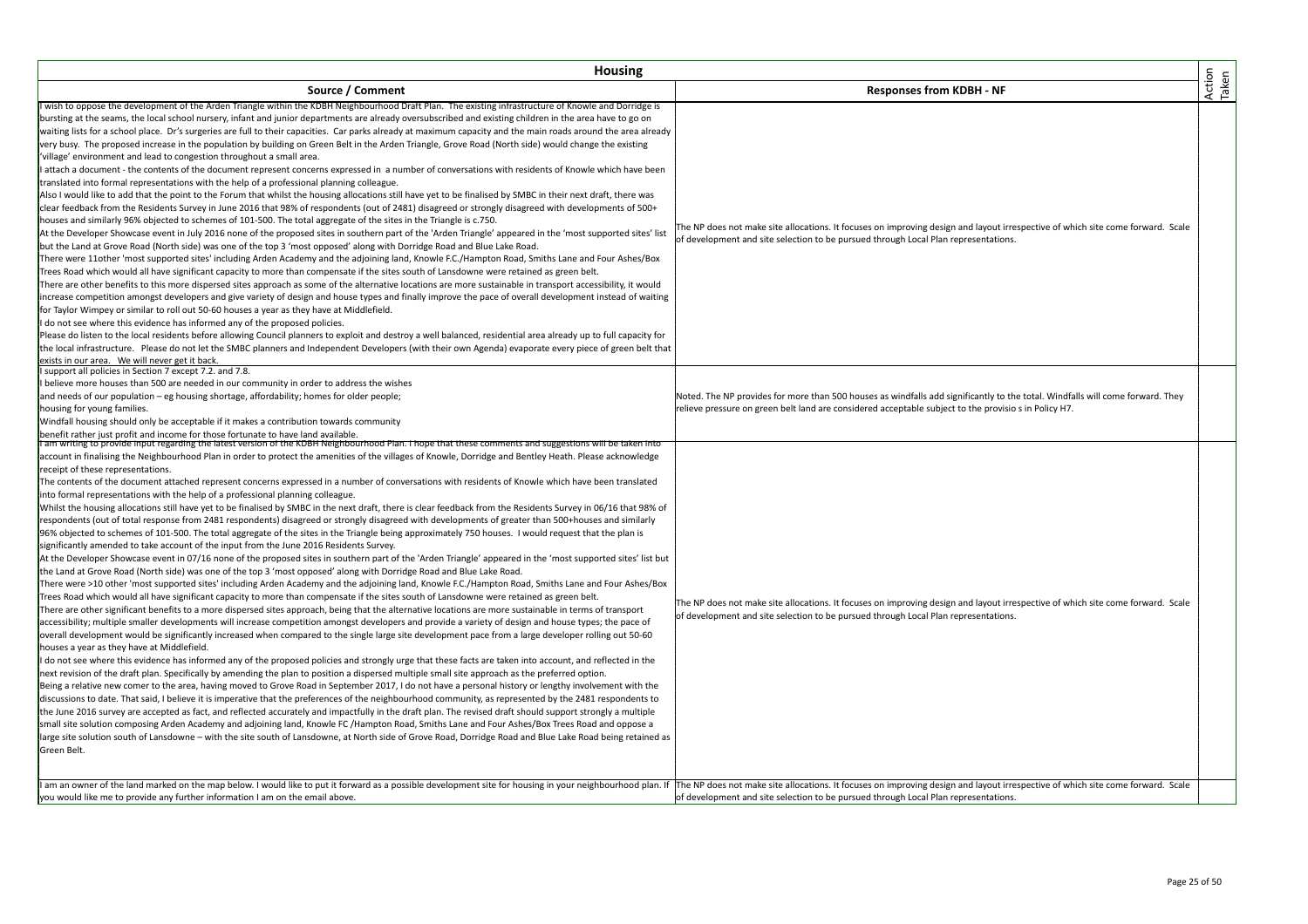| Housing | | |
|---|---|---|
| **Source / Comment** | **Responses from KDBH - NF** | Action Taken |
| I wish to oppose the development of the Arden Triangle within the KDBH Neighbourhood Draft Plan. The existing infrastructure of Knowle and Dorridge is bursting at the seams, the local school nursery, infant and junior departments are already oversubscribed and existing children in the area have to go on waiting lists for a school place. Dr's surgeries are full to their capacities. Car parks already at maximum capacity and the main roads around the area already very busy. The proposed increase in the population by building on Green Belt in the Arden Triangle, Grove Road (North side) would change the existing 'village' environment and lead to congestion throughout a small area.<br>I attach a document - the contents of the document represent concerns expressed in a number of conversations with residents of Knowle which have been translated into formal representations with the help of a professional planning colleague.<br>Also I would like to add that the point to the Forum that whilst the housing allocations still have yet to be finalised by SMBC in their next draft, there was clear feedback from the Residents Survey in June 2016 that 98% of respondents (out of 2481) disagreed or strongly disagreed with developments of 500+ houses and similarly 96% objected to schemes of 101-500. The total aggregate of the sites in the Triangle is c.750.<br>At the Developer Showcase event in July 2016 none of the proposed sites in southern part of the 'Arden Triangle' appeared in the 'most supported sites' list but the Land at Grove Road (North side) was one of the top 3 'most opposed' along with Dorridge Road and Blue Lake Road.<br>There were 11other 'most supported sites' including Arden Academy and the adjoining land, Knowle F.C./Hampton Road, Smiths Lane and Four Ashes/Box Trees Road which would all have significant capacity to more than compensate if the sites south of Lansdowne were retained as green belt.<br>There are other benefits to this more dispersed sites approach as some of the alternative locations are more sustainable in transport accessibility, it would increase competition amongst developers and give variety of design and house types and finally improve the pace of overall development instead of waiting for Taylor Wimpey or similar to roll out 50-60 houses a year as they have at Middlefield.<br>I do not see where this evidence has informed any of the proposed policies.<br>Please do listen to the local residents before allowing Council planners to exploit and destroy a well balanced, residential area already up to full capacity for the local infrastructure. Please do not let the SMBC planners and Independent Developers (with their own Agenda) evaporate every piece of green belt that exists in our area. We will never get it back. | The NP does not make site allocations. It focuses on improving design and layout irrespective of which site come forward. Scale of development and site selection to be pursued through Local Plan representations. | |
| I support all policies in Section 7 except 7.2. and 7.8.<br>I believe more houses than 500 are needed in our community in order to address the wishes and needs of our population – eg housing shortage, affordability; homes for older people; housing for young families.<br>Windfall housing should only be acceptable if it makes a contribution towards community benefit rather just profit and income for those fortunate to have land available. | Noted. The NP provides for more than 500 houses as windfalls add significantly to the total. Windfalls will come forward. They relieve pressure on green belt land are considered acceptable subject to the provisio s in Policy H7. | |
| I am writing to provide input regarding the latest version of the KDBH Neighbourhood Plan. I hope that these comments and suggestions will be taken into account in finalising the Neighbourhood Plan in order to protect the amenities of the villages of Knowle, Dorridge and Bentley Heath. Please acknowledge receipt of these representations.<br>The contents of the document attached represent concerns expressed in a number of conversations with residents of Knowle which have been translated into formal representations with the help of a professional planning colleague.<br>Whilst the housing allocations still have yet to be finalised by SMBC in the next draft, there is clear feedback from the Residents Survey in 06/16 that 98% of respondents (out of total response from 2481 respondents) disagreed or strongly disagreed with developments of greater than 500+houses and similarly 96% objected to schemes of 101-500. The total aggregate of the sites in the Triangle being approximately 750 houses. I would request that the plan is significantly amended to take account of the input from the June 2016 Residents Survey.<br>At the Developer Showcase event in 07/16 none of the proposed sites in southern part of the 'Arden Triangle' appeared in the 'most supported sites' list but the Land at Grove Road (North side) was one of the top 3 'most opposed' along with Dorridge Road and Blue Lake Road.<br>There were >10 other 'most supported sites' including Arden Academy and the adjoining land, Knowle F.C./Hampton Road, Smiths Lane and Four Ashes/Box Trees Road which would all have significant capacity to more than compensate if the sites south of Lansdowne were retained as green belt.<br>There are other significant benefits to a more dispersed sites approach, being that the alternative locations are more sustainable in terms of transport accessibility; multiple smaller developments will increase competition amongst developers and provide a variety of design and house types; the pace of overall development would be significantly increased when compared to the single large site development pace from a large developer rolling out 50-60 houses a year as they have at Middlefield.<br>I do not see where this evidence has informed any of the proposed policies and strongly urge that these facts are taken into account, and reflected in the next revision of the draft plan. Specifically by amending the plan to position a dispersed multiple small site approach as the preferred option.<br>Being a relative new comer to the area, having moved to Grove Road in September 2017, I do not have a personal history or lengthy involvement with the discussions to date. That said, I believe it is imperative that the preferences of the neighbourhood community, as represented by the 2481 respondents to the June 2016 survey are accepted as fact, and reflected accurately and impactfully in the draft plan. The revised draft should support strongly a multiple small site solution composing Arden Academy and adjoining land, Knowle FC /Hampton Road, Smiths Lane and Four Ashes/Box Trees Road and oppose a large site solution south of Lansdowne – with the site south of Lansdowne, at North side of Grove Road, Dorridge Road and Blue Lake Road being retained as Green Belt. | The NP does not make site allocations. It focuses on improving design and layout irrespective of which site come forward. Scale of development and site selection to be pursued through Local Plan representations. | |
| I am an owner of the land marked on the map below. I would like to put it forward as a possible development site for housing in your neighbourhood plan. If you would like me to provide any further information I am on the email above. | The NP does not make site allocations. It focuses on improving design and layout irrespective of which site come forward. Scale of development and site selection to be pursued through Local Plan representations. | |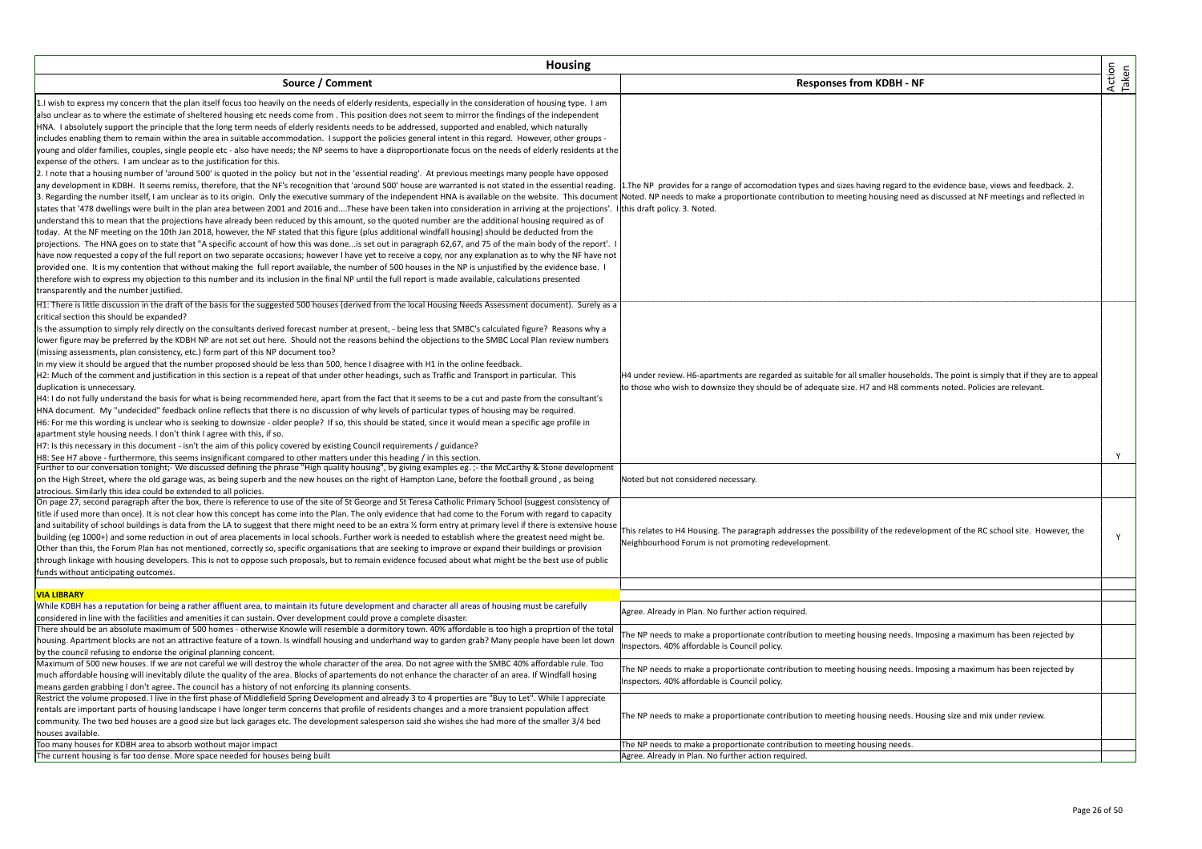# Housing

| Source / Comment | Responses from KDBH - NF | Action Taken |
|---|---|---|
| 1.I wish to express my concern that the plan itself focus too heavily on the needs of elderly residents, especially in the consideration of housing type. I am also unclear as to where the estimate of sheltered housing etc needs come from . This position does not seem to mirror the findings of the independent HNA. I absolutely support the principle that the long term needs of elderly residents needs to be addressed, supported and enabled, which naturally includes enabling them to remain within the area in suitable accommodation. I support the policies general intent in this regard. However, other groups - young and older families, couples, single people etc - also have needs; the NP seems to have a disproportionate focus on the needs of elderly residents at the expense of the others. I am unclear as to the justification for this.<br>2. I note that a housing number of 'around 500' is quoted in the policy but not in the 'essential reading'. At previous meetings many people have opposed any development in KDBH. It seems remiss, therefore, that the NF's recognition that 'around 500' house are warranted is not stated in the essential reading.<br>3. Regarding the number itself, I am unclear as to its origin. Only the executive summary of the independent HNA is available on the website. This document states that '478 dwellings were built in the plan area between 2001 and 2016 and....These have been taken into consideration in arriving at the projections'. I understand this to mean that the projections have already been reduced by this amount, so the quoted number are the additional housing required as of today. At the NF meeting on the 10th Jan 2018, however, the NF stated that this figure (plus additional windfall housing) should be deducted from the projections. The HNA goes on to state that "A specific account of how this was done...is set out in paragraph 62,67, and 75 of the main body of the report'. I have now requested a copy of the full report on two separate occasions; however I have yet to receive a copy, nor any explanation as to why the NF have not provided one. It is my contention that without making the full report available, the number of 500 houses in the NP is unjustified by the evidence base. I therefore wish to express my objection to this number and its inclusion in the final NP until the full report is made available, calculations presented transparently and the number justified. | 1.The NP provides for a range of accomodation types and sizes having regard to the evidence base, views and feedback. 2. Noted. NP needs to make a proportionate contribution to meeting housing need as discussed at NF meetings and reflected in this draft policy. 3. Noted. | |
| H1: There is little discussion in the draft of the basis for the suggested 500 houses (derived from the local Housing Needs Assessment document). Surely as a critical section this should be expanded?<br>Is the assumption to simply rely directly on the consultants derived forecast number at present, - being less that SMBC's calculated figure? Reasons why a lower figure may be preferred by the KDBH NP are not set out here. Should not the reasons behind the objections to the SMBC Local Plan review numbers (missing assessments, plan consistency, etc.) form part of this NP document too?<br>In my view it should be argued that the number proposed should be less than 500, hence I disagree with H1 in the online feedback.<br>H2: Much of the comment and justification in this section is a repeat of that under other headings, such as Traffic and Transport in particular. This duplication is unnecessary.<br>H4: I do not fully understand the basis for what is being recommended here, apart from the fact that it seems to be a cut and paste from the consultant's HNA document. My "undecided" feedback online reflects that there is no discussion of why levels of particular types of housing may be required.<br>H6: For me this wording is unclear who is seeking to downsize - older people? If so, this should be stated, since it would mean a specific age profile in apartment style housing needs. I don't think I agree with this, if so.<br>H7: Is this necessary in this document - isn't the aim of this policy covered by existing Council requirements / guidance?<br>H8: See H7 above - furthermore, this seems insignificant compared to other matters under this heading / in this section. | H4 under review. H6-apartments are regarded as suitable for all smaller households. The point is simply that if they are to appeal to those who wish to downsize they should be of adequate size. H7 and H8 comments noted. Policies are relevant. | Y |
| Further to our conversation tonight;- We discussed defining the phrase "High quality housing", by giving examples eg. ;- the McCarthy & Stone development on the High Street, where the old garage was, as being superb and the new houses on the right of Hampton Lane, before the football ground , as being atrocious. Similarly this idea could be extended to all policies. | Noted but not considered necessary. | |
| On page 27, second paragraph after the box, there is reference to use of the site of St George and St Teresa Catholic Primary School (suggest consistency of title if used more than once). It is not clear how this concept has come into the Plan. The only evidence that had come to the Forum with regard to capacity and suitability of school buildings is data from the LA to suggest that there might need to be an extra ½ form entry at primary level if there is extensive house building (eg 1000+) and some reduction in out of area placements in local schools. Further work is needed to establish where the greatest need might be. Other than this, the Forum Plan has not mentioned, correctly so, specific organisations that are seeking to improve or expand their buildings or provision through linkage with housing developers. This is not to oppose such proposals, but to remain evidence focused about what might be the best use of public funds without anticipating outcomes. | This relates to H4 Housing. The paragraph addresses the possibility of the redevelopment of the RC school site. However, the Neighbourhood Forum is not promoting redevelopment. | Y |
| | | |
| **VIA LIBRARY** | | |
| While KDBH has a reputation for being a rather affluent area, to maintain its future development and character all areas of housing must be carefully considered in line with the facilities and amenities it can sustain. Over development could prove a complete disaster. | Agree. Already in Plan. No further action required. | |
| There should be an absolute maximum of 500 homes - otherwise Knowle will resemble a dormitory town. 40% affordable is too high a proprtion of the total housing. Apartment blocks are not an attractive feature of a town. Is windfall housing and underhand way to garden grab? Many people have been let down by the council refusing to endorse the original planning concent. | The NP needs to make a proportionate contribution to meeting housing needs. Imposing a maximum has been rejected by Inspectors. 40% affordable is Council policy. | |
| Maximum of 500 new houses. If we are not careful we will destroy the whole character of the area. Do not agree with the SMBC 40% affordable rule. Too much affordable housing will inevitably dilute the quality of the area. Blocks of apartements do not enhance the character of an area. If Windfall housing means garden grabbing I don't agree. The council has a history of not enforcing its planning consents. | The NP needs to make a proportionate contribution to meeting housing needs. Imposing a maximum has been rejected by Inspectors. 40% affordable is Council policy. | |
| Restrict the volume proposed. I live in the first phase of Middlefield Spring Development and already 3 to 4 properties are "Buy to Let". While I appreciate rentals are important parts of housing landscape I have longer term concerns that profile of residents changes and a more transient population affect community. The two bed houses are a good size but lack garages etc. The development salesperson said she wishes she had more of the smaller 3/4 bed houses available. | The NP needs to make a proportionate contribution to meeting housing needs. Housing size and mix under review. | |
| Too many houses for KDBH area to absorb wothout major impact | The NP needs to make a proportionate contribution to meeting housing needs. | |
| The current housing is far too dense. More space needed for houses being built | Agree. Already in Plan. No further action required. | |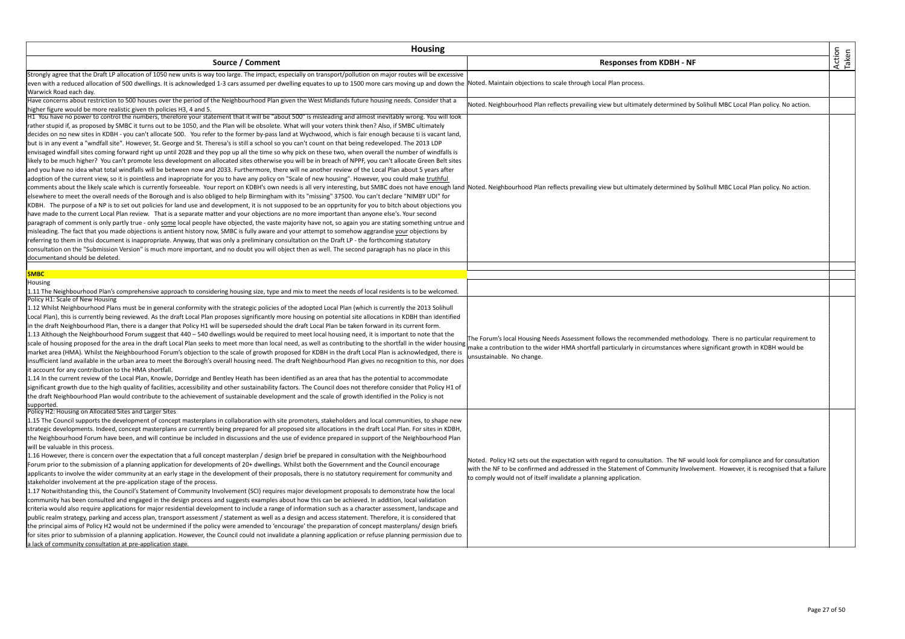| Housing | | |
|---|---|---|
| **Source / Comment** | **Responses from KDBH - NF** | Action Taken |
| Strongly agree that the Draft LP allocation of 1050 new units is way too large. The impact, especially on transport/pollution on major routes will be excessive even with a reduced allocation of 500 dwellings. It is acknowledged 1-3 cars assumed per dwelling equates to up to 1500 more cars moving up and down the Warwick Road each day. | Noted. Maintain objections to scale through Local Plan process. | |
| Have concerns about restriction to 500 houses over the period of the Neighbourhood Plan given the West Midlands future housing needs. Consider that a higher figure would be more realistic given th policies H3, 4 and 5. | Noted. Neighbourhood Plan reflects prevailing view but ultimately determined by Solihull MBC Local Plan policy. No action. | |
| H1 You have no power to control the numbers, therefore your statement that it will be "about 500" is misleading and almost inevitably wrong. You will look rather stupid if, as proposed by SMBC it turns out to be 1050, and the Plan will be obsolete. What will your voters think then? Also, if SMBC ultimately decides on no new sites in KDBH - you can't allocate 500. You refer to the former by-pass land at Wychwood, which is fair enough because ti is vacant land, but is in any event a "wndfall site". However, St. George and St. Theresa's is still a school so you can't count on that being redeveloped. The 2013 LDP envisaged windfall sites coming forward right up until 2028 and they pop up all the time so why pick on these two, when overall the number of windfalls is likely to be much higher? You can't promote less development on allocated sites otherwise you will be in breach of NPPF, you can't allocate Green Belt sites and you have no idea what total windfalls will be between now and 2033. Furthermore, there will ne another review of the Local Plan about 5 years after adoption of the current view, so it is pointless and inapropriate for you to have any policy on "Scale of new housing". However, you could make truthful comments about the likely scale which is currently forseeable. Your report on KDBH's own needs is all very interesting, but SMBC does not have enough land elsewhere to meet the overall needs of the Borough and is also obliged to help Birmingham with its "missing" 37500. You can't declare "NIMBY UDI" for KDBH. The purpose of a NP is to set out policies for land use and development, it is not supposed to be an opprtunity for you to bitch about objections you have made to the current Local Plan review. That is a separate matter and your objections are no more important than anyone else's. Your second paragraph of comment is only partly true - only some local people have objected, the vaste majority have not, so again you are stating something untrue and misleading. The fact that you made objections is antient history now, SMBC is fully aware and your attempt to somehow aggrandise your objections by referring to them in thsi document is inappropriate. Anyway, that was only a preliminary consultation on the Draft LP - the forthcoming statutory consultation on the "Submission Version" is much more important, and no doubt you will object then as well. The second paragraph has no place in this documentand should be deleted. | Noted. Neighbourhood Plan reflects prevailing view but ultimately determined by Solihull MBC Local Plan policy. No action. | |
| | | |
| **SMBC** | | |
| Housing<br>1.11 The Neighbourhood Plan's comprehensive approach to considering housing size, type and mix to meet the needs of local residents is to be welcomed. | | |
| Policy H1: Scale of New Housing<br>1.12 Whilst Neighbourhood Plans must be in general conformity with the strategic policies of the adopted Local Plan (which is currently the 2013 Solihull Local Plan), this is currently being reviewed. As the draft Local Plan proposes significantly more housing on potential site allocations in KDBH than identified in the draft Neighbourhood Plan, there is a danger that Policy H1 will be superseded should the draft Local Plan be taken forward in its current form.<br>1.13 Although the Neighbourhood Forum suggest that 440 – 540 dwellings would be required to meet local housing need, it is important to note that the scale of housing proposed for the area in the draft Local Plan seeks to meet more than local need, as well as contributing to the shortfall in the wider housing market area (HMA). Whilst the Neighbourhood Forum's objection to the scale of growth proposed for KDBH in the draft Local Plan is acknowledged, there is insufficient land available in the urban area to meet the Borough's overall housing need. The draft Neighbourhood Plan gives no recognition to this, nor does it account for any contribution to the HMA shortfall.<br>1.14 In the current review of the Local Plan, Knowle, Dorridge and Bentley Heath has been identified as an area that has the potential to accommodate significant growth due to the high quality of facilities, accessibility and other sustainability factors. The Council does not therefore consider that Policy H1 of the draft Neighbourhood Plan would contribute to the achievement of sustainable development and the scale of growth identified in the Policy is not supported. | The Forum's local Housing Needs Assessment follows the recommended methodology. There is no particular requirement to make a contribution to the wider HMA shortfall particularly in circumstances where significant growth in KDBH would be unsustainable. No change. | |
| Policy H2: Housing on Allocated Sites and Larger Sites<br>1.15 The Council supports the development of concept masterplans in collaboration with site promoters, stakeholders and local communities, to shape new strategic developments. Indeed, concept masterplans are currently being prepared for all proposed site allocations in the draft Local Plan. For sites in KDBH, the Neighbourhood Forum have been, and will continue be included in discussions and the use of evidence prepared in support of the Neighbourhood Plan will be valuable in this process.<br>1.16 However, there is concern over the expectation that a full concept masterplan / design brief be prepared in consultation with the Neighbourhood Forum prior to the submission of a planning application for developments of 20+ dwellings. Whilst both the Government and the Council encourage applicants to involve the wider community at an early stage in the development of their proposals, there is no statutory requirement for community and stakeholder involvement at the pre-application stage of the process.<br>1.17 Notwithstanding this, the Council's Statement of Community Involvement (SCI) requires major development proposals to demonstrate how the local community has been consulted and engaged in the design process and suggests examples about how this can be achieved. In addition, local validation criteria would also require applications for major residential development to include a range of information such as a character assessment, landscape and public realm strategy, parking and access plan, transport assessment / statement as well as a design and access statement. Therefore, it is considered that the principal aims of Policy H2 would not be undermined if the policy were amended to 'encourage' the preparation of concept masterplans/ design briefs for sites prior to submission of a planning application. However, the Council could not invalidate a planning application or refuse planning permission due to a lack of community consultation at pre-application stage. | Noted. Policy H2 sets out the expectation with regard to consultation. The NF would look for compliance and for consultation with the NF to be confirmed and addressed in the Statement of Community Involvement. However, it is recognised that a failure to comply would not of itself invalidate a planning application. | |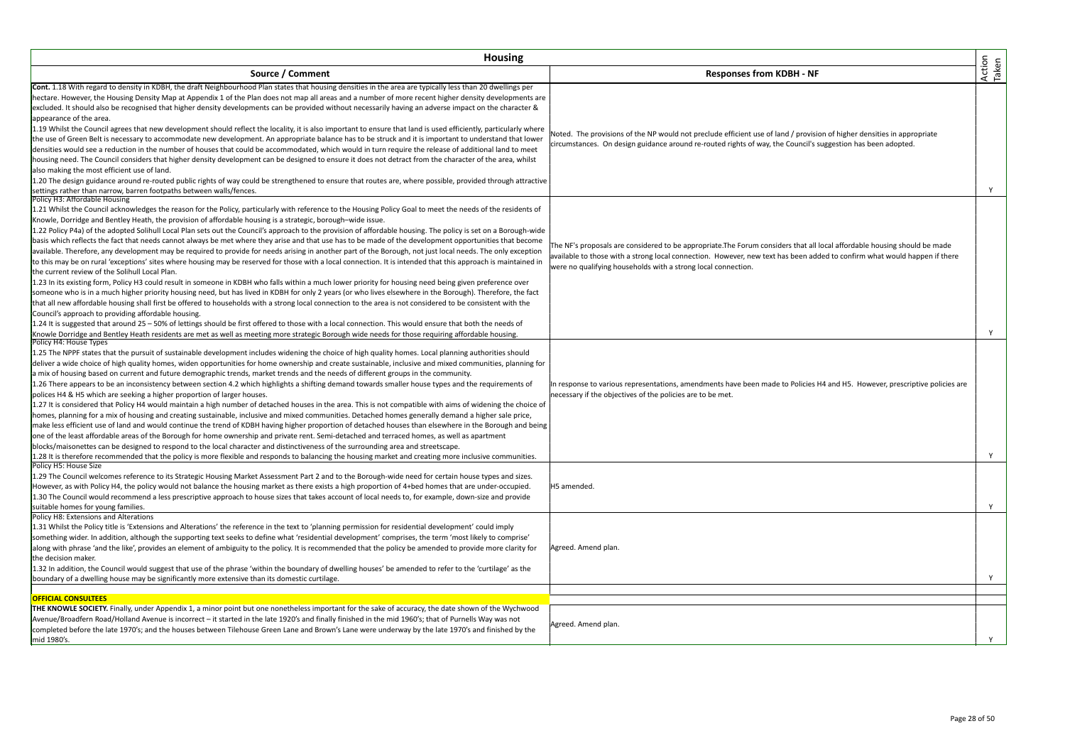| Housing | | |
|---|---|---|
| **Source / Comment** | **Responses from KDBH - NF** | Action Taken |
| **Cont.** 1.18 With regard to density in KDBH, the draft Neighbourhood Plan states that housing densities in the area are typically less than 20 dwellings per hectare. However, the Housing Density Map at Appendix 1 of the Plan does not map all areas and a number of more recent higher density developments are excluded. It should also be recognised that higher density developments can be provided without necessarily having an adverse impact on the character & appearance of the area.<br>1.19 Whilst the Council agrees that new development should reflect the locality, it is also important to ensure that land is used efficiently, particularly where the use of Green Belt is necessary to accommodate new development. An appropriate balance has to be struck and it is important to understand that lower densities would see a reduction in the number of houses that could be accommodated, which would in turn require the release of additional land to meet housing need. The Council considers that higher density development can be designed to ensure it does not detract from the character of the area, whilst also making the most efficient use of land.<br>1.20 The design guidance around re-routed public rights of way could be strengthened to ensure that routes are, where possible, provided through attractive settings rather than narrow, barren footpaths between walls/fences. | Noted. The provisions of the NP would not preclude efficient use of land / provision of higher densities in appropriate circumstances. On design guidance around re-routed rights of way, the Council's suggestion has been adopted. | Y |
| Policy H3: Affordable Housing<br>1.21 Whilst the Council acknowledges the reason for the Policy, particularly with reference to the Housing Policy Goal to meet the needs of the residents of Knowle, Dorridge and Bentley Heath, the provision of affordable housing is a strategic, borough–wide issue.<br>1.22 Policy P4a) of the adopted Solihull Local Plan sets out the Council's approach to the provision of affordable housing. The policy is set on a Borough-wide basis which reflects the fact that needs cannot always be met where they arise and that use has to be made of the development opportunities that become available. Therefore, any development may be required to provide for needs arising in another part of the Borough, not just local needs. The only exception to this may be on rural 'exceptions' sites where housing may be reserved for those with a local connection. It is intended that this approach is maintained in the current review of the Solihull Local Plan.<br>1.23 In its existing form, Policy H3 could result in someone in KDBH who falls within a much lower priority for housing need being given preference over someone who is in a much higher priority housing need, but has lived in KDBH for only 2 years (or who lives elsewhere in the Borough). Therefore, the fact that all new affordable housing shall first be offered to households with a strong local connection to the area is not considered to be consistent with the Council's approach to providing affordable housing.<br>1.24 It is suggested that around 25 – 50% of lettings should be first offered to those with a local connection. This would ensure that both the needs of Knowle Dorridge and Bentley Heath residents are met as well as meeting more strategic Borough wide needs for those requiring affordable housing. | The NF's proposals are considered to be appropriate.The Forum considers that all local affordable housing should be made available to those with a strong local connection. However, new text has been added to confirm what would happen if there were no qualifying households with a strong local connection. | Y |
| Policy H4: House Types<br>1.25 The NPPF states that the pursuit of sustainable development includes widening the choice of high quality homes. Local planning authorities should deliver a wide choice of high quality homes, widen opportunities for home ownership and create sustainable, inclusive and mixed communities, planning for a mix of housing based on current and future demographic trends, market trends and the needs of different groups in the community.<br>1.26 There appears to be an inconsistency between section 4.2 which highlights a shifting demand towards smaller house types and the requirements of polices H4 & H5 which are seeking a higher proportion of larger houses.<br>1.27 It is considered that Policy H4 would maintain a high number of detached houses in the area. This is not compatible with aims of widening the choice of homes, planning for a mix of housing and creating sustainable, inclusive and mixed communities. Detached homes generally demand a higher sale price, make less efficient use of land and would continue the trend of KDBH having higher proportion of detached houses than elsewhere in the Borough and being one of the least affordable areas of the Borough for home ownership and private rent. Semi-detached and terraced homes, as well as apartment blocks/maisonettes can be designed to respond to the local character and distinctiveness of the surrounding area and streetscape.<br>1.28 It is therefore recommended that the policy is more flexible and responds to balancing the housing market and creating more inclusive communities. | In response to various representations, amendments have been made to Policies H4 and H5. However, prescriptive policies are necessary if the objectives of the policies are to be met. | Y |
| Policy H5: House Size<br>1.29 The Council welcomes reference to its Strategic Housing Market Assessment Part 2 and to the Borough-wide need for certain house types and sizes. However, as with Policy H4, the policy would not balance the housing market as there exists a high proportion of 4+bed homes that are under-occupied.<br>1.30 The Council would recommend a less prescriptive approach to house sizes that takes account of local needs to, for example, down-size and provide suitable homes for young families. | H5 amended. | Y |
| Policy H8: Extensions and Alterations<br>1.31 Whilst the Policy title is 'Extensions and Alterations' the reference in the text to 'planning permission for residential development' could imply something wider. In addition, although the supporting text seeks to define what 'residential development' comprises, the term 'most likely to comprise' along with phrase 'and the like', provides an element of ambiguity to the policy. It is recommended that the policy be amended to provide more clarity for the decision maker.<br>1.32 In addition, the Council would suggest that use of the phrase 'within the boundary of dwelling houses' be amended to refer to the 'curtilage' as the boundary of a dwelling house may be significantly more extensive than its domestic curtilage. | Agreed. Amend plan. | Y |
| **OFFICIAL CONSULTEES** | | |
| **THE KNOWLE SOCIETY.** Finally, under Appendix 1, a minor point but one nonetheless important for the sake of accuracy, the date shown of the Wychwood Avenue/Broadfern Road/Holland Avenue is incorrect – it started in the late 1920's and finally finished in the mid 1960's; that of Purnells Way was not completed before the late 1970's; and the houses between Tilehouse Green Lane and Brown's Lane were underway by the late 1970's and finished by the mid 1980's. | Agreed. Amend plan. | Y |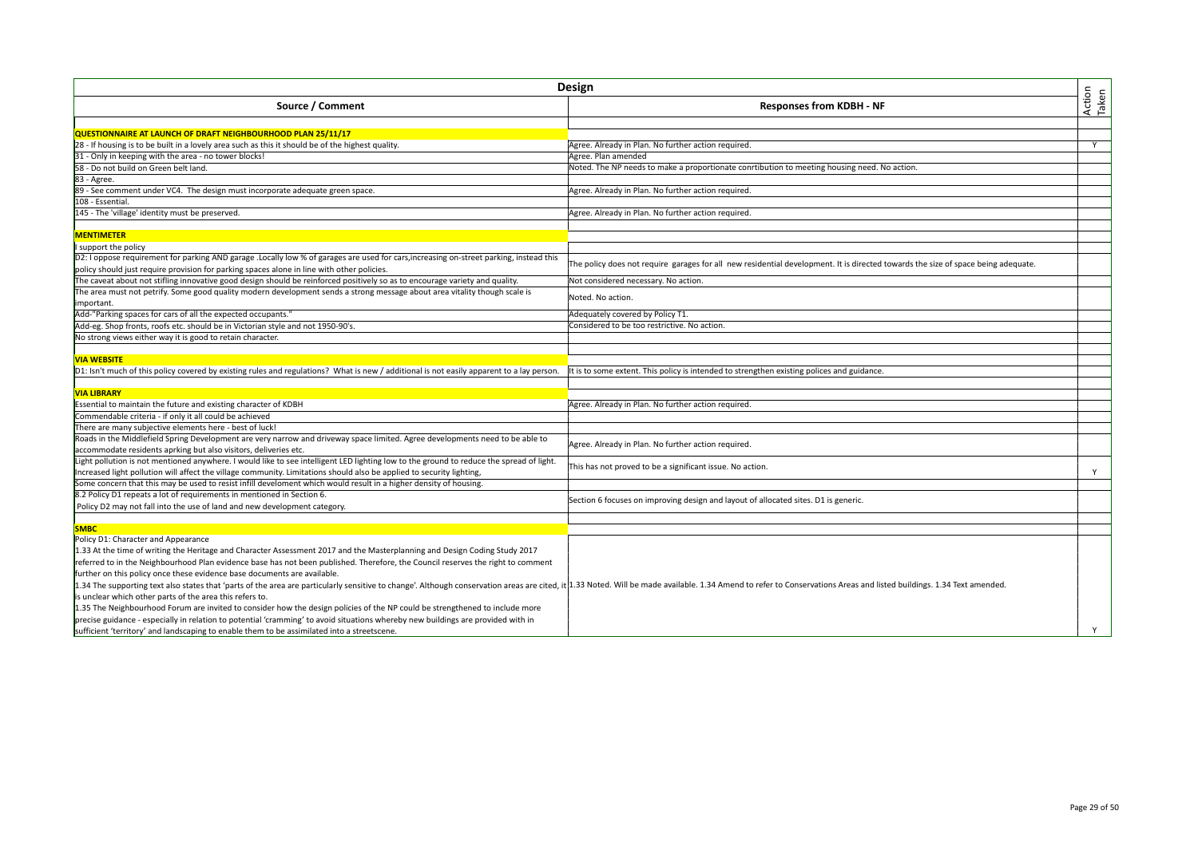| Design | | |
|---|---|---|
| **Source / Comment** | **Responses from KDBH - NF** | **Action Taken** |
| | | |
| **QUESTIONNAIRE AT LAUNCH OF DRAFT NEIGHBOURHOOD PLAN 25/11/17** | | |
| 28 - If housing is to be built in a lovely area such as this it should be of the highest quality. | Agree. Already in Plan. No further action required. | Y |
| 31 - Only in keeping with the area - no tower blocks! | Agree. Plan amended | |
| 58 - Do not build on Green belt land. | Noted. The NP needs to make a proportionate conrtibution to meeting housing need. No action. | |
| 83 - Agree. | | |
| 89 - See comment under VC4. The design must incorporate adequate green space. | Agree. Already in Plan. No further action required. | |
| 108 - Essential. | | |
| 145 - The 'village' identity must be preserved. | Agree. Already in Plan. No further action required. | |
| | | |
| **MENTIMETER** | | |
| I support the policy | | |
| D2: I oppose requirement for parking AND garage .Locally low % of garages are used for cars,increasing on-street parking, instead this policy should just require provision for parking spaces alone in line with other policies. | The policy does not require garages for all new residential development. It is directed towards the size of space being adequate. | |
| The caveat about not stifling innovative good design should be reinforced positively so as to encourage variety and quality. | Not considered necessary. No action. | |
| The area must not petrify. Some good quality modern development sends a strong message about area vitality though scale is important. | Noted. No action. | |
| Add-"Parking spaces for cars of all the expected occupants." | Adequately covered by Policy T1. | |
| Add-eg. Shop fronts, roofs etc. should be in Victorian style and not 1950-90's. | Considered to be too restrictive. No action. | |
| No strong views either way it is good to retain character. | | |
| | | |
| **VIA WEBSITE** | | |
| D1: Isn't much of this policy covered by existing rules and regulations? What is new / additional is not easily apparent to a lay person. | It is to some extent. This policy is intended to strengthen existing polices and guidance. | |
| | | |
| **VIA LIBRARY** | | |
| Essential to maintain the future and existing character of KDBH | Agree. Already in Plan. No further action required. | |
| Commendable criteria - if only it all could be achieved | | |
| There are many subjective elements here - best of luck! | | |
| Roads in the Middlefield Spring Development are very narrow and driveway space limited. Agree developments need to be able to accommodate residents aprking but also visitors, deliveries etc. | Agree. Already in Plan. No further action required. | |
| Light pollution is not mentioned anywhere. I would like to see intelligent LED lighting low to the ground to reduce the spread of light. Increased light pollution will affect the village community. Limitations should also be applied to security lighting, | This has not proved to be a significant issue. No action. | Y |
| Some concern that this may be used to resist infill develoment which would result in a higher density of housing. | | |
| 8.2 Policy D1 repeats a lot of requirements in mentioned in Section 6. Policy D2 may not fall into the use of land and new development category. | Section 6 focuses on improving design and layout of allocated sites. D1 is generic. | |
| | | |
| **SMBC** | | |
| Policy D1: Character and Appearance<br>1.33 At the time of writing the Heritage and Character Assessment 2017 and the Masterplanning and Design Coding Study 2017 referred to in the Neighbourhood Plan evidence base has not been published. Therefore, the Council reserves the right to comment further on this policy once these evidence base documents are available.<br>1.34 The supporting text also states that 'parts of the area are particularly sensitive to change'. Although conservation areas are cited, it is unclear which other parts of the area this refers to.<br>1.35 The Neighbourhood Forum are invited to consider how the design policies of the NP could be strengthened to include more precise guidance - especially in relation to potential 'cramming' to avoid situations whereby new buildings are provided with in sufficient 'territory' and landscaping to enable them to be assimilated into a streetscene. | 1.33 Noted. Will be made available. 1.34 Amend to refer to Conservations Areas and listed buildings. 1.34 Text amended. | Y |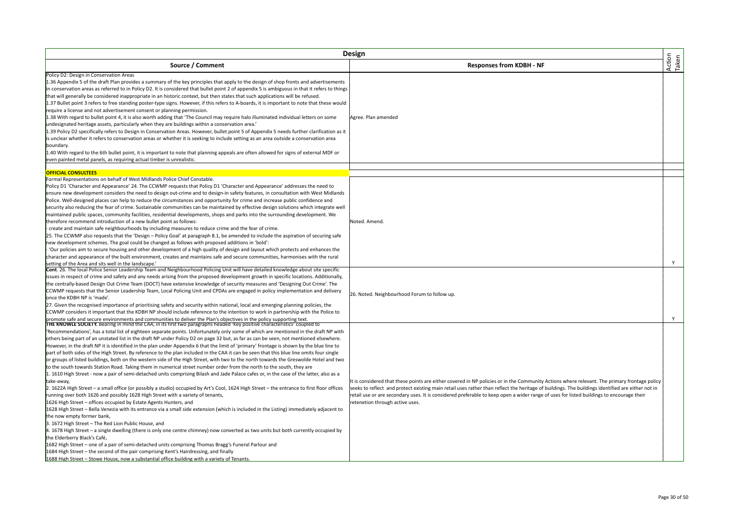| Design | | |
|---|---|---|
| **Source / Comment** | **Responses from KDBH - NF** | Action Taken |
| Policy D2: Design in Conservation Areas<br>1.36 Appendix 5 of the draft Plan provides a summary of the key principles that apply to the design of shop fronts and advertisements in conservation areas as referred to in Policy D2. It is considered that bullet point 2 of appendix 5 is ambiguous in that it refers to things that will generally be considered inappropriate in an historic context, but then states that such applications will be refused.<br>1.37 Bullet point 3 refers to free standing poster-type signs. However, if this refers to A-boards, it is important to note that these would require a license and not advertisement consent or planning permission.<br>1.38 With regard to bullet point 4, it is also worth adding that 'The Council may require halo illuminated individual letters on some undesignated heritage assets, particularly when they are buildings within a conservation area.'<br>1.39 Policy D2 specifically refers to Design in Conservation Areas. However, bullet point 5 of Appendix 5 needs further clarification as it is unclear whether it refers to conservation areas or whether it is seeking to include setting as an area outside a conservation area boundary.<br>1.40 With regard to the 6th bullet point, it is important to note that planning appeals are often allowed for signs of external MDF or even painted metal panels, as requiring actual timber is unrealistic. | Agree. Plan amended | |
| | | |
| **OFFICIAL CONSULTEES** | | |
| Formal Representations on behalf of West Midlands Police Chief Constable.<br>Policy D1 'Character and Appearance' 24. The CCWMP requests that Policy D1 'Character and Appearance' addresses the need to ensure new development considers the need to design out-crime and to design-in safety features, in consultation with West Midlands Police. Well-designed places can help to reduce the circumstances and opportunity for crime and increase public confidence and security also reducing the fear of crime. Sustainable communities can be maintained by effective design solutions which integrate well maintained public spaces, community facilities, residential developments, shops and parks into the surrounding development. We therefore recommend introduction of a new bullet point as follows:<br>· create and maintain safe neighbourhoods by including measures to reduce crime and the fear of crime.<br>25. The CCWMP also requests that the 'Design – Policy Goal' at paragraph 8.1, be amended to include the aspiration of securing safe new development schemes. The goal could be changed as follows with proposed additions in 'bold':<br>· 'Our policies aim to secure housing and other development of a high quality of design and layout which protects and enhances the character and appearance of the built environment, creates and maintains safe and secure communities, harmonises with the rural setting of the Area and sits well in the landscape.' | Noted. Amend. | Y |
| **Cont**. 26. The local Police Senior Leadership Team and Neighbourhood Policing Unit will have detailed knowledge about site specific issues in respect of crime and safety and any needs arising from the proposed development growth in specific locations. Additionally, the centrally-based Design Out Crime Team (DOCT) have extensive knowledge of security measures and 'Designing Out Crime'. The CCWMP requests that the Senior Leadership Team, Local Policing Unit and CPDAs are engaged in policy implementation and delivery once the KDBH NP is 'made'.<br>27. Given the recognised importance of prioritising safety and security within national, local and emerging planning policies, the CCWMP considers it important that the KDBH NP should include reference to the intention to work in partnership with the Police to promote safe and secure environments and communities to deliver the Plan's objectives in the policy supporting text. | 26. Noted. Neighbourhood Forum to follow up. | Y |
| **THE KNOWLE SOCIETY.** Bearing in mind the CAA, in its first two paragraphs headed 'Key positive characteristics' coupled to 'Recommendations', has a total list of eighteen separate points. Unfortunately only some of which are mentioned in the draft NP with others being part of an unstated list in the draft NP under Policy D2 on page 32 but, as far as can be seen, not mentioned elsewhere. However, in the draft NP it is identified in the plan under Appendix 6 that the limit of 'primary' frontage is shown by the blue line to part of both sides of the High Street. By reference to the plan included in the CAA it can be seen that this blue line omits four single or groups of listed buildings, both on the western side of the High Street, with two to the north towards the Greswolde Hotel and two to the south towards Station Road. Taking them in numerical street number order from the north to the south, they are<br>1. 1610 High Street - now a pair of semi-detached units comprising Bilash and Jade Palace cafes or, in the case of the latter, also as a take-away,<br>2. 1622A High Street – a small office (or possibly a studio) occupied by Art's Cool, 1624 High Street – the entrance to first floor offices running over both 1626 and possibly 1628 High Street with a variety of tenants,<br>1626 High Street – offices occupied by Estate Agents Hunters, and<br>1628 High Street – Bella Venezia with its entrance via a small side extension (which is included in the Listing) immediately adjacent to the now empty former bank,<br>3. 1672 High Street – The Red Lion Public House, and<br>4. 1678 High Street – a single dwelling (there is only one centre chimney) now converted as two units but both currently occupied by the Elderberry Black's Café,<br>1682 High Street – one of a pair of semi-detached units comprising Thomas Bragg's Funeral Parlour and<br>1684 High Street – the second of the pair comprising Kent's Hairdressing, and finally<br>1688 High Street – Stowe House, now a substantial office building with a variety of Tenants. | It is considered that these points are either covered in NP policies or in the Community Actions where relevant. The primary frontage policy seeks to reflect and protect existing main retail uses rather than reflect the heritage of buildings. The buildings identified are either not in retail use or are secondary uses. It is considered preferable to keep open a wider range of uses for listed buildings to encourage their retenetion through active uses. | |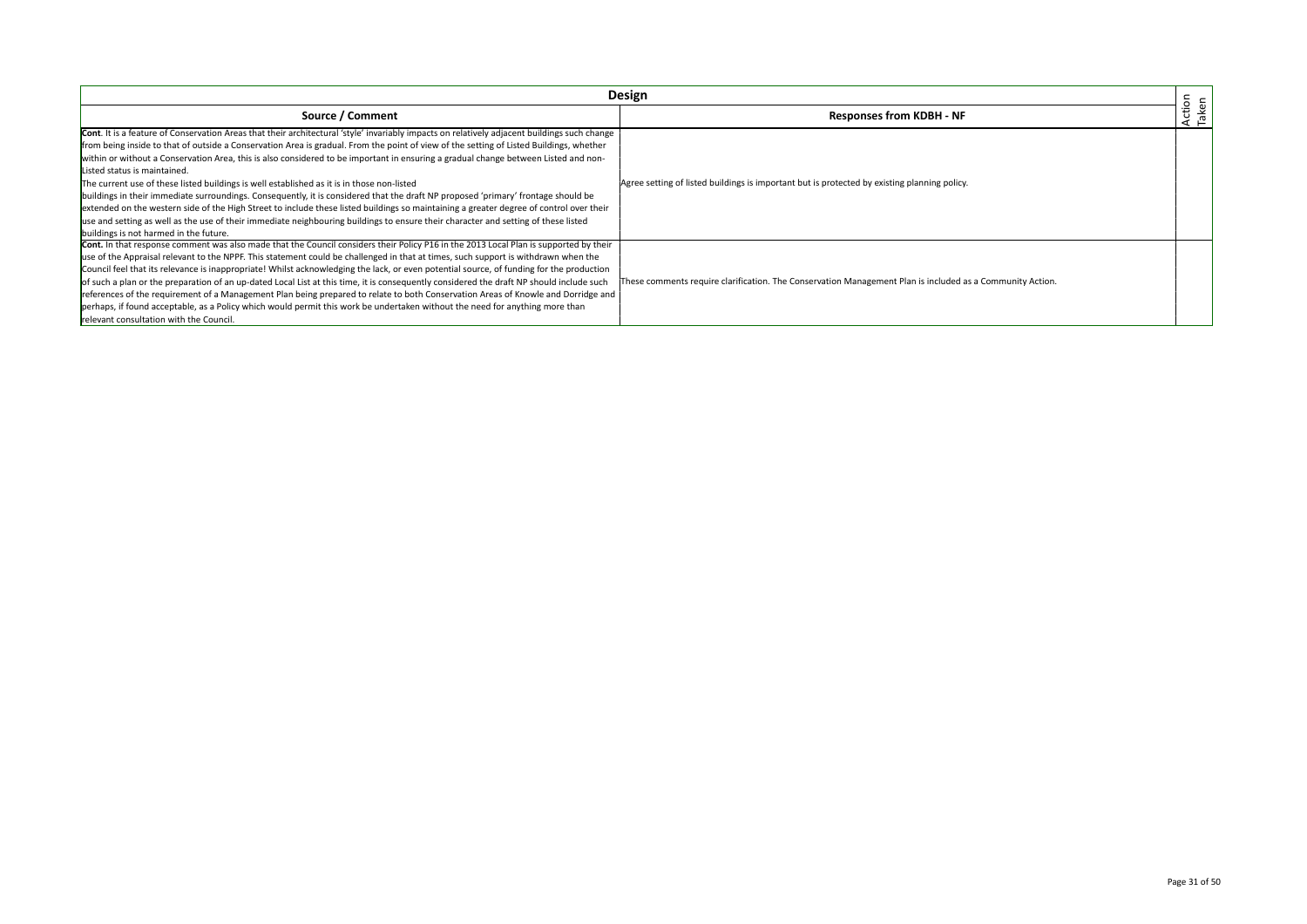| Design | | |
|---|---|---|
| **Source / Comment** | **Responses from KDBH - NF** | Action Taken |
| **Cont**. It is a feature of Conservation Areas that their architectural 'style' invariably impacts on relatively adjacent buildings such change from being inside to that of outside a Conservation Area is gradual. From the point of view of the setting of Listed Buildings, whether within or without a Conservation Area, this is also considered to be important in ensuring a gradual change between Listed and non-Listed status is maintained. The current use of these listed buildings is well established as it is in those non-listed buildings in their immediate surroundings. Consequently, it is considered that the draft NP proposed 'primary' frontage should be extended on the western side of the High Street to include these listed buildings so maintaining a greater degree of control over their use and setting as well as the use of their immediate neighbouring buildings to ensure their character and setting of these listed buildings is not harmed in the future. | Agree setting of listed buildings is important but is protected by existing planning policy. | |
| **Cont.** In that response comment was also made that the Council considers their Policy P16 in the 2013 Local Plan is supported by their use of the Appraisal relevant to the NPPF. This statement could be challenged in that at times, such support is withdrawn when the Council feel that its relevance is inappropriate! Whilst acknowledging the lack, or even potential source, of funding for the production of such a plan or the preparation of an up-dated Local List at this time, it is consequently considered the draft NP should include such references of the requirement of a Management Plan being prepared to relate to both Conservation Areas of Knowle and Dorridge and perhaps, if found acceptable, as a Policy which would permit this work be undertaken without the need for anything more than relevant consultation with the Council. | These comments require clarification. The Conservation Management Plan is included as a Community Action. | |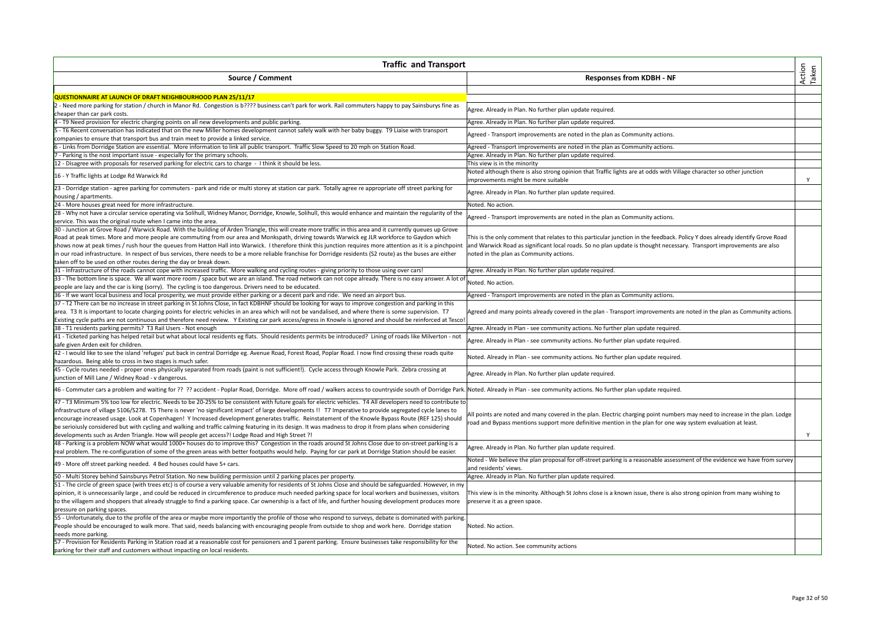| Traffic and Transport | | |
|---|---|---|
| **Source / Comment** | **Responses from KDBH - NF** | **Action Taken** |
| **QUESTIONNAIRE AT LAUNCH OF DRAFT NEIGHBOURHOOD PLAN 25/11/17** | | |
| 2 - Need more parking for station / church in Manor Rd. Congestion is b???? business can't park for work. Rail commuters happy to pay Sainsburys fine as cheaper than car park costs. | Agree. Already in Plan. No further plan update required. | |
| 4 - T9 Need provision for electric charging points on all new developments and public parking. | Agree. Already in Plan. No further plan update required. | |
| 5 - T6 Recent conversation has indicated that on the new Miller homes development cannot safely walk with her baby buggy. T9 Liaise with transport companies to ensure that transport bus and train meet to provide a linked service. | Agreed - Transport improvements are noted in the plan as Community actions. | |
| 6 - Links from Dorridge Station are essential. More information to link all public transport. Traffic Slow Speed to 20 mph on Station Road. | Agreed - Transport improvements are noted in the plan as Community actions. | |
| 7 - Parking is the nost important issue - especially for the primary schools. | Agree. Already in Plan. No further plan update required. | |
| 12 - Disagree with proposals for reserved parking for electric cars to charge - I think it should be less. | This view is in the minority | |
| 16 - Y Traffic lights at Lodge Rd Warwick Rd | Noted although there is also strong opinion that Traffic lights are at odds with Village character so other junction improvements might be more suitable | Y |
| 23 - Dorridge station - agree parking for commuters - park and ride or multi storey at station car park. Totally agree re appropriate off street parking for housing / apartments. | Agree. Already in Plan. No further plan update required. | |
| 24 - More houses great need for more infrastructure. | Noted. No action. | |
| 28 - Why not have a circular service operating via Solihull, Widney Manor, Dorridge, Knowle, Solihull, this would enhance and maintain the regularity of the service. This was the original route when I came into the area. | Agreed - Transport improvements are noted in the plan as Community actions. | |
| 30 - Junction at Grove Road / Warwick Road. With the building of Arden Triangle, this will create more traffic in this area and it currently queues up Grove Road at peak times. More and more people are commuting from our area and Monkspath, driving towards Warwick eg JLR workforce to Gaydon which shows now at peak times / rush hour the queues from Hatton Hall into Warwick. I therefore think this junction requires more attention as it is a pinchpoint in our road infrastructure. In respect of bus services, there needs to be a more reliable franchise for Dorridge residents (S2 route) as the buses are either taken off to be used on other routes dering the day or break down. | This is the only comment that relates to this particular junction in the feedback. Policy Y does already identify Grove Road and Warwick Road as significant local roads. So no plan update is thought necessary. Transport improvements are also noted in the plan as Community actions. | |
| 31 - Infrastructure of the roads cannot cope with increased traffic. More walking and cycling routes - giving priority to those using over cars! | Agree. Already in Plan. No further plan update required. | |
| 33 - The bottom line is space. We all want more room / space but we are an island. The road network can not cope already. There is no easy answer. A lot of people are lazy and the car is king (sorry). The cycling is too dangerous. Drivers need to be educated. | Noted. No action. | |
| 36 - If we want local business and local prosperity, we must provide either parking or a decent park and ride. We need an airport bus. | Agreed - Transport improvements are noted in the plan as Community actions. | |
| 37 - T2 There can be no increase in street parking in St Johns Close, in fact KDBHNF should be looking for ways to improve congestion and parking in this area. T3 It is important to locate charging points for electric vehicles in an area which will not be vandalised, and where there is some supervision. T7 Existing cycle paths are not continuous and therefore need review. Y Existing car park access/egress in Knowle is ignored and should be reinforced at Tesco! | Agreed and many points already covered in the plan - Transport improvements are noted in the plan as Community actions. | |
| 38 - T1 residents parking permits? T3 Rail Users - Not enough | Agree. Already in Plan - see community actions. No further plan update required. | |
| 41 - Ticketed parking has helped retail but what about local residents eg flats. Should residents permits be introduced? Lining of roads like Milverton - not safe given Arden exit for children. | Agree. Already in Plan - see community actions. No further plan update required. | |
| 42 - I would like to see the island 'refuges' put back in central Dorridge eg. Avenue Road, Forest Road, Poplar Road. I now find crossing these roads quite hazardous. Being able to cross in two stages is much safer. | Noted. Already in Plan - see community actions. No further plan update required. | |
| 45 - Cycle routes needed - proper ones physically separated from roads (paint is not sufficient!). Cycle access through Knowle Park. Zebra crossing at junction of Mill Lane / Widney Road - v dangerous. | Agree. Already in Plan. No further plan update required. | |
| 46 - Commuter cars a problem and waiting for ?? ?? accident - Poplar Road, Dorridge. More off road / walkers access to countryside south of Dorridge Park. | Noted. Already in Plan - see community actions. No further plan update required. | |
| 47 - T3 Minimum 5% too low for electric. Needs to be 20-25% to be consistent with future goals for electric vehicles. T4 All developers need to contribute to infrastructure of village S106/S278. T5 There is never 'no significant impact' of large developments !! T7 Imperative to provide segregated cycle lanes to encourage increased usage. Look at Copenhagen! Y Increased development generates traffic. Reinstatement of the Knowle Bypass Route (REF 125) should be serioiusly considered but with cycling and walking and traffic calming featuring in its design. It was madness to drop it from plans when considering developments such as Arden Triangle. How will people get access?! Lodge Road and High Street ?! | All points are noted and many covered in the plan. Electric charging point numbers may need to increase in the plan. Lodge road and Bypass mentions support more definitive mention in the plan for one way system evaluation at least. | Y |
| 48 - Parking is a problem NOW what would 1000+ houses do to improve this? Congestion in the roads around St Johns Close due to on-street parking is a real problem. The re-configuration of some of the green areas with better footpaths would help. Paying for car park at Dorridge Station should be easier. | Agree. Already in Plan. No further plan update required. | |
| 49 - More off street parking needed. 4 Bed houses could have 5+ cars. | Noted - We believe the plan proposal for off-street parking is a reasonable assessment of the evidence we have from survey and residents' views. | |
| 50 - Multi Storey behind Sainsburys Petrol Station. No new building permission until 2 parking places per property. | Agree. Already in Plan. No further plan update required. | |
| 51 - The circle of green space (with trees etc) is of course a very valuable amenity for residents of St Johns Close and should be safeguarded. However, in my opinion, it is unnecessarily large , and could be reduced in circumference to produce much needed parking space for local workers and businesses, visitors to the villagem and shoppers that already struggle to find a parking space. Car ownership is a fact of life, and further housing development produces more pressure on parking spaces. | This view is in the minority. Although St Johns close is a known issue, there is also strong opinion from many wishing to preserve it as a green space. | |
| 55 - Unfortunately, due to the profile of the area or maybe more importantly the profile of those who respond to surveys, debate is dominated with parking. People should be encouraged to walk more. That said, needs balancing with encouraging people from outside to shop and work here. Dorridge station needs more parking. | Noted. No action. | |
| 57 - Provision for Residents Parking in Station road at a reasonable cost for pensioners and 1 parent parking. Ensure businesses take responsibility for the parking for their staff and customers without impacting on local residents. | Noted. No action. See community actions | |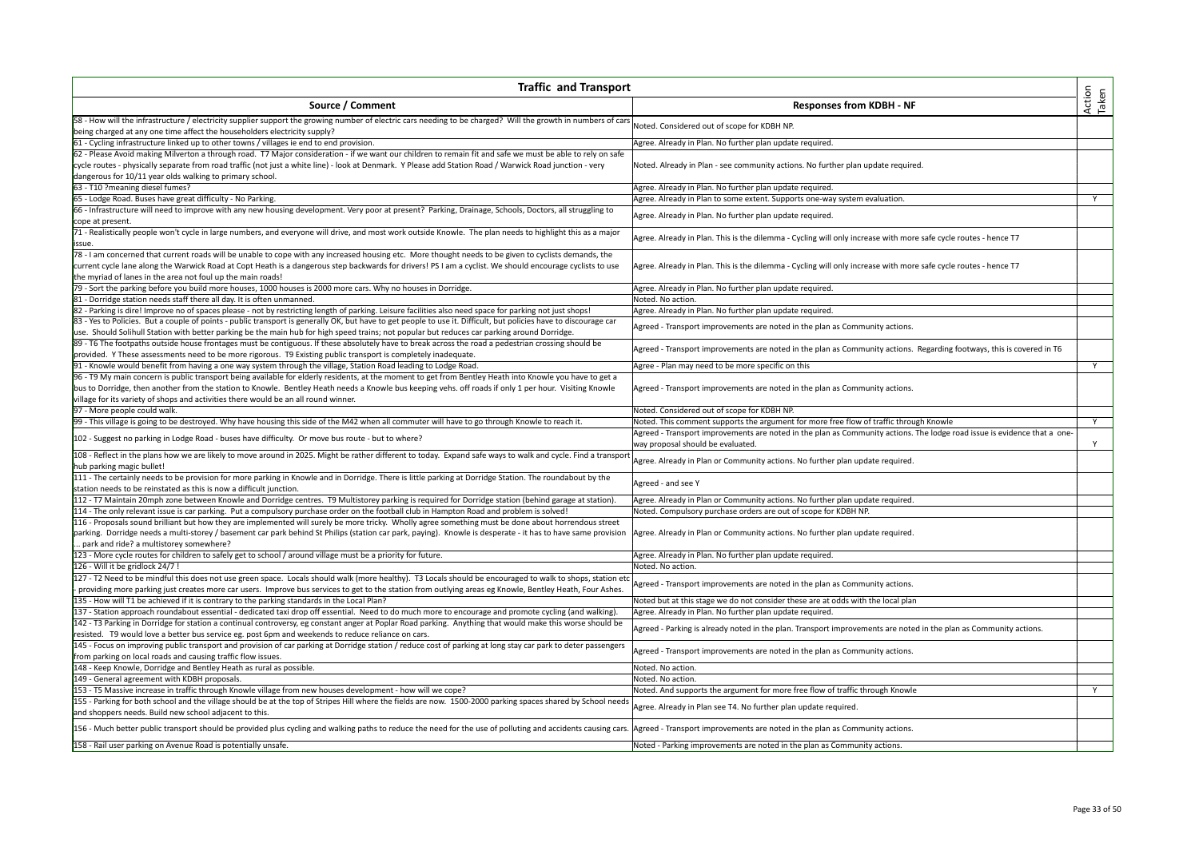| Traffic and Transport | | |
|---|---|---|
| **Source / Comment** | **Responses from KDBH - NF** | **Action Taken** |
| 58 - How will the infrastructure / electricity supplier support the growing number of electric cars needing to be charged? Will the growth in numbers of cars being charged at any one time affect the householders electricity supply? | Noted. Considered out of scope for KDBH NP. | |
| 61 - Cycling infrastructure linked up to other towns / villages ie end to end provision. | Agree. Already in Plan. No further plan update required. | |
| 62 - Please Avoid making Milverton a through road. T7 Major consideration - if we want our children to remain fit and safe we must be able to rely on safe cycle routes - physically separate from road traffic (not just a white line) - look at Denmark. Y Please add Station Road / Warwick Road junction - very dangerous for 10/11 year olds walking to primary school. | Noted. Already in Plan - see community actions. No further plan update required. | |
| 63 - T10 ?meaning diesel fumes? | Agree. Already in Plan. No further plan update required. | |
| 65 - Lodge Road. Buses have great difficulty - No Parking. | Agree. Already in Plan to some extent. Supports one-way system evaluation. | Y |
| 66 - Infrastructure will need to improve with any new housing development. Very poor at present? Parking, Drainage, Schools, Doctors, all struggling to cope at present. | Agree. Already in Plan. No further plan update required. | |
| 71 - Realistically people won't cycle in large numbers, and everyone will drive, and most work outside Knowle. The plan needs to highlight this as a major issue. | Agree. Already in Plan. This is the dilemma - Cycling will only increase with more safe cycle routes - hence T7 | |
| 78 - I am concerned that current roads will be unable to cope with any increased housing etc. More thought needs to be given to cyclists demands, the current cycle lane along the Warwick Road at Copt Heath is a dangerous step backwards for drivers! PS I am a cyclist. We should encourage cyclists to use the myriad of lanes in the area not foul up the main roads! | Agree. Already in Plan. This is the dilemma - Cycling will only increase with more safe cycle routes - hence T7 | |
| 79 - Sort the parking before you build more houses, 1000 houses is 2000 more cars. Why no houses in Dorridge. | Agree. Already in Plan. No further plan update required. | |
| 81 - Dorridge station needs staff there all day. It is often unmanned. | Noted. No action. | |
| 82 - Parking is dire! Improve no of spaces please - not by restricting length of parking. Leisure facilities also need space for parking not just shops! | Agree. Already in Plan. No further plan update required. | |
| 83 - Yes to Policies. But a couple of points - public transport is generally OK, but have to get people to use it. Difficult, but policies have to discourage car use. Should Solihull Station with better parking be the main hub for high speed trains; not popular but reduces car parking around Dorridge. | Agreed - Transport improvements are noted in the plan as Community actions. | |
| 89 - T6 The footpaths outside house frontages must be contiguous. If these absolutely have to break across the road a pedestrian crossing should be provided. Y These assessments need to be more rigorous. T9 Existing public transport is completely inadequate. | Agreed - Transport improvements are noted in the plan as Community actions. Regarding footways, this is covered in T6 | |
| 91 - Knowle would benefit from having a one way system through the village, Station Road leading to Lodge Road. | Agree - Plan may need to be more specific on this | Y |
| 96 - T9 My main concern is public transport being available for elderly residents, at the moment to get from Bentley Heath into Knowle you have to get a bus to Dorridge, then another from the station to Knowle. Bentley Heath needs a Knowle bus keeping vehs. off roads if only 1 per hour. Visiting Knowle village for its variety of shops and activities there would be an all round winner. | Agreed - Transport improvements are noted in the plan as Community actions. | |
| 97 - More people could walk. | Noted. Considered out of scope for KDBH NP. | |
| 99 - This village is going to be destroyed. Why have housing this side of the M42 when all commuter will have to go through Knowle to reach it. | Noted. This comment supports the argument for more free flow of traffic through Knowle | Y |
| 102 - Suggest no parking in Lodge Road - buses have difficulty. Or move bus route - but to where? | Agreed - Transport improvements are noted in the plan as Community actions. The lodge road issue is evidence that a one-way proposal should be evaluated. | Y |
| 108 - Reflect in the plans how we are likely to move around in 2025. Might be rather different to today. Expand safe ways to walk and cycle. Find a transport hub parking magic bullet! | Agree. Already in Plan or Community actions. No further plan update required. | |
| 111 - The certainly needs to be provision for more parking in Knowle and in Dorridge. There is little parking at Dorridge Station. The roundabout by the station needs to be reinstated as this is now a difficult junction. | Agreed - and see Y | |
| 112 - T7 Maintain 20mph zone between Knowle and Dorridge centres. T9 Multistorey parking is required for Dorridge station (behind garage at station). | Agree. Already in Plan or Community actions. No further plan update required. | |
| 114 - The only relevant issue is car parking. Put a compulsory purchase order on the football club in Hampton Road and problem is solved! | Noted. Compulsory purchase orders are out of scope for KDBH NP. | |
| 116 - Proposals sound brilliant but how they are implemented will surely be more tricky. Wholly agree something must be done about horrendous street parking. Dorridge needs a multi-storey / basement car park behind St Philips (station car park, paying). Knowle is desperate - it has to have same provision ... park and ride? a multistorey somewhere? | Agree. Already in Plan or Community actions. No further plan update required. | |
| 123 - More cycle routes for children to safely get to school / around village must be a priority for future. | Agree. Already in Plan. No further plan update required. | |
| 126 - Will it be gridlock 24/7 ! | Noted. No action. | |
| 127 - T2 Need to be mindful this does not use green space. Locals should walk (more healthy). T3 Locals should be encouraged to walk to shops, station etc - providing more parking just creates more car users. Improve bus services to get to the station from outlying areas eg Knowle, Bentley Heath, Four Ashes. | Agreed - Transport improvements are noted in the plan as Community actions. | |
| 135 - How will T1 be achieved if it is contrary to the parking standards in the Local Plan? | Noted but at this stage we do not consider these are at odds with the local plan | |
| 137 - Station approach roundabout essential - dedicated taxi drop off essential. Need to do much more to encourage and promote cycling (and walking). | Agree. Already in Plan. No further plan update required. | |
| 142 - T3 Parking in Dorridge for station a continual controversy, eg constant anger at Poplar Road parking. Anything that would make this worse should be resisted. T9 would love a better bus service eg. post 6pm and weekends to reduce reliance on cars. | Agreed - Parking is already noted in the plan. Transport improvements are noted in the plan as Community actions. | |
| 145 - Focus on improving public transport and provision of car parking at Dorridge station / reduce cost of parking at long stay car park to deter passengers from parking on local roads and causing traffic flow issues. | Agreed - Transport improvements are noted in the plan as Community actions. | |
| 148 - Keep Knowle, Dorridge and Bentley Heath as rural as possible. | Noted. No action. | |
| 149 - General agreement with KDBH proposals. | Noted. No action. | |
| 153 - T5 Massive increase in traffic through Knowle village from new houses development - how will we cope? | Noted. And supports the argument for more free flow of traffic through Knowle | Y |
| 155 - Parking for both school and the village should be at the top of Stripes Hill where the fields are now. 1500-2000 parking spaces shared by School needs and shoppers needs. Build new school adjacent to this. | Agree. Already in Plan see T4. No further plan update required. | |
| 156 - Much better public transport should be provided plus cycling and walking paths to reduce the need for the use of polluting and accidents causing cars. | Agreed - Transport improvements are noted in the plan as Community actions. | |
| 158 - Rail user parking on Avenue Road is potentially unsafe. | Noted - Parking improvements are noted in the plan as Community actions. | |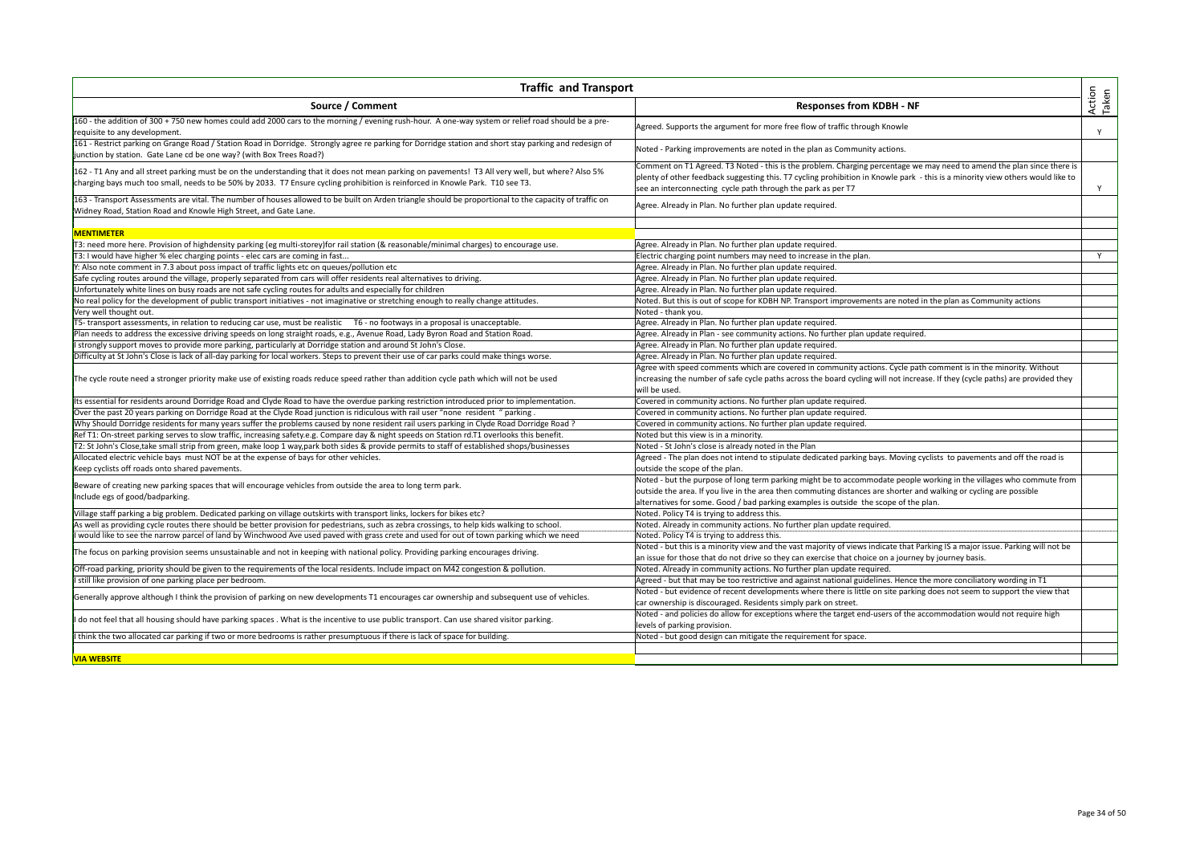| Traffic and Transport | | Action Taken |
|---|---|---|
| **Source / Comment** | **Responses from KDBH - NF** | |
| 160 - the addition of 300 + 750 new homes could add 2000 cars to the morning / evening rush-hour. A one-way system or relief road should be a pre-requisite to any development. | Agreed. Supports the argument for more free flow of traffic through Knowle | Y |
| 161 - Restrict parking on Grange Road / Station Road in Dorridge. Strongly agree re parking for Dorridge station and short stay parking and redesign of junction by station. Gate Lane cd be one way? (with Box Trees Road?) | Noted - Parking improvements are noted in the plan as Community actions. | |
| 162 - T1 Any and all street parking must be on the understanding that it does not mean parking on pavements! T3 All very well, but where? Also 5% charging bays much too small, needs to be 50% by 2033. T7 Ensure cycling prohibition is reinforced in Knowle Park. T10 see T3. | Comment on T1 Agreed. T3 Noted - this is the problem. Charging percentage we may need to amend the plan since there is plenty of other feedback suggesting this. T7 cycling prohibition in Knowle park - this is a minority view others would like to see an interconnecting cycle path through the park as per T7 | Y |
| 163 - Transport Assessments are vital. The number of houses allowed to be built on Arden triangle should be proportional to the capacity of traffic on Widney Road, Station Road and Knowle High Street, and Gate Lane. | Agree. Already in Plan. No further plan update required. | |
| | | |
| **MENTIMETER** | | |
| T3: need more here. Provision of highdensity parking (eg multi-storey)for rail station (& reasonable/minimal charges) to encourage use. | Agree. Already in Plan. No further plan update required. | |
| T3: I would have higher % elec charging points - elec cars are coming in fast... | Electric charging point numbers may need to increase in the plan. | Y |
| Y: Also note comment in 7.3 about poss impact of traffic lights etc on queues/pollution etc | Agree. Already in Plan. No further plan update required. | |
| Safe cycling routes around the village, properly separated from cars will offer residents real alternatives to driving. | Agree. Already in Plan. No further plan update required. | |
| Unfortunately white lines on busy roads are not safe cycling routes for adults and especially for children | Agree. Already in Plan. No further plan update required. | |
| No real policy for the development of public transport initiatives - not imaginative or stretching enough to really change attitudes. | Noted. But this is out of scope for KDBH NP. Transport improvements are noted in the plan as Community actions | |
| Very well thought out. | Noted - thank you. | |
| T5- transport assessments, in relation to reducing car use, must be realistic T6 - no footways in a proposal is unacceptable. | Agree. Already in Plan. No further plan update required. | |
| Plan needs to address the excessive driving speeds on long straight roads, e.g., Avenue Road, Lady Byron Road and Station Road. | Agree. Already in Plan - see community actions. No further plan update required. | |
| I strongly support moves to provide more parking, particularly at Dorridge station and around St John's Close. | Agree. Already in Plan. No further plan update required. | |
| Difficulty at St John's Close is lack of all-day parking for local workers. Steps to prevent their use of car parks could make things worse. | Agree. Already in Plan. No further plan update required. | |
| The cycle route need a stronger priority make use of existing roads reduce speed rather than addition cycle path which will not be used | Agree with speed comments which are covered in community actions. Cycle path comment is in the minority. Without increasing the number of safe cycle paths across the board cycling will not increase. If they (cycle paths) are provided they will be used. | |
| Its essential for residents around Dorridge Road and Clyde Road to have the overdue parking restriction introduced prior to implementation. | Covered in community actions. No further plan update required. | |
| Over the past 20 years parking on Dorridge Road at the Clyde Road junction is ridiculous with rail user "none resident " parking . | Covered in community actions. No further plan update required. | |
| Why Should Dorridge residents for many years suffer the problems caused by none resident rail users parking in Clyde Road Dorridge Road ? | Covered in community actions. No further plan update required. | |
| Ref T1: On-street parking serves to slow traffic, increasing safety.e.g. Compare day & night speeds on Station rd.T1 overlooks this benefit. | Noted but this view is in a minority. | |
| T2: St John's Close,take small strip from green, make loop 1 way,park both sides & provide permits to staff of established shops/businesses | Noted - St John's close is already noted in the Plan | |
| Allocated electric vehicle bays must NOT be at the expense of bays for other vehicles.<br>Keep cyclists off roads onto shared pavements. | Agreed - The plan does not intend to stipulate dedicated parking bays. Moving cyclists to pavements and off the road is outside the scope of the plan. | |
| Beware of creating new parking spaces that will encourage vehicles from outside the area to long term park.<br>Include egs of good/badparking. | Noted - but the purpose of long term parking might be to accommodate people working in the villages who commute from outside the area. If you live in the area then commuting distances are shorter and walking or cycling are possible alternatives for some. Good / bad parking examples is outside the scope of the plan. | |
| Village staff parking a big problem. Dedicated parking on village outskirts with transport links, lockers for bikes etc? | Noted. Policy T4 is trying to address this. | |
| As well as providing cycle routes there should be better provision for pedestrians, such as zebra crossings, to help kids walking to school. | Noted. Already in community actions. No further plan update required. | |
| I would like to see the narrow parcel of land by Winchwood Ave used paved with grass crete and used for out of town parking which we need | Noted. Policy T4 is trying to address this. | |
| The focus on parking provision seems unsustainable and not in keeping with national policy. Providing parking encourages driving. | Noted - but this is a minority view and the vast majority of views indicate that Parking IS a major issue. Parking will not be an issue for those that do not drive so they can exercise that choice on a journey by journey basis. | |
| Off-road parking, priority should be given to the requirements of the local residents. Include impact on M42 congestion & pollution. | Noted. Already in community actions. No further plan update required. | |
| I still like provision of one parking place per bedroom. | Agreed - but that may be too restrictive and against national guidelines. Hence the more conciliatory wording in T1 | |
| Generally approve although I think the provision of parking on new developments T1 encourages car ownership and subsequent use of vehicles. | Noted - but evidence of recent developments where there is little on site parking does not seem to support the view that car ownership is discouraged. Residents simply park on street. | |
| I do not feel that all housing should have parking spaces . What is the incentive to use public transport. Can use shared visitor parking. | Noted - and policies do allow for exceptions where the target end-users of the accommodation would not require high levels of parking provision. | |
| I think the two allocated car parking if two or more bedrooms is rather presumptuous if there is lack of space for building. | Noted - but good design can mitigate the requirement for space. | |
| | | |
| **VIA WEBSITE** | | |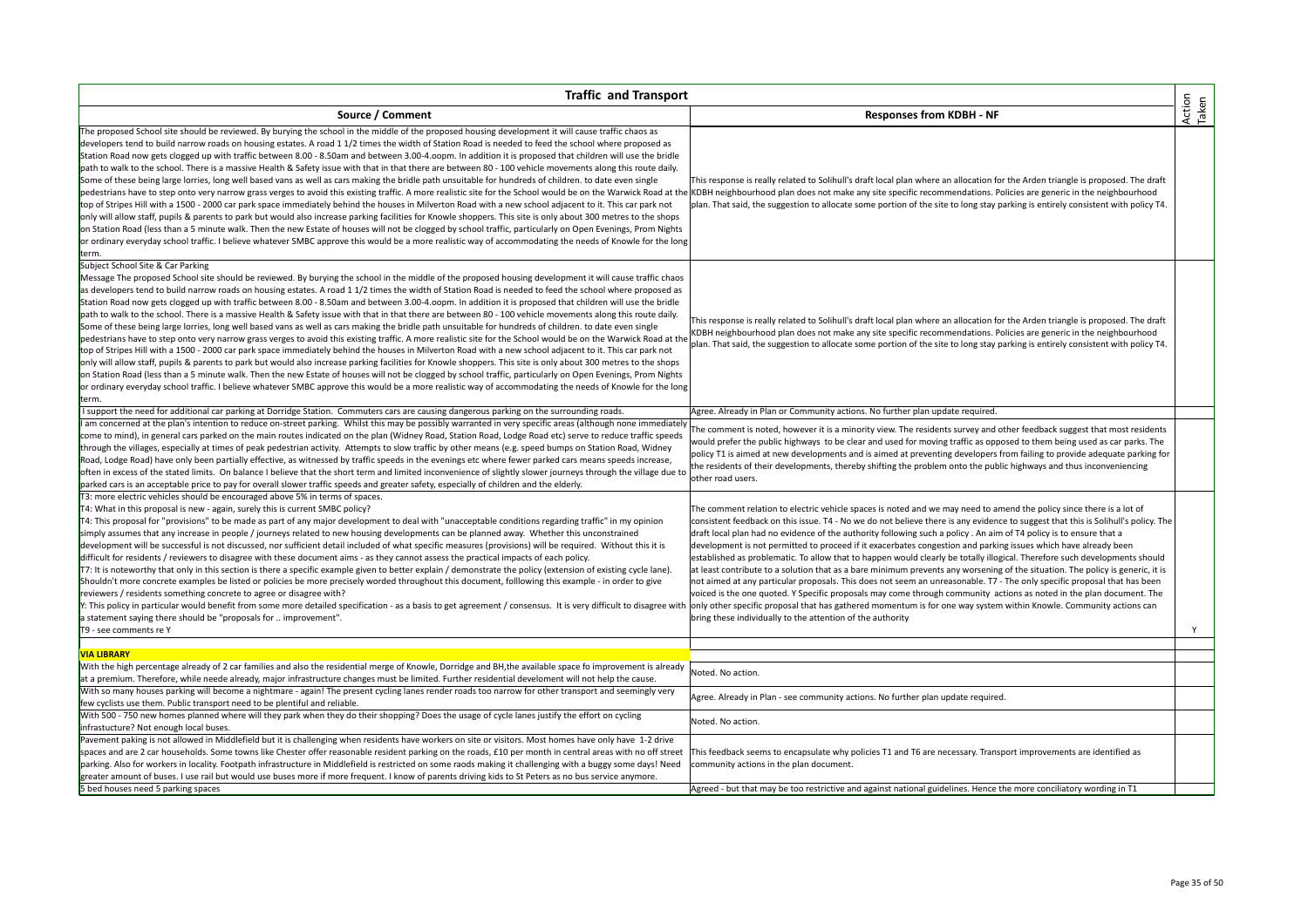| Traffic and Transport | | |
|---|---|---|
| **Source / Comment** | **Responses from KDBH - NF** | **Action Taken** |
| The proposed School site should be reviewed. By burying the school in the middle of the proposed housing development it will cause traffic chaos as developers tend to build narrow roads on housing estates. A road 1 1/2 times the width of Station Road is needed to feed the school where proposed as Station Road now gets clogged up with traffic between 8.00 - 8.50am and between 3.00-4.oopm. In addition it is proposed that children will use the bridle path to walk to the school. There is a massive Health & Safety issue with that in that there are between 80 - 100 vehicle movements along this route daily. Some of these being large lorries, long well based vans as well as cars making the bridle path unsuitable for hundreds of children. to date even single pedestrians have to step onto very narrow grass verges to avoid this existing traffic. A more realistic site for the School would be on the Warwick Road at the top of Stripes Hill with a 1500 - 2000 car park space immediately behind the houses in Milverton Road with a new school adjacent to it. This car park not only will allow staff, pupils & parents to park but would also increase parking facilities for Knowle shoppers. This site is only about 300 metres to the shops on Station Road (less than a 5 minute walk. Then the new Estate of houses will not be clogged by school traffic, particularly on Open Evenings, Prom Nights or ordinary everyday school traffic. I believe whatever SMBC approve this would be a more realistic way of accommodating the needs of Knowle for the long term. | This response is really related to Solihull's draft local plan where an allocation for the Arden triangle is proposed. The draft KDBH neighbourhood plan does not make any site specific recommendations. Policies are generic in the neighbourhood plan. That said, the suggestion to allocate some portion of the site to long stay parking is entirely consistent with policy T4. | |
| Subject School Site & Car Parking<br>Message The proposed School site should be reviewed. By burying the school in the middle of the proposed housing development it will cause traffic chaos as developers tend to build narrow roads on housing estates. A road 1 1/2 times the width of Station Road is needed to feed the school where proposed as Station Road now gets clogged up with traffic between 8.00 - 8.50am and between 3.00-4.oopm. In addition it is proposed that children will use the bridle path to walk to the school. There is a massive Health & Safety issue with that in that there are between 80 - 100 vehicle movements along this route daily. Some of these being large lorries, long well based vans as well as cars making the bridle path unsuitable for hundreds of children. to date even single pedestrians have to step onto very narrow grass verges to avoid this existing traffic. A more realistic site for the School would be on the Warwick Road at the top of Stripes Hill with a 1500 - 2000 car park space immediately behind the houses in Milverton Road with a new school adjacent to it. This car park not only will allow staff, pupils & parents to park but would also increase parking facilities for Knowle shoppers. This site is only about 300 metres to the shops on Station Road (less than a 5 minute walk. Then the new Estate of houses will not be clogged by school traffic, particularly on Open Evenings, Prom Nights or ordinary everyday school traffic. I believe whatever SMBC approve this would be a more realistic way of accommodating the needs of Knowle for the long term. | This response is really related to Solihull's draft local plan where an allocation for the Arden triangle is proposed. The draft KDBH neighbourhood plan does not make any site specific recommendations. Policies are generic in the neighbourhood plan. That said, the suggestion to allocate some portion of the site to long stay parking is entirely consistent with policy T4. | |
| I support the need for additional car parking at Dorridge Station. Commuters cars are causing dangerous parking on the surrounding roads. | Agree. Already in Plan or Community actions. No further plan update required. | |
| I am concerned at the plan's intention to reduce on-street parking. Whilst this may be possibly warranted in very specific areas (although none immediately come to mind), in general cars parked on the main routes indicated on the plan (Widney Road, Station Road, Lodge Road etc) serve to reduce traffic speeds through the villages, especially at times of peak pedestrian activity. Attempts to slow traffic by other means (e.g. speed bumps on Station Road, Widney Road, Lodge Road) have only been partially effective, as witnessed by traffic speeds in the evenings etc where fewer parked cars means speeds increase, often in excess of the stated limits. On balance I believe that the short term and limited inconvenience of slightly slower journeys through the village due to parked cars is an acceptable price to pay for overall slower traffic speeds and greater safety, especially of children and the elderly. | The comment is noted, however it is a minority view. The residents survey and other feedback suggest that most residents would prefer the public highways to be clear and used for moving traffic as opposed to them being used as car parks. The policy T1 is aimed at new developments and is aimed at preventing developers from failing to provide adequate parking for the residents of their developments, thereby shifting the problem onto the public highways and thus inconveniencing other road users. | |
| T3: more electric vehicles should be encouraged above 5% in terms of spaces.<br>T4: What in this proposal is new - again, surely this is current SMBC policy?<br>T4: This proposal for "provisions" to be made as part of any major development to deal with "unacceptable conditions regarding traffic" in my opinion simply assumes that any increase in people / journeys related to new housing developments can be planned away. Whether this unconstrained development will be successful is not discussed, nor sufficient detail included of what specific measures (provisions) will be required. Without this it is difficult for residents / reviewers to disagree with these document aims - as they cannot assess the practical impacts of each policy.<br>T7: It is noteworthy that only in this section is there a specific example given to better explain / demonstrate the policy (extension of existing cycle lane). Shouldn't more concrete examples be listed or policies be more precisely worded throughout this document, folllowing this example - in order to give reviewers / residents something concrete to agree or disagree with?<br>Y: This policy in particular would benefit from some more detailed specification - as a basis to get agreement / consensus. It is very difficult to disagree with a statement saying there should be "proposals for .. improvement".<br>T9 - see comments re Y | The comment relation to electric vehicle spaces is noted and we may need to amend the policy since there is a lot of consistent feedback on this issue. T4 - No we do not believe there is any evidence to suggest that this is Solihull's policy. The draft local plan had no evidence of the authority following such a policy . An aim of T4 policy is to ensure that a development is not permitted to proceed if it exacerbates congestion and parking issues which have already been established as problematic. To allow that to happen would clearly be totally illogical. Therefore such developments should at least contribute to a solution that as a bare minimum prevents any worsening of the situation. The policy is generic, it is not aimed at any particular proposals. This does not seem an unreasonable. T7 - The only specific proposal that has been voiced is the one quoted. Y Specific proposals may come through community actions as noted in the plan document. The only other specific proposal that has gathered momentum is for one way system within Knowle. Community actions can bring these individually to the attention of the authority | Y |
| **VIA LIBRARY** | | |
| With the high percentage already of 2 car families and also the residential merge of Knowle, Dorridge and BH,the available space fo improvement is already at a premium. Therefore, while neede already, major infrastructure changes must be limited. Further residential develoment will not help the cause. | Noted. No action. | |
| With so many houses parking will become a nightmare - again! The present cycling lanes render roads too narrow for other transport and seemingly very few cyclists use them. Public transport need to be plentiful and reliable. | Agree. Already in Plan - see community actions. No further plan update required. | |
| With 500 - 750 new homes planned where will they park when they do their shopping? Does the usage of cycle lanes justify the effort on cycling infrastucture? Not enough local buses. | Noted. No action. | |
| Pavement paking is not allowed in Middlefield but it is challenging when residents have workers on site or visitors. Most homes have only have 1-2 drive spaces and are 2 car households. Some towns like Chester offer reasonable resident parking on the roads, £10 per month in central areas with no off street parking. Also for workers in locality. Footpath infrastructure in Middlefield is restricted on some raods making it challenging with a buggy some days! Need greater amount of buses. I use rail but would use buses more if more frequent. I know of parents driving kids to St Peters as no bus service anymore. | This feedback seems to encapsulate why policies T1 and T6 are necessary. Transport improvements are identified as community actions in the plan document. | |
| 5 bed houses need 5 parking spaces | Agreed - but that may be too restrictive and against national guidelines. Hence the more conciliatory wording in T1 | |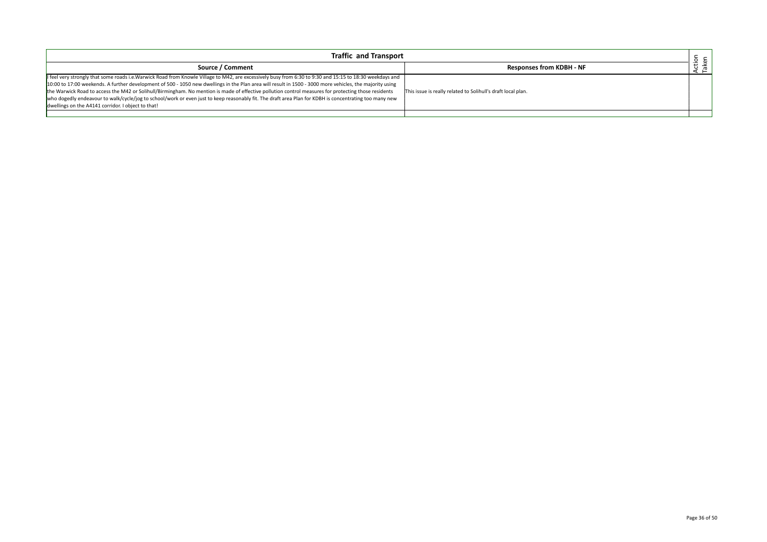| Traffic and Transport | | Action Taken |
|---|---|---|
| **Source / Comment** | **Responses from KDBH - NF** | |
| I feel very strongly that some roads i.e.Warwick Road from Knowle Village to M42, are excessively busy from 6:30 to 9:30 and 15:15 to 18:30 weekdays and 10:00 to 17:00 weekends. A further development of 500 - 1050 new dwellings in the Plan area will result in 1500 - 3000 more vehicles, the majority using the Warwick Road to access the M42 or Solihull/Birmingham. No mention is made of effective pollution control measures for protecting those residents who dogedly endeavour to walk/cycle/jog to school/work or even just to keep reasonably fit. The draft area Plan for KDBH is concentrating too many new dwellings on the A4141 corridor. I object to that! | This issue is really related to Solihull's draft local plan. | |
| | | |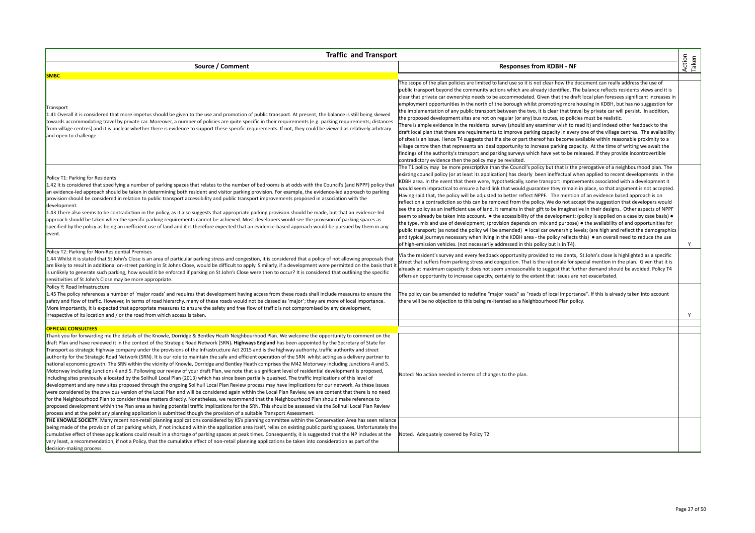| Traffic and Transport | | |
|---|---|---|
| **Source / Comment** | **Responses from KDBH - NF** | Action Taken |
| **SMBC** | | |
| Transport<br>1.41 Overall it is considered that more impetus should be given to the use and promotion of public transport. At present, the balance is still being skewed towards accommodating travel by private car. Moreover, a number of policies are quite specific in their requirements (e.g. parking requirements; distances from village centres) and it is unclear whether there is evidence to support these specific requirements. If not, they could be viewed as relatively arbitrary and open to challenge. | The scope of the plan policies are limited to land use so it is not clear how the document can really address the use of public transport beyond the community actions which are already identified. The balance reflects residents views and it is clear that private car ownership needs to be accommodated. Given that the draft local plan foresees significant increases in employment opportunities in the north of the borough whilst promoting more housing in KDBH, but has no suggestion for the implementation of any public transport between the two, it is clear that travel by private car will persist. In addition, the proposed development sites are not on regular (or any) bus routes, so policies must be realistic.<br>There is ample evidence in the residents' survey (should any examiner wish to read it) and indeed other feedback to the draft local plan that there are requirements to improve parking capacity in every one of the village centres. The availability of sites is an issue. Hence T4 suggests that if a site or part thereof has become available within reasonable proximity to a village centre then that represents an ideal opportunity to increase parking capacity. At the time of writing we await the findings of the authority's transport and parking surveys which have yet to be released. If they provide incontrovertible contradictory evidence then the policy may be revisited. | |
| Policy T1: Parking for Residents<br>1.42 It is considered that specifying a number of parking spaces that relates to the number of bedrooms is at odds with the Council's (and NPPF) policy that an evidence-led approach should be taken in determining both resident and visitor parking provision. For example, the evidence-led approach to parking provision should be considered in relation to public transport accessibility and public transport improvements proposed in association with the development.<br>1.43 There also seems to be contradiction in the policy, as it also suggests that appropriate parking provision should be made, but that an evidence-led approach should be taken when the specific parking requirements cannot be achieved. Most developers would see the provision of parking spaces as specified by the policy as being an inefficient use of land and it is therefore expected that an evidence-based approach would be pursued by them in any event. | The T1 policy may be more prescriptive than the Council's policy but that is the prerogative of a neighbourhood plan. The existing council policy (or at least its application) has clearly been ineffectual when applied to recent developments in the KDBH area. In the event that there were, hypothetically, some transport improvements associated with a development it would seem impractical to ensure a hard link that would guarantee they remain in place, so that argument is not accepted. Having said that, the policy will be adjusted to better reflect NPPF. The mention of an evidence based approach is on reflection a contradiction so this can be removed from the policy. We do not accept the suggestion that developers would see the policy as an inefficient use of land. it remains in their gift to be imaginative in their designs. Other aspects of NPPF seem to already be taken into account. • the accessibility of the development; (policy is applied on a case by case basis) • the type, mix and use of development; (provision depends on mix and purpose) • the availability of and opportunities for public transport; (as noted the policy will be amended) • local car ownership levels; (are high and reflect the demographics and typical journeys necessary when living in the KDBH area - the policy reflects this) • an overall need to reduce the use of high-emission vehicles. (not necessarily addressed in this policy but is in T4). | Y |
| Policy T2: Parking for Non-Residential Premises<br>1.44 Whilst it is stated that St John's Close is an area of particular parking stress and congestion, it is considered that a policy of not allowing proposals that are likely to result in additional on-street parking in St Johns Close, would be difficult to apply. Similarly, if a development were permitted on the basis that it is unlikely to generate such parking, how would it be enforced if parking on St John's Close were then to occur? It is considered that outlining the specific sensitivities of St John's Close may be more appropriate. | Via the resident's survey and every feedback opportunity provided to residents, St John's close is highlighted as a specific street that suffers from parking stress and congestion. That is the rationale for special mention in the plan. Given that it is already at maximum capacity it does not seem unreasonable to suggest that further demand should be avoided. Policy T4 offers an opportunity to increase capacity, certainly to the extent that issues are not exacerbated. | |
| Policy Y: Road Infrastructure<br>1.45 The policy references a number of 'major roads' and requires that development having access from these roads shall include measures to ensure the safety and flow of traffic. However, in terms of road hierarchy, many of these roads would not be classed as 'major'; they are more of local importance. More importantly, it is expected that appropriate measures to ensure the safety and free flow of traffic is not compromised by any development, irrespective of its location and / or the road from which access is taken. | The policy can be amended to redefine "major roads" as "roads of local importance". If this is already taken into account there will be no objection to this being re-iterated as a Neighbourhood Plan policy. | Y |
| | | |
| **OFFICIAL CONSULTEES** | | |
| Thank you for forwarding me the details of the Knowle, Dorridge & Bentley Heath Neighbourhood Plan. We welcome the opportunity to comment on the draft Plan and have reviewed it in the context of the Strategic Road Network (SRN). **Highways England** has been appointed by the Secretary of State for Transport as strategic highway company under the provisions of the Infrastructure Act 2015 and is the highway authority, traffic authority and street authority for the Strategic Road Network (SRN). It is our role to maintain the safe and efficient operation of the SRN whilst acting as a delivery partner to national economic growth. The SRN within the vicinity of Knowle, Dorridge and Bentley Heath comprises the M42 Motorway including Junctions 4 and 5. Motorway including Junctions 4 and 5. Following our review of your draft Plan, we note that a significant level of residential development is proposed, including sites previously allocated by the Solihull Local Plan (2013) which has since been partially quashed. The traffic implications of this level of development and any new sites proposed through the ongoing Solihull Local Plan Review process may have implications for our network. As these issues were considered by the previous version of the Local Plan and will be considered again within the Local Plan Review, we are content that there is no need for the Neighbourhood Plan to consider these matters directly. Nonetheless, we recommend that the Neighbourhood Plan should make reference to proposed development within the Plan area as having potential traffic implications for the SRN. This should be assessed via the Solihull Local Plan Review process and at the point any planning application is submitted though the provision of a suitable Transport Assessment. | Noted: No action needed in terms of changes to the plan. | |
| **THE KNOWLE SOCIETY**. Many recent non-retail planning applications considered by KS's planning committee within the Conservation Area has seen reliance being made of the provision of car parking which, if not included within the application area itself, relies on existing public parking spaces. Unfortunately the cumulative effect of these applications could result in a shortage of parking spaces at peak times. Consequently, it is suggested that the NP includes at the very least, a recommendation, if not a Policy, that the cumulative effect of non-retail planning applications be taken into consideration as part of the decision-making process. | Noted. Adequately covered by Policy T2. | |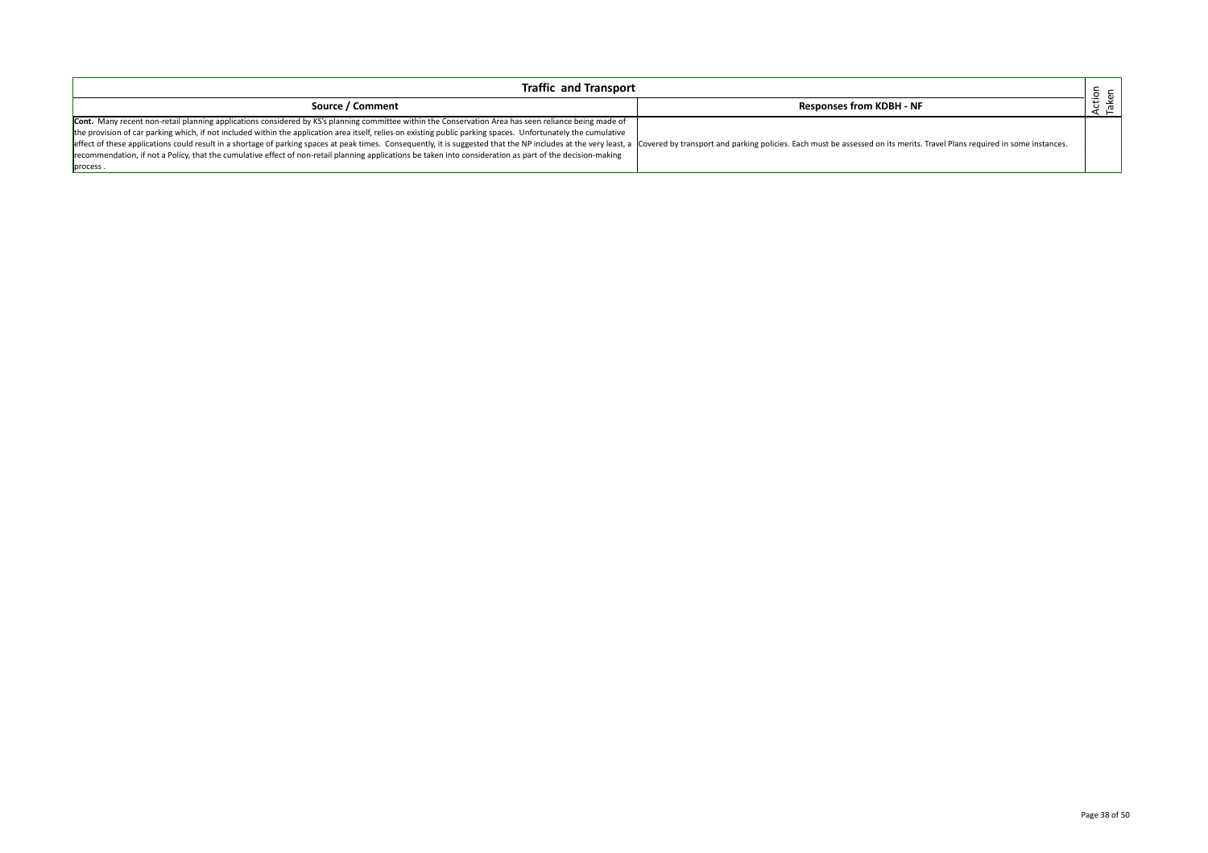| Traffic and Transport | | Action Taken |
|---|---|---|
| **Source / Comment** | **Responses from KDBH - NF** | |
| **Cont.** Many recent non-retail planning applications considered by KS's planning committee within the Conservation Area has seen reliance being made of the provision of car parking which, if not included within the application area itself, relies on existing public parking spaces. Unfortunately the cumulative effect of these applications could result in a shortage of parking spaces at peak times. Consequently, it is suggested that the NP includes at the very least, a recommendation, if not a Policy, that the cumulative effect of non-retail planning applications be taken into consideration as part of the decision-making process . | Covered by transport and parking policies. Each must be assessed on its merits. Travel Plans required in some instances. | |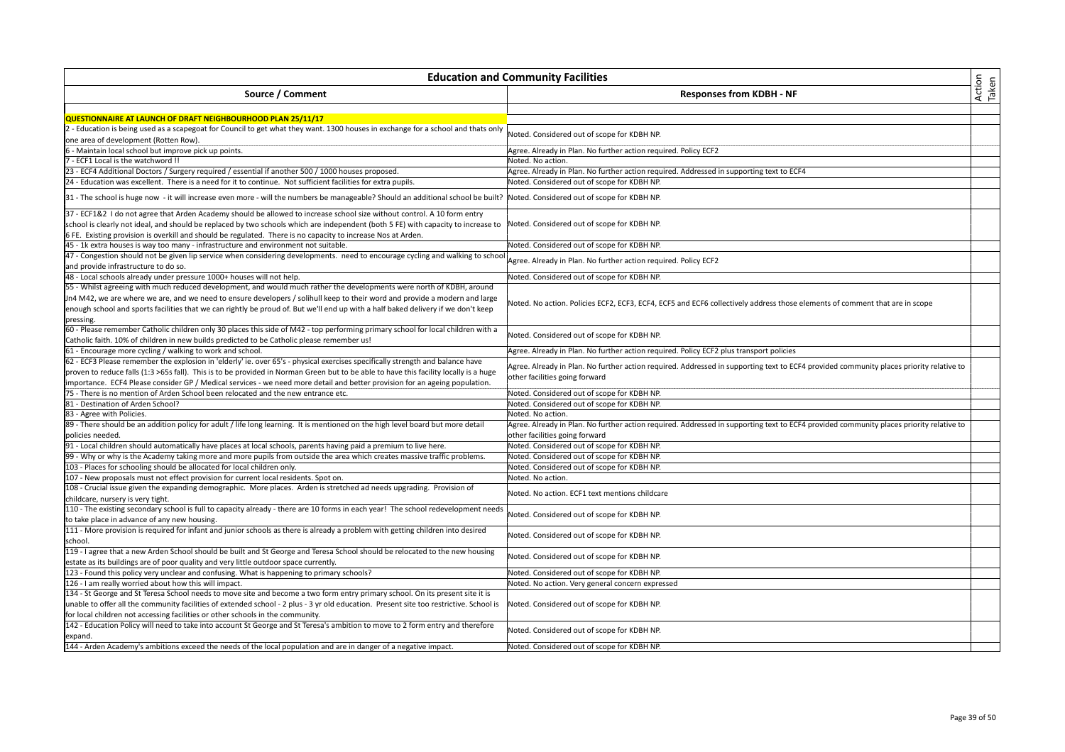| Education and Community Facilities | | |
|---|---|---|
| **Source / Comment** | **Responses from KDBH - NF** | **Action Taken** |
| | | |
| **QUESTIONNAIRE AT LAUNCH OF DRAFT NEIGHBOURHOOD PLAN 25/11/17** | | |
| 2 - Education is being used as a scapegoat for Council to get what they want. 1300 houses in exchange for a school and thats only one area of development (Rotten Row). | Noted. Considered out of scope for KDBH NP. | |
| 6 - Maintain local school but improve pick up points. | Agree. Already in Plan. No further action required. Policy ECF2 | |
| 7 - ECF1 Local is the watchword !! | Noted. No action. | |
| 23 - ECF4 Additional Doctors / Surgery required / essential if another 500 / 1000 houses proposed. | Agree. Already in Plan. No further action required. Addressed in supporting text to ECF4 | |
| 24 - Education was excellent. There is a need for it to continue. Not sufficient facilities for extra pupils. | Noted. Considered out of scope for KDBH NP. | |
| 31 - The school is huge now - it will increase even more - will the numbers be manageable? Should an additional school be built? | Noted. Considered out of scope for KDBH NP. | |
| 37 - ECF1&2 I do not agree that Arden Academy should be allowed to increase school size without control. A 10 form entry school is clearly not ideal, and should be replaced by two schools which are independent (both 5 FE) with capacity to increase to 6 FE. Existing provision is overkill and should be regulated. There is no capacity to increase Nos at Arden. | Noted. Considered out of scope for KDBH NP. | |
| 45 - 1k extra houses is way too many - infrastructure and environment not suitable. | Noted. Considered out of scope for KDBH NP. | |
| 47 - Congestion should not be given lip service when considering developments. need to encourage cycling and walking to school and provide infrastructure to do so. | Agree. Already in Plan. No further action required. Policy ECF2 | |
| 48 - Local schools already under pressure 1000+ houses will not help. | Noted. Considered out of scope for KDBH NP. | |
| 55 - Whilst agreeing with much reduced development, and would much rather the developments were north of KDBH, around Jn4 M42, we are where we are, and we need to ensure developers / solihull keep to their word and provide a modern and large enough school and sports facilities that we can rightly be proud of. But we'll end up with a half baked delivery if we don't keep pressing. | Noted. No action. Policies ECF2, ECF3, ECF4, ECF5 and ECF6 collectively address those elements of comment that are in scope | |
| 60 - Please remember Catholic children only 30 places this side of M42 - top performing primary school for local children with a Catholic faith. 10% of children in new builds predicted to be Catholic please remember us! | Noted. Considered out of scope for KDBH NP. | |
| 61 - Encourage more cycling / walking to work and school. | Agree. Already in Plan. No further action required. Policy ECF2 plus transport policies | |
| 62 - ECF3 Please remember the explosion in 'elderly' ie. over 65's - physical exercises specifically strength and balance have proven to reduce falls (1:3 >65s fall). This is to be provided in Norman Green but to be able to have this facility locally is a huge importance. ECF4 Please consider GP / Medical services - we need more detail and better provision for an ageing population. | Agree. Already in Plan. No further action required. Addressed in supporting text to ECF4 provided community places priority relative to other facilities going forward | |
| 75 - There is no mention of Arden School been relocated and the new entrance etc. | Noted. Considered out of scope for KDBH NP. | |
| 81 - Destination of Arden School? | Noted. Considered out of scope for KDBH NP. | |
| 83 - Agree with Policies. | Noted. No action. | |
| 89 - There should be an addition policy for adult / life long learning. It is mentioned on the high level board but more detail policies needed. | Agree. Already in Plan. No further action required. Addressed in supporting text to ECF4 provided community places priority relative to other facilities going forward | |
| 91 - Local children should automatically have places at local schools, parents having paid a premium to live here. | Noted. Considered out of scope for KDBH NP. | |
| 99 - Why or why is the Academy taking more and more pupils from outside the area which creates massive traffic problems. | Noted. Considered out of scope for KDBH NP. | |
| 103 - Places for schooling should be allocated for local children only. | Noted. Considered out of scope for KDBH NP. | |
| 107 - New proposals must not effect provision for current local residents. Spot on. | Noted. No action. | |
| 108 - Crucial issue given the expanding demographic. More places. Arden is stretched ad needs upgrading. Provision of childcare, nursery is very tight. | Noted. No action. ECF1 text mentions childcare | |
| 110 - The existing secondary school is full to capacity already - there are 10 forms in each year! The school redevelopment needs to take place in advance of any new housing. | Noted. Considered out of scope for KDBH NP. | |
| 111 - More provision is required for infant and junior schools as there is already a problem with getting children into desired school. | Noted. Considered out of scope for KDBH NP. | |
| 119 - I agree that a new Arden School should be built and St George and Teresa School should be relocated to the new housing estate as its buildings are of poor quality and very little outdoor space currently. | Noted. Considered out of scope for KDBH NP. | |
| 123 - Found this policy very unclear and confusing. What is happening to primary schools? | Noted. Considered out of scope for KDBH NP. | |
| 126 - I am really worried about how this will impact. | Noted. No action. Very general concern expressed | |
| 134 - St George and St Teresa School needs to move site and become a two form entry primary school. On its present site it is unable to offer all the community facilities of extended school - 2 plus - 3 yr old education. Present site too restrictive. School is for local children not accessing facilities or other schools in the community. | Noted. Considered out of scope for KDBH NP. | |
| 142 - Education Policy will need to take into account St George and St Teresa's ambition to move to 2 form entry and therefore expand. | Noted. Considered out of scope for KDBH NP. | |
| 144 - Arden Academy's ambitions exceed the needs of the local population and are in danger of a negative impact. | Noted. Considered out of scope for KDBH NP. | |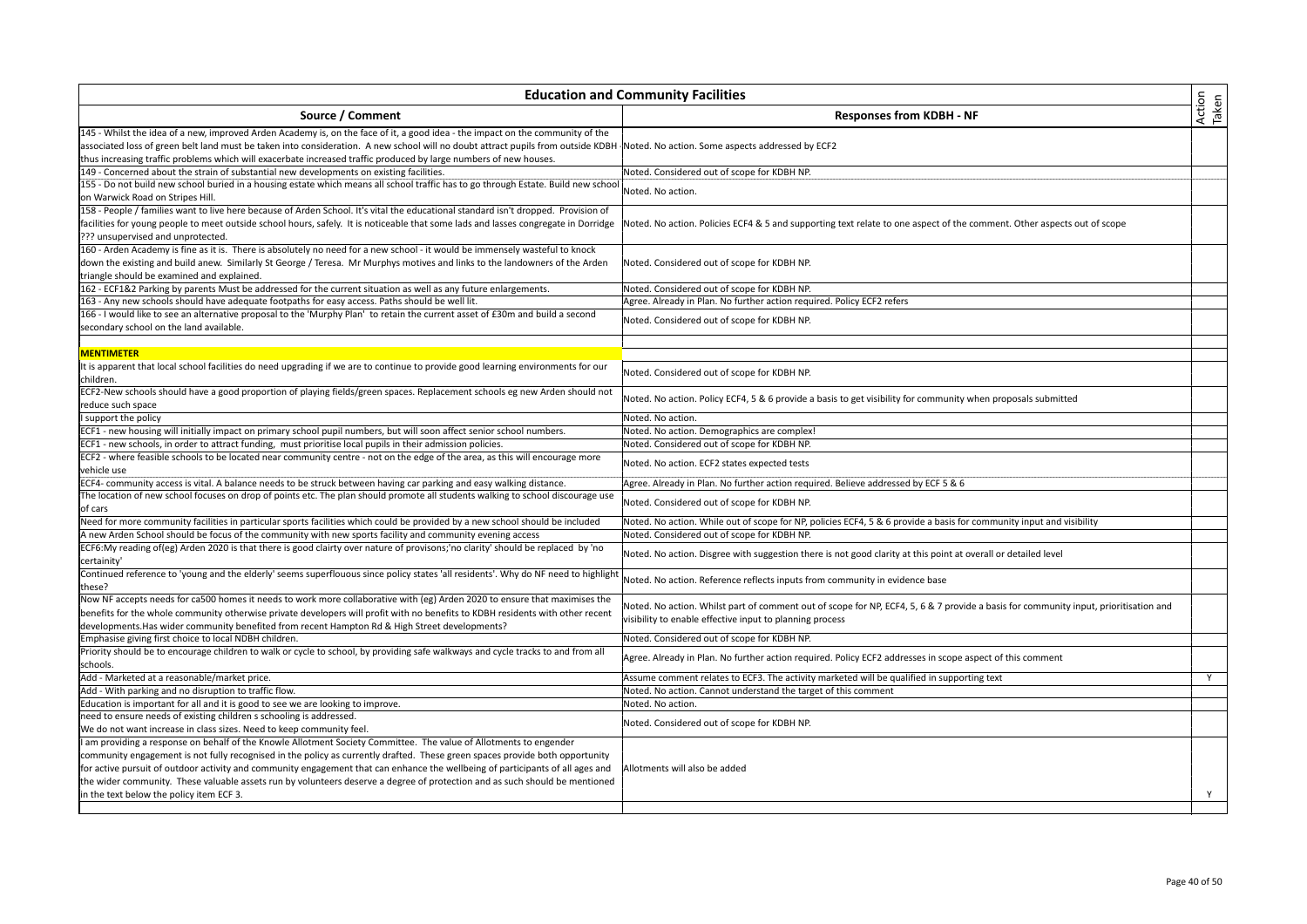| Education and Community Facilities | | |
|---|---|---|
| **Source / Comment** | **Responses from KDBH - NF** | **Action Taken** |
| 145 - Whilst the idea of a new, improved Arden Academy is, on the face of it, a good idea - the impact on the community of the associated loss of green belt land must be taken into consideration. A new school will no doubt attract pupils from outside KDBH - thus increasing traffic problems which will exacerbate increased traffic produced by large numbers of new houses. | Noted. No action. Some aspects addressed by ECF2 | |
| 149 - Concerned about the strain of substantial new developments on existing facilities. | Noted. Considered out of scope for KDBH NP. | |
| 155 - Do not build new school buried in a housing estate which means all school traffic has to go through Estate. Build new school on Warwick Road on Stripes Hill. | Noted. No action. | |
| 158 - People / families want to live here because of Arden School. It's vital the educational standard isn't dropped. Provision of facilities for young people to meet outside school hours, safely. It is noticeable that some lads and lasses congregate in Dorridge ??? unsupervised and unprotected. | Noted. No action. Policies ECF4 & 5 and supporting text relate to one aspect of the comment. Other aspects out of scope | |
| 160 - Arden Academy is fine as it is. There is absolutely no need for a new school - it would be immensely wasteful to knock down the existing and build anew. Similarly St George / Teresa. Mr Murphys motives and links to the landowners of the Arden triangle should be examined and explained. | Noted. Considered out of scope for KDBH NP. | |
| 162 - ECF1&2 Parking by parents Must be addressed for the current situation as well as any future enlargements. | Noted. Considered out of scope for KDBH NP. | |
| 163 - Any new schools should have adequate footpaths for easy access. Paths should be well lit. | Agree. Already in Plan. No further action required. Policy ECF2 refers | |
| 166 - I would like to see an alternative proposal to the 'Murphy Plan' to retain the current asset of £30m and build a second secondary school on the land available. | Noted. Considered out of scope for KDBH NP. | |
| | | |
| **MENTIMETER** | | |
| It is apparent that local school facilities do need upgrading if we are to continue to provide good learning environments for our children. | Noted. Considered out of scope for KDBH NP. | |
| ECF2-New schools should have a good proportion of playing fields/green spaces. Replacement schools eg new Arden should not reduce such space | Noted. No action. Policy ECF4, 5 & 6 provide a basis to get visibility for community when proposals submitted | |
| I support the policy | Noted. No action. | |
| ECF1 - new housing will initially impact on primary school pupil numbers, but will soon affect senior school numbers. | Noted. No action. Demographics are complex! | |
| ECF1 - new schools, in order to attract funding, must prioritise local pupils in their admission policies. | Noted. Considered out of scope for KDBH NP. | |
| ECF2 - where feasible schools to be located near community centre - not on the edge of the area, as this will encourage more vehicle use | Noted. No action. ECF2 states expected tests | |
| ECF4- community access is vital. A balance needs to be struck between having car parking and easy walking distance. | Agree. Already in Plan. No further action required. Believe addressed by ECF 5 & 6 | |
| The location of new school focuses on drop of points etc. The plan should promote all students walking to school discourage use of cars | Noted. Considered out of scope for KDBH NP. | |
| Need for more community facilities in particular sports facilities which could be provided by a new school should be included | Noted. No action. While out of scope for NP, policies ECF4, 5 & 6 provide a basis for community input and visibility | |
| A new Arden School should be focus of the community with new sports facility and community evening access | Noted. Considered out of scope for KDBH NP. | |
| ECF6:My reading of(eg) Arden 2020 is that there is good clairty over nature of provisons;'no clarity' should be replaced by 'no certainity' | Noted. No action. Disgree with suggestion there is not good clarity at this point at overall or detailed level | |
| Continued reference to 'young and the elderly' seems superflouous since policy states 'all residents'. Why do NF need to highlight these? | Noted. No action. Reference reflects inputs from community in evidence base | |
| Now NF accepts needs for ca500 homes it needs to work more collaborative with (eg) Arden 2020 to ensure that maximises the benefits for the whole community otherwise private developers will profit with no benefits to KDBH residents with other recent developments.Has wider community benefited from recent Hampton Rd & High Street developments? | Noted. No action. Whilst part of comment out of scope for NP, ECF4, 5, 6 & 7 provide a basis for community input, prioritisation and visibility to enable effective input to planning process | |
| Emphasise giving first choice to local NDBH children. | Noted. Considered out of scope for KDBH NP. | |
| Priority should be to encourage children to walk or cycle to school, by providing safe walkways and cycle tracks to and from all schools. | Agree. Already in Plan. No further action required. Policy ECF2 addresses in scope aspect of this comment | |
| Add - Marketed at a reasonable/market price. | Assume comment relates to ECF3. The activity marketed will be qualified in supporting text | Y |
| Add - With parking and no disruption to traffic flow. | Noted. No action. Cannot understand the target of this comment | |
| Education is important for all and it is good to see we are looking to improve. | Noted. No action. | |
| need to ensure needs of existing children s schooling is addressed. We do not want increase in class sizes. Need to keep community feel. | Noted. Considered out of scope for KDBH NP. | |
| I am providing a response on behalf of the Knowle Allotment Society Committee. The value of Allotments to engender community engagement is not fully recognised in the policy as currently drafted. These green spaces provide both opportunity for active pursuit of outdoor activity and community engagement that can enhance the wellbeing of participants of all ages and the wider community. These valuable assets run by volunteers deserve a degree of protection and as such should be mentioned in the text below the policy item ECF 3. | Allotments will also be added | Y |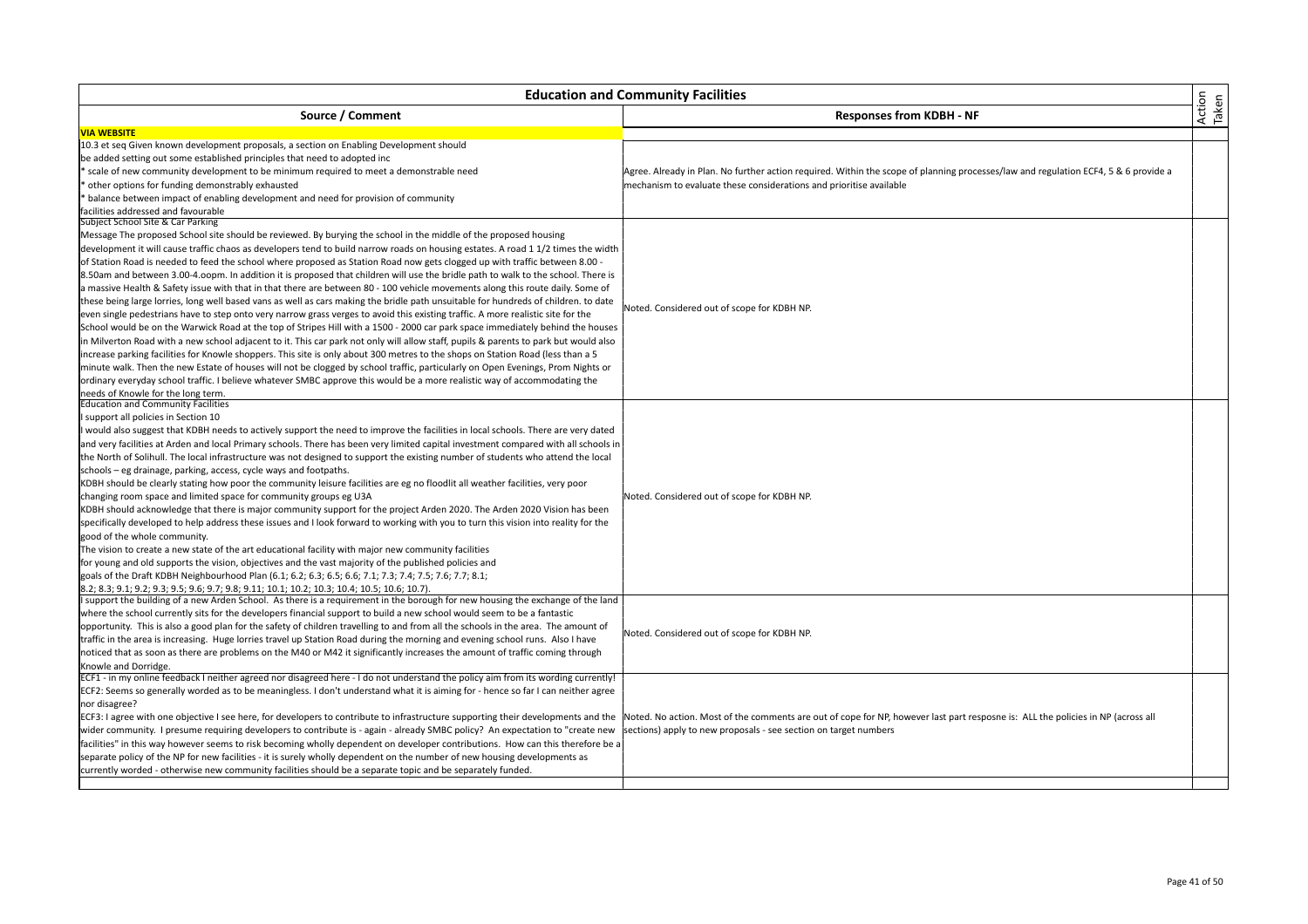| Education and Community Facilities | | |
|---|---|---|
| **Source / Comment** | **Responses from KDBH - NF** | **Action Taken** |
| **VIA WEBSITE** | | |
| 10.3 et seq Given known development proposals, a section on Enabling Development should be added setting out some established principles that need to adopted inc<br>* scale of new community development to be minimum required to meet a demonstrable need<br>* other options for funding demonstrably exhausted<br>* balance between impact of enabling development and need for provision of community facilities addressed and favourable | Agree. Already in Plan. No further action required. Within the scope of planning processes/law and regulation ECF4, 5 & 6 provide a mechanism to evaluate these considerations and prioritise available | |
| Subject School Site & Car Parking<br>Message The proposed School site should be reviewed. By burying the school in the middle of the proposed housing development it will cause traffic chaos as developers tend to build narrow roads on housing estates. A road 1 1/2 times the width of Station Road is needed to feed the school where proposed as Station Road now gets clogged up with traffic between 8.00 - 8.50am and between 3.00-4.oopm. In addition it is proposed that children will use the bridle path to walk to the school. There is a massive Health & Safety issue with that in that there are between 80 - 100 vehicle movements along this route daily. Some of these being large lorries, long well based vans as well as cars making the bridle path unsuitable for hundreds of children. to date even single pedestrians have to step onto very narrow grass verges to avoid this existing traffic. A more realistic site for the School would be on the Warwick Road at the top of Stripes Hill with a 1500 - 2000 car park space immediately behind the houses in Milverton Road with a new school adjacent to it. This car park not only will allow staff, pupils & parents to park but would also increase parking facilities for Knowle shoppers. This site is only about 300 metres to the shops on Station Road (less than a 5 minute walk. Then the new Estate of houses will not be clogged by school traffic, particularly on Open Evenings, Prom Nights or ordinary everyday school traffic. I believe whatever SMBC approve this would be a more realistic way of accommodating the needs of Knowle for the long term. | Noted. Considered out of scope for KDBH NP. | |
| Education and Community Facilities<br>I support all policies in Section 10<br>I would also suggest that KDBH needs to actively support the need to improve the facilities in local schools. There are very dated and very facilities at Arden and local Primary schools. There has been very limited capital investment compared with all schools in the North of Solihull. The local infrastructure was not designed to support the existing number of students who attend the local schools – eg drainage, parking, access, cycle ways and footpaths.<br>KDBH should be clearly stating how poor the community leisure facilities are eg no floodlit all weather facilities, very poor changing room space and limited space for community groups eg U3A<br>KDBH should acknowledge that there is major community support for the project Arden 2020. The Arden 2020 Vision has been specifically developed to help address these issues and I look forward to working with you to turn this vision into reality for the good of the whole community.<br>The vision to create a new state of the art educational facility with major new community facilities for young and old supports the vision, objectives and the vast majority of the published policies and goals of the Draft KDBH Neighbourhood Plan (6.1; 6.2; 6.3; 6.5; 6.6; 7.1; 7.3; 7.4; 7.5; 7.6; 7.7; 8.1; 8.2; 8.3; 9.1; 9.2; 9.3; 9.5; 9.6; 9.7; 9.8; 9.11; 10.1; 10.2; 10.3; 10.4; 10.5; 10.6; 10.7). | Noted. Considered out of scope for KDBH NP. | |
| I support the building of a new Arden School. As there is a requirement in the borough for new housing the exchange of the land where the school currently sits for the developers financial support to build a new school would seem to be a fantastic opportunity. This is also a good plan for the safety of children travelling to and from all the schools in the area. The amount of traffic in the area is increasing. Huge lorries travel up Station Road during the morning and evening school runs. Also I have noticed that as soon as there are problems on the M40 or M42 it significantly increases the amount of traffic coming through Knowle and Dorridge. | Noted. Considered out of scope for KDBH NP. | |
| ECF1 - in my online feedback I neither agreed nor disagreed here - I do not understand the policy aim from its wording currently!<br>ECF2: Seems so generally worded as to be meaningless. I don't understand what it is aiming for - hence so far I can neither agree nor disagree?<br>ECF3: I agree with one objective I see here, for developers to contribute to infrastructure supporting their developments and the wider community. I presume requiring developers to contribute is - again - already SMBC policy? An expectation to "create new facilities" in this way however seems to risk becoming wholly dependent on developer contributions. How can this therefore be a separate policy of the NP for new facilities - it is surely wholly dependent on the number of new housing developments as currently worded - otherwise new community facilities should be a separate topic and be separately funded. | Noted. No action. Most of the comments are out of cope for NP, however last part resposne is: ALL the policies in NP (across all sections) apply to new proposals - see section on target numbers | |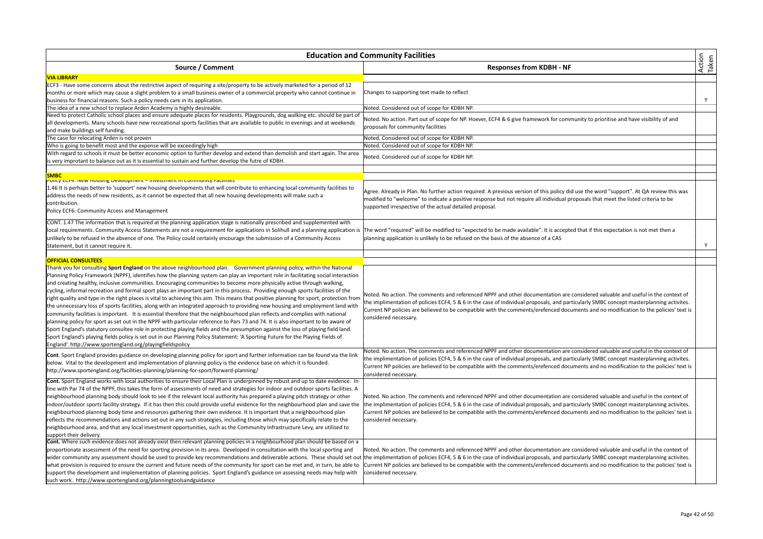| Education and Community Facilities | | |
|---|---|---|
| **Source / Comment** | **Responses from KDBH - NF** | Action Taken |
| **VIA LIBRARY** | | |
| ECF3 - Have some concerns about the restrictive aspect of requiring a site/property to be actively marketed for a period of 12 months or more which may cause a slight problem to a small business owner of a commercial property who cannot continue in business for financial reasons. Such a policy needs care in its application. | Changes to supporting text made to reflect | Y |
| The idea of a new school to replace Arden Academy is highly desireable. | Noted. Considered out of scope for KDBH NP. | |
| Need to protect Catholic school places and ensure adequate places for residents. Playgrounds, dog walking etc. should be part of all developments. Many schools have new recreational sports facilities that are available to public in evenings and at weekends and make buildings self funding. | Noted. No action. Part out of scope for NP. Hoever, ECF4 & 6 give framework for community to prioritise and have visibility of and proposals for community facilities | |
| The case for relocating Arden is not proven | Noted. Considered out of scope for KDBH NP. | |
| Who is going to benefit most and the expense will be exceedingly high | Noted. Considered out of scope for KDBH NP. | |
| With regard to schools it must be better economic option to further develop and extend than demolish and start again. The area is very improtant to balance out as it is essential to sustain and further develop the futre of KDBH. | Noted. Considered out of scope for KDBH NP. | |
| **SMBC** | | |
| Policy ECF4: New Housing Development – Investment in Community Facilities<br>1.46 It is perhaps better to 'support' new housing developments that will contribute to enhancing local community facilities to address the needs of new residents, as it cannot be expected that all new housing developments will make such a contribution.<br>Policy ECF6: Community Access and Management | Agree. Already in Plan. No further action required. A previous version of this policy did use the word "support". At QA review this was modified to "welcome" to indicate a positive response but not require all individual proposals that meet the listed criteria to be supported irrespective of the actual detailed proposal. | |
| CONT. 1.47 The information that is required at the planning application stage is nationally prescribed and supplemented with local requirements. Community Access Statements are not a requirement for applications in Solihull and a planning application is unlikely to be refused in the absence of one. The Policy could certainly encourage the submission of a Community Access Statement, but it cannot require it. | The word "required" will be modified to "expected to be made available". It is accepted that if this expectation is not met then a planning application is unlikely to be refused on the basis of the absence of a CAS | Y |
| **OFFICIAL CONSULTEES** | | |
| Thank you for consulting **Sport England** on the above neighbourhood plan. Government planning policy, within the National Planning Policy Framework (NPPF), identifies how the planning system can play an important role in facilitating social interaction and creating healthy, inclusive communities. Encouraging communities to become more physically active through walking, cycling, informal recreation and formal sport plays an important part in this process. Providing enough sports facilities of the right quality and type in the right places is vital to achieving this aim. This means that positive planning for sport, protection from the unnecessary loss of sports facilities, along with an integrated approach to providing new housing and employment land with community facilities is important. It is essential therefore that the neighbourhood plan reflects and complies with national planning policy for sport as set out in the NPPF with particular reference to Pars 73 and 74. It is also important to be aware of Sport England's statutory consultee role in protecting playing fields and the presumption against the loss of playing field land. Sport England's playing fields policy is set out in our Planning Policy Statement: 'A Sporting Future for the Playing Fields of England'. http://www.sportengland.org/playingfieldspolicy | Noted. No action. The comments and referenced NPPF and other documentation are considered valuable and useful in the context of the implimentation of policies ECF4, 5 & 6 in the case of individual proposals, and particularly SMBC concept masterplanning activites. Current NP policies are believed to be compatible with the comments/erefenced documents and no modification to the policies' text is considered necessary. | |
| **Cont**. Sport England provides guidance on developing planning policy for sport and further information can be found via the link below. Vital to the development and implementation of planning policy is the evidence base on which it is founded. http://www.sportengland.org/facilities-planning/planning-for-sport/forward-planning/ | Noted. No action. The comments and referenced NPPF and other documentation are considered valuable and useful in the context of the implimentation of policies ECF4, 5 & 6 in the case of individual proposals, and particularly SMBC concept masterplanning activites. Current NP policies are believed to be compatible with the comments/erefenced documents and no modification to the policies' text is considered necessary. | |
| **Cont.** Sport England works with local authorities to ensure their Local Plan is underpinned by robust and up to date evidence. In line with Par 74 of the NPPF, this takes the form of assessments of need and strategies for indoor and outdoor sports facilities. A neighbourhood planning body should look to see if the relevant local authority has prepared a playing pitch strategy or other indoor/outdoor sports facility strategy. If it has then this could provide useful evidence for the neighbourhood plan and save the neighbourhood planning body time and resources gathering their own evidence. It is important that a neighbourhood plan reflects the recommendations and actions set out in any such strategies, including those which may specifically relate to the neighbourhood area, and that any local investment opportunities, such as the Community Infrastructure Levy, are utilised to support their delivery. | Noted. No action. The comments and referenced NPPF and other documentation are considered valuable and useful in the context of the implimentation of policies ECF4, 5 & 6 in the case of individual proposals, and particularly SMBC concept masterplanning activites. Current NP policies are believed to be compatible with the comments/erefenced documents and no modification to the policies' text is considered necessary. | |
| **Cont.** Where such evidence does not already exist then relevant planning policies in a neighbourhood plan should be based on a proportionate assessment of the need for sporting provision in its area. Developed in consultation with the local sporting and wider community any assessment should be used to provide key recommendations and deliverable actions. These should set out what provision is required to ensure the current and future needs of the community for sport can be met and, in turn, be able to support the development and implementation of planning policies. Sport England's guidance on assessing needs may help with such work. http://www.sportengland.org/planningtoolsandguidance | Noted. No action. The comments and referenced NPPF and other documentation are considered valuable and useful in the context of the implimentation of policies ECF4, 5 & 6 in the case of individual proposals, and particularly SMBC concept masterplanning activites. Current NP policies are believed to be compatible with the comments/erefenced documents and no modification to the policies' text is considered necessary. | |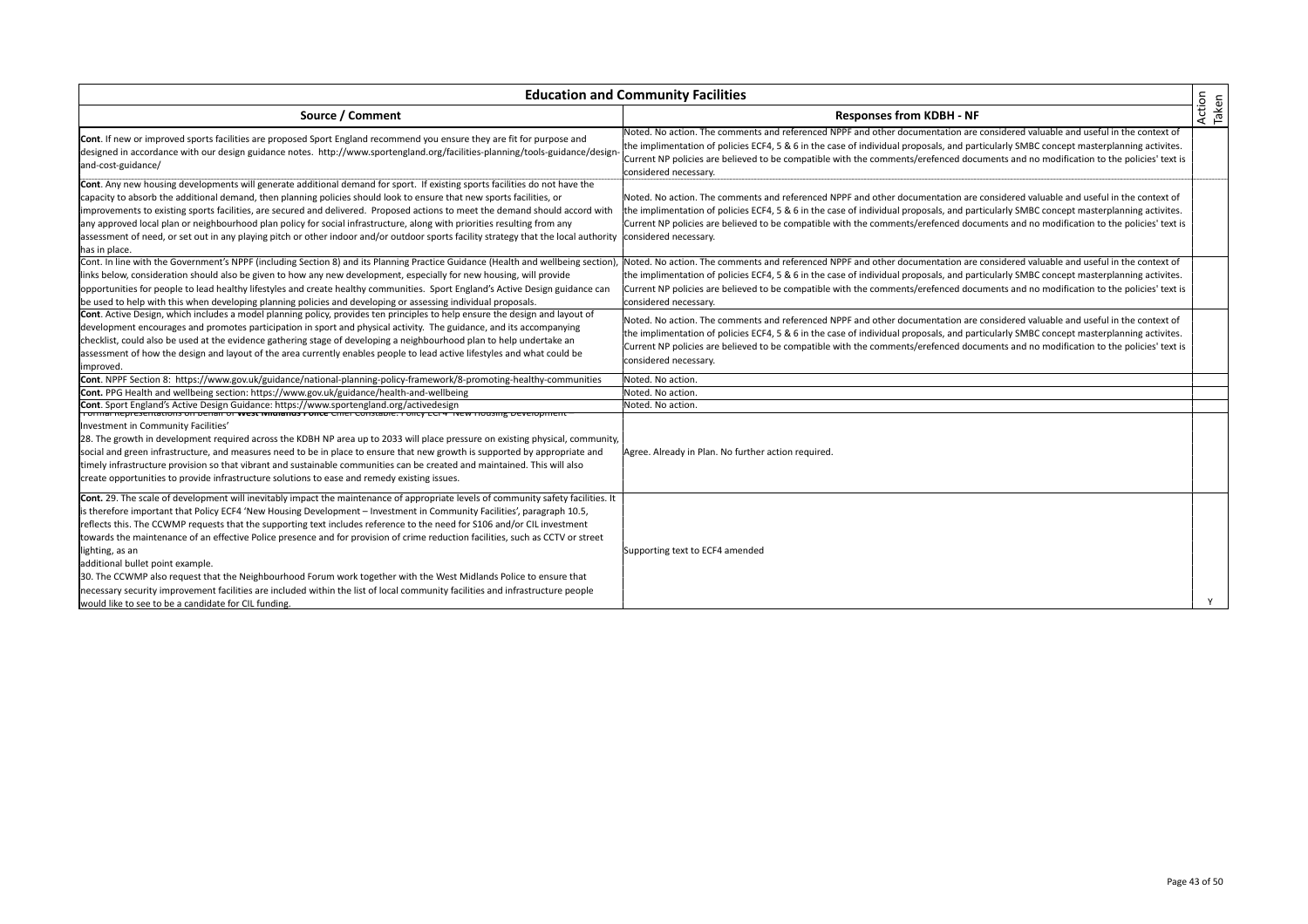| Education and Community Facilities | | Action Taken |
|---|---|---|
| **Source / Comment** | **Responses from KDBH - NF** | |
| **Cont**. If new or improved sports facilities are proposed Sport England recommend you ensure they are fit for purpose and designed in accordance with our design guidance notes. http://www.sportengland.org/facilities-planning/tools-guidance/design-and-cost-guidance/ | Noted. No action. The comments and referenced NPPF and other documentation are considered valuable and useful in the context of the implimentation of policies ECF4, 5 & 6 in the case of individual proposals, and particularly SMBC concept masterplanning activites. Current NP policies are believed to be compatible with the comments/erefenced documents and no modification to the policies' text is considered necessary. | |
| **Cont**. Any new housing developments will generate additional demand for sport. If existing sports facilities do not have the capacity to absorb the additional demand, then planning policies should look to ensure that new sports facilities, or improvements to existing sports facilities, are secured and delivered. Proposed actions to meet the demand should accord with any approved local plan or neighbourhood plan policy for social infrastructure, along with priorities resulting from any assessment of need, or set out in any playing pitch or other indoor and/or outdoor sports facility strategy that the local authority has in place. | Noted. No action. The comments and referenced NPPF and other documentation are considered valuable and useful in the context of the implimentation of policies ECF4, 5 & 6 in the case of individual proposals, and particularly SMBC concept masterplanning activites. Current NP policies are believed to be compatible with the comments/erefenced documents and no modification to the policies' text is considered necessary. | |
| Cont. In line with the Government's NPPF (including Section 8) and its Planning Practice Guidance (Health and wellbeing section), links below, consideration should also be given to how any new development, especially for new housing, will provide opportunities for people to lead healthy lifestyles and create healthy communities. Sport England's Active Design guidance can be used to help with this when developing planning policies and developing or assessing individual proposals. | Noted. No action. The comments and referenced NPPF and other documentation are considered valuable and useful in the context of the implimentation of policies ECF4, 5 & 6 in the case of individual proposals, and particularly SMBC concept masterplanning activites. Current NP policies are believed to be compatible with the comments/erefenced documents and no modification to the policies' text is considered necessary. | |
| **Cont**. Active Design, which includes a model planning policy, provides ten principles to help ensure the design and layout of development encourages and promotes participation in sport and physical activity. The guidance, and its accompanying checklist, could also be used at the evidence gathering stage of developing a neighbourhood plan to help undertake an assessment of how the design and layout of the area currently enables people to lead active lifestyles and what could be improved. | Noted. No action. The comments and referenced NPPF and other documentation are considered valuable and useful in the context of the implimentation of policies ECF4, 5 & 6 in the case of individual proposals, and particularly SMBC concept masterplanning activites. Current NP policies are believed to be compatible with the comments/erefenced documents and no modification to the policies' text is considered necessary. | |
| **Cont**. NPPF Section 8: https://www.gov.uk/guidance/national-planning-policy-framework/8-promoting-healthy-communities | Noted. No action. | |
| **Cont.** PPG Health and wellbeing section: https://www.gov.uk/guidance/health-and-wellbeing | Noted. No action. | |
| **Cont**. Sport England's Active Design Guidance: https://www.sportengland.org/activedesign | Noted. No action. | |
| Formal Representations on behalf of **West Midlands Police** Chief Constable. Policy ECF4 'New Housing Development – Investment in Community Facilities' 28. The growth in development required across the KDBH NP area up to 2033 will place pressure on existing physical, community, social and green infrastructure, and measures need to be in place to ensure that new growth is supported by appropriate and timely infrastructure provision so that vibrant and sustainable communities can be created and maintained. This will also create opportunities to provide infrastructure solutions to ease and remedy existing issues. | Agree. Already in Plan. No further action required. | |
| **Cont.** 29. The scale of development will inevitably impact the maintenance of appropriate levels of community safety facilities. It is therefore important that Policy ECF4 'New Housing Development – Investment in Community Facilities', paragraph 10.5, reflects this. The CCWMP requests that the supporting text includes reference to the need for S106 and/or CIL investment towards the maintenance of an effective Police presence and for provision of crime reduction facilities, such as CCTV or street lighting, as an additional bullet point example. 30. The CCWMP also request that the Neighbourhood Forum work together with the West Midlands Police to ensure that necessary security improvement facilities are included within the list of local community facilities and infrastructure people would like to see to be a candidate for CIL funding. | Supporting text to ECF4 amended | Y |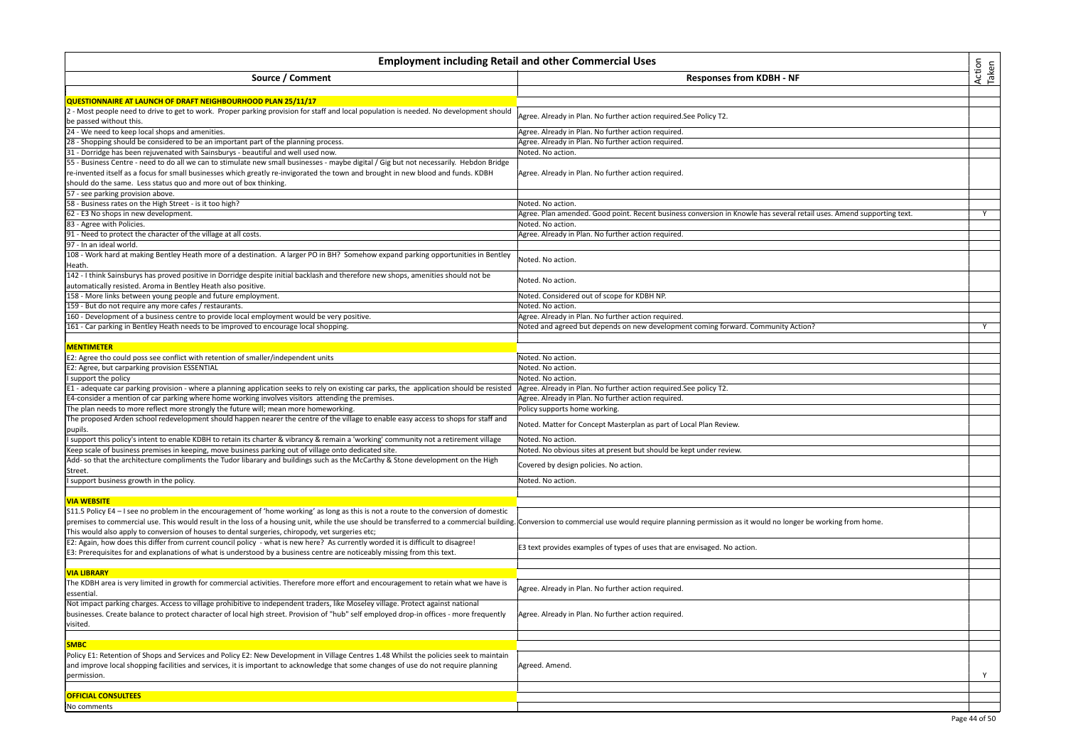| Source / Comment | Responses from KDBH - NF | Action Taken |
|---|---|---|
| **QUESTIONNAIRE AT LAUNCH OF DRAFT NEIGHBOURHOOD PLAN 25/11/17** | | |
| 2 - Most people need to drive to get to work. Proper parking provision for staff and local population is needed. No development should be passed without this. | Agree. Already in Plan. No further action required.See Policy T2. | |
| 24 - We need to keep local shops and amenities. | Agree. Already in Plan. No further action required. | |
| 28 - Shopping should be considered to be an important part of the planning process. | Agree. Already in Plan. No further action required. | |
| 31 - Dorridge has been rejuvenated with Sainsburys - beautiful and well used now. | Noted. No action. | |
| 55 - Business Centre - need to do all we can to stimulate new small businesses - maybe digital / Gig but not necessarily. Hebdon Bridge re-invented itself as a focus for small businesses which greatly re-invigorated the town and brought in new blood and funds. KDBH should do the same. Less status quo and more out of box thinking. | Agree. Already in Plan. No further action required. | |
| 57 - see parking provision above. | | |
| 58 - Business rates on the High Street - is it too high? | Noted. No action. | |
| 62 - E3 No shops in new development. | Agree. Plan amended. Good point. Recent business conversion in Knowle has several retail uses. Amend supporting text. | Y |
| 83 - Agree with Policies. | Noted. No action. | |
| 91 - Need to protect the character of the village at all costs. | Agree. Already in Plan. No further action required. | |
| 97 - In an ideal world. | | |
| 108 - Work hard at making Bentley Heath more of a destination. A larger PO in BH? Somehow expand parking opportunities in Bentley Heath. | Noted. No action. | |
| 142 - I think Sainsburys has proved positive in Dorridge despite initial backlash and therefore new shops, amenities should not be automatically resisted. Aroma in Bentley Heath also positive. | Noted. No action. | |
| 158 - More links between young people and future employment. | Noted. Considered out of scope for KDBH NP. | |
| 159 - But do not require any more cafes / restaurants. | Noted. No action. | |
| 160 - Development of a business centre to provide local employment would be very positive. | Agree. Already in Plan. No further action required. | |
| 161 - Car parking in Bentley Heath needs to be improved to encourage local shopping. | Noted and agreed but depends on new development coming forward. Community Action? | Y |
| **MENTIMETER** | | |
| E2: Agree tho could poss see conflict with retention of smaller/independent units | Noted. No action. | |
| E2: Agree, but carparking provision ESSENTIAL | Noted. No action. | |
| I support the policy | Noted. No action. | |
| E1 - adequate car parking provision - where a planning application seeks to rely on existing car parks, the application should be resisted | Agree. Already in Plan. No further action required.See policy T2. | |
| E4-consider a mention of car parking where home working involves visitors attending the premises. | Agree. Already in Plan. No further action required. | |
| The plan needs to more reflect more strongly the future will; mean more homeworking. | Policy supports home working. | |
| The proposed Arden school redevelopment should happen nearer the centre of the village to enable easy access to shops for staff and pupils. | Noted. Matter for Concept Masterplan as part of Local Plan Review. | |
| I support this policy's intent to enable KDBH to retain its charter & vibrancy & remain a 'working' community not a retirement village | Noted. No action. | |
| Keep scale of business premises in keeping, move business parking out of village onto dedicated site. | Noted. No obvious sites at present but should be kept under review. | |
| Add- so that the architecture compliments the Tudor libarary and buildings such as the McCarthy & Stone development on the High Street. | Covered by design policies. No action. | |
| I support business growth in the policy. | Noted. No action. | |
| **VIA WEBSITE** | | |
| S11.5 Policy E4 – I see no problem in the encouragement of 'home working' as long as this is not a route to the conversion of domestic premises to commercial use. This would result in the loss of a housing unit, while the use should be transferred to a commercial building. This would also apply to conversion of houses to dental surgeries, chiropody, vet surgeries etc; | Conversion to commercial use would require planning permission as it would no longer be working from home. | |
| E2: Again, how does this differ from current council policy - what is new here? As currently worded it is difficult to disagree! E3: Prerequisites for and explanations of what is understood by a business centre are noticeably missing from this text. | E3 text provides examples of types of uses that are envisaged. No action. | |
| **VIA LIBRARY** | | |
| The KDBH area is very limited in growth for commercial activities. Therefore more effort and encouragement to retain what we have is essential. | Agree. Already in Plan. No further action required. | |
| Not impact parking charges. Access to village prohibitive to independent traders, like Moseley village. Protect against national businesses. Create balance to protect character of local high street. Provision of "hub" self employed drop-in offices - more frequently visited. | Agree. Already in Plan. No further action required. | |
| **SMBC** | | |
| Policy E1: Retention of Shops and Services and Policy E2: New Development in Village Centres 1.48 Whilst the policies seek to maintain and improve local shopping facilities and services, it is important to acknowledge that some changes of use do not require planning permission. | Agreed. Amend. | Y |
| **OFFICIAL CONSULTEES** | | |
| No comments | | |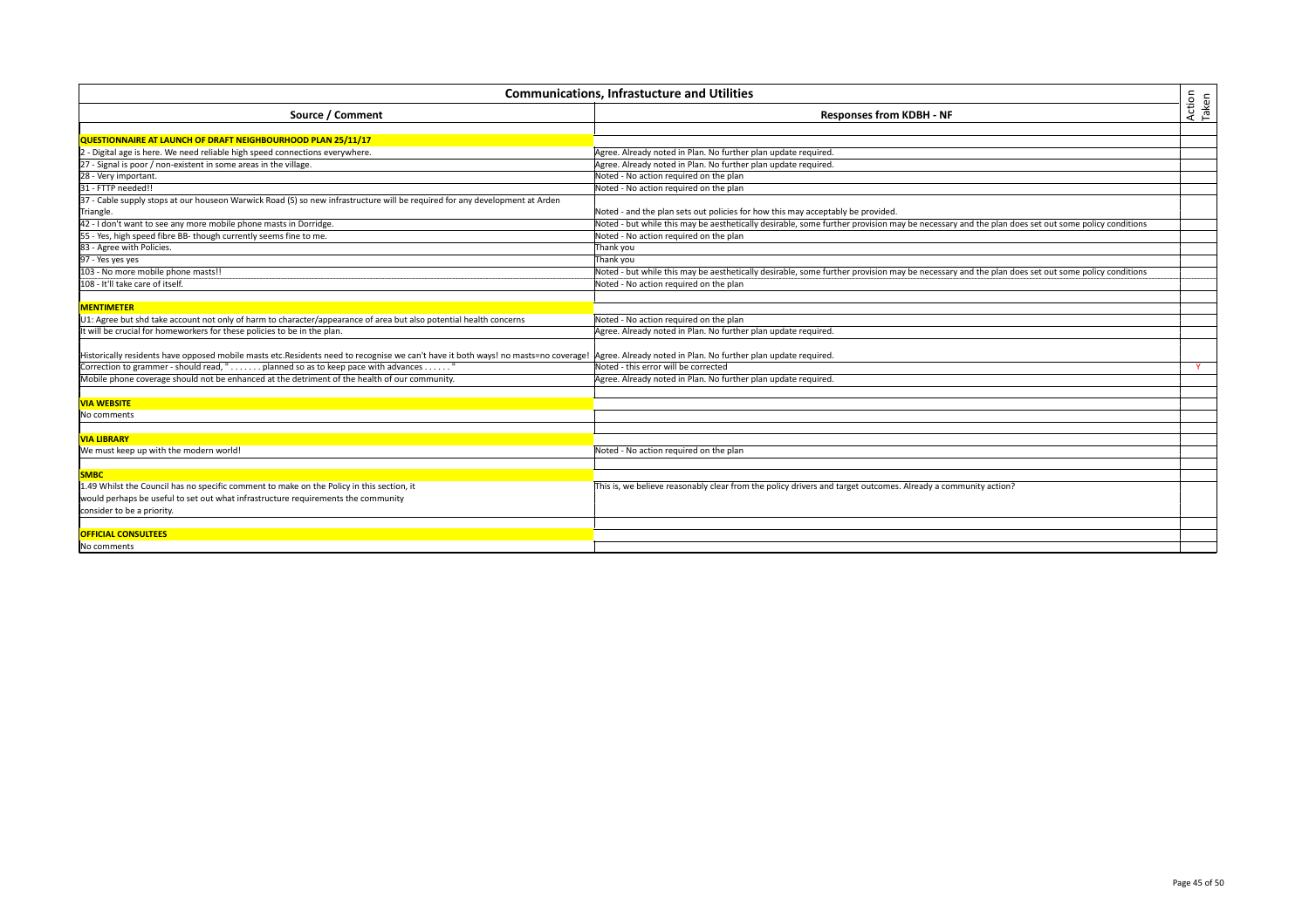| Communications, Infrastucture and Utilities | | |
|---|---|---|
| **Source / Comment** | **Responses from KDBH - NF** | **Action Taken** |
| **QUESTIONNAIRE AT LAUNCH OF DRAFT NEIGHBOURHOOD PLAN 25/11/17** | | |
| 2 - Digital age is here. We need reliable high speed connections everywhere. | Agree. Already noted in Plan. No further plan update required. | |
| 27 - Signal is poor / non-existent in some areas in the village. | Agree. Already noted in Plan. No further plan update required. | |
| 28 - Very important. | Noted - No action required on the plan | |
| 31 - FTTP needed!! | Noted - No action required on the plan | |
| 37 - Cable supply stops at our houseon Warwick Road (S) so new infrastructure will be required for any development at Arden Triangle. | Noted - and the plan sets out policies for how this may acceptably be provided. | |
| 42 - I don't want to see any more mobile phone masts in Dorridge. | Noted - but while this may be aesthetically desirable, some further provision may be necessary and the plan does set out some policy conditions | |
| 55 - Yes, high speed fibre BB- though currently seems fine to me. | Noted - No action required on the plan | |
| 83 - Agree with Policies. | Thank you | |
| 97 - Yes yes yes | Thank you | |
| 103 - No more mobile phone masts!! | Noted - but while this may be aesthetically desirable, some further provision may be necessary and the plan does set out some policy conditions | |
| 108 - It'll take care of itself. | Noted - No action required on the plan | |
| **MENTIMETER** | | |
| U1: Agree but shd take account not only of harm to character/appearance of area but also potential health concerns | Noted - No action required on the plan | |
| It will be crucial for homeworkers for these policies to be in the plan. | Agree. Already noted in Plan. No further plan update required. | |
| Historically residents have opposed mobile masts etc.Residents need to recognise we can't have it both ways! no masts=no coverage! | Agree. Already noted in Plan. No further plan update required. | |
| Correction to grammer - should read, " . . . . . . . planned so as to keep pace with advances . . . . . . " | Noted - this error will be corrected | Y |
| Mobile phone coverage should not be enhanced at the detriment of the health of our community. | Agree. Already noted in Plan. No further plan update required. | |
| **VIA WEBSITE** | | |
| No comments | | |
| **VIA LIBRARY** | | |
| We must keep up with the modern world! | Noted - No action required on the plan | |
| **SMBC** | | |
| 1.49 Whilst the Council has no specific comment to make on the Policy in this section, it would perhaps be useful to set out what infrastructure requirements the community consider to be a priority. | This is, we believe reasonably clear from the policy drivers and target outcomes. Already a community action? | |
| **OFFICIAL CONSULTEES** | | |
| No comments | | |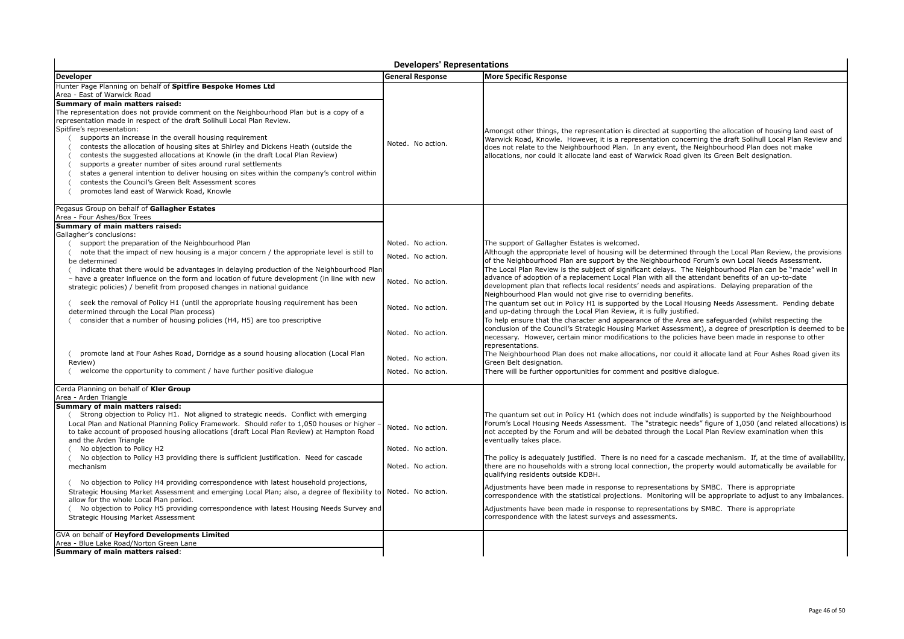| Developers' Representations | | |
|---|---|---|
| **Developer** | **General Response** | **More Specific Response** |
| Hunter Page Planning on behalf of **Spitfire Bespoke Homes Ltd**<br>Area - East of Warwick Road<br>**Summary of main matters raised:**<br>The representation does not provide comment on the Neighbourhood Plan but is a copy of a representation made in respect of the draft Solihull Local Plan Review.<br>Spitfire's representation:<br>〈 supports an increase in the overall housing requirement<br>〈 contests the allocation of housing sites at Shirley and Dickens Heath (outside the<br>〈 contests the suggested allocations at Knowle (in the draft Local Plan Review)<br>〈 supports a greater number of sites around rural settlements<br>〈 states a general intention to deliver housing on sites within the company's control within<br>〈 contests the Council's Green Belt Assessment scores<br>〈 promotes land east of Warwick Road, Knowle | Noted. No action. | Amongst other things, the representation is directed at supporting the allocation of housing land east of Warwick Road, Knowle. However, it is a representation concerning the draft Solihull Local Plan Review and does not relate to the Neighbourhood Plan. In any event, the Neighbourhood Plan does not make allocations, nor could it allocate land east of Warwick Road given its Green Belt designation. |
| Pegasus Group on behalf of **Gallagher Estates**<br>Area - Four Ashes/Box Trees<br>**Summary of main matters raised:**<br>Gallagher's conclusions: | | |
| 〈 support the preparation of the Neighbourhood Plan | Noted. No action. | The support of Gallagher Estates is welcomed. |
| 〈 note that the impact of new housing is a major concern / the appropriate level is still to be determined | Noted. No action. | Although the appropriate level of housing will be determined through the Local Plan Review, the provisions of the Neighbourhood Plan are support by the Neighbourhood Forum's own Local Needs Assessment. |
| 〈 indicate that there would be advantages in delaying production of the Neighbourhood Plan – have a greater influence on the form and location of future development (in line with new strategic policies) / benefit from proposed changes in national guidance | Noted. No action. | The Local Plan Review is the subject of significant delays. The Neighbourhood Plan can be "made" well in advance of adoption of a replacement Local Plan with all the attendant benefits of an up-to-date development plan that reflects local residents' needs and aspirations. Delaying preparation of the Neighbourhood Plan would not give rise to overriding benefits. |
| 〈 seek the removal of Policy H1 (until the appropriate housing requirement has been determined through the Local Plan process) | Noted. No action. | The quantum set out in Policy H1 is supported by the Local Housing Needs Assessment. Pending debate and up-dating through the Local Plan Review, it is fully justified. |
| 〈 consider that a number of housing policies (H4, H5) are too prescriptive | Noted. No action. | To help ensure that the character and appearance of the Area are safeguarded (whilst respecting the conclusion of the Council's Strategic Housing Market Assessment), a degree of prescription is deemed to be necessary. However, certain minor modifications to the policies have been made in response to other representations. |
| 〈 promote land at Four Ashes Road, Dorridge as a sound housing allocation (Local Plan Review) | Noted. No action. | The Neighbourhood Plan does not make allocations, nor could it allocate land at Four Ashes Road given its Green Belt designation. |
| 〈 welcome the opportunity to comment / have further positive dialogue | Noted. No action. | There will be further opportunities for comment and positive dialogue. |
| Cerda Planning on behalf of **Kler Group**<br>Area - Arden Triangle<br>**Summary of main matters raised:** | | |
| 〈 Strong objection to Policy H1. Not aligned to strategic needs. Conflict with emerging Local Plan and National Planning Policy Framework. Should refer to 1,050 houses or higher – to take account of proposed housing allocations (draft Local Plan Review) at Hampton Road and the Arden Triangle | Noted. No action. | The quantum set out in Policy H1 (which does not include windfalls) is supported by the Neighbourhood Forum's Local Housing Needs Assessment. The "strategic needs" figure of 1,050 (and related allocations) is not accepted by the Forum and will be debated through the Local Plan Review examination when this eventually takes place. |
| 〈 No objection to Policy H2 | Noted. No action. | |
| 〈 No objection to Policy H3 providing there is sufficient justification. Need for cascade mechanism | Noted. No action. | The policy is adequately justified. There is no need for a cascade mechanism. If, at the time of availability, there are no households with a strong local connection, the property would automatically be available for qualifying residents outside KDBH. |
| 〈 No objection to Policy H4 providing correspondence with latest household projections, Strategic Housing Market Assessment and emerging Local Plan; also, a degree of flexibility to allow for the whole Local Plan period. | Noted. No action. | Adjustments have been made in response to representations by SMBC. There is appropriate correspondence with the statistical projections. Monitoring will be appropriate to adjust to any imbalances. |
| 〈 No objection to Policy H5 providing correspondence with latest Housing Needs Survey and Strategic Housing Market Assessment | | Adjustments have been made in response to representations by SMBC. There is appropriate correspondence with the latest surveys and assessments. |
| GVA on behalf of **Heyford Developments Limited**<br>Area - Blue Lake Road/Norton Green Lane<br>**Summary of main matters raised**: | | |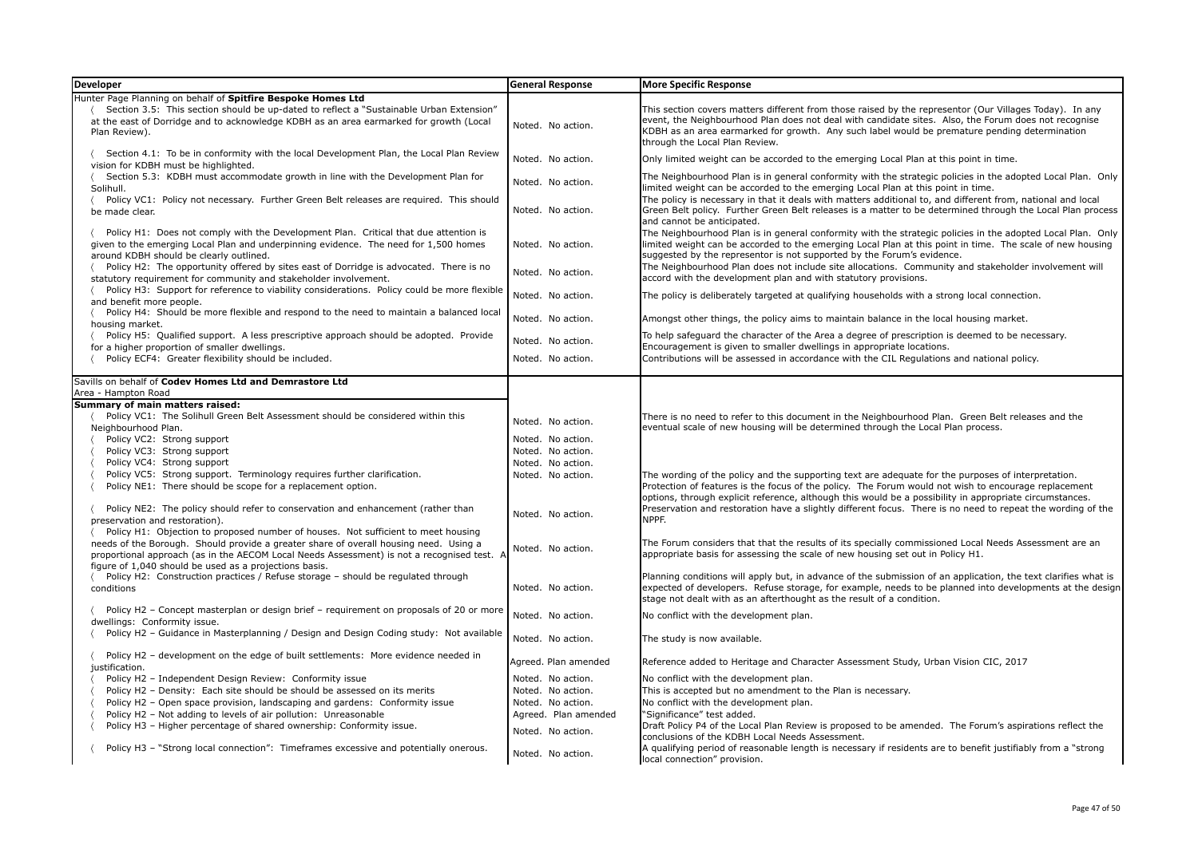| Developer | General Response | More Specific Response |
|---|---|---|
| Hunter Page Planning on behalf of **Spitfire Bespoke Homes Ltd** | | |
| 〈 Section 3.5: This section should be up-dated to reflect a "Sustainable Urban Extension" at the east of Dorridge and to acknowledge KDBH as an area earmarked for growth (Local Plan Review). | Noted. No action. | This section covers matters different from those raised by the representor (Our Villages Today). In any event, the Neighbourhood Plan does not deal with candidate sites. Also, the Forum does not recognise KDBH as an area earmarked for growth. Any such label would be premature pending determination through the Local Plan Review. |
| 〈 Section 4.1: To be in conformity with the local Development Plan, the Local Plan Review vision for KDBH must be highlighted. | Noted. No action. | Only limited weight can be accorded to the emerging Local Plan at this point in time. |
| 〈 Section 5.3: KDBH must accommodate growth in line with the Development Plan for Solihull. | Noted. No action. | The Neighbourhood Plan is in general conformity with the strategic policies in the adopted Local Plan. Only limited weight can be accorded to the emerging Local Plan at this point in time. |
| 〈 Policy VC1: Policy not necessary. Further Green Belt releases are required. This should be made clear. | Noted. No action. | The policy is necessary in that it deals with matters additional to, and different from, national and local Green Belt policy. Further Green Belt releases is a matter to be determined through the Local Plan process and cannot be anticipated. |
| 〈 Policy H1: Does not comply with the Development Plan. Critical that due attention is given to the emerging Local Plan and underpinning evidence. The need for 1,500 homes around KDBH should be clearly outlined. | Noted. No action. | The Neighbourhood Plan is in general conformity with the strategic policies in the adopted Local Plan. Only limited weight can be accorded to the emerging Local Plan at this point in time. The scale of new housing suggested by the representor is not supported by the Forum's evidence. |
| 〈 Policy H2: The opportunity offered by sites east of Dorridge is advocated. There is no statutory requirement for community and stakeholder involvement. | Noted. No action. | The Neighbourhood Plan does not include site allocations. Community and stakeholder involvement will accord with the development plan and with statutory provisions. |
| 〈 Policy H3: Support for reference to viability considerations. Policy could be more flexible and benefit more people. | Noted. No action. | The policy is deliberately targeted at qualifying households with a strong local connection. |
| 〈 Policy H4: Should be more flexible and respond to the need to maintain a balanced local housing market. | Noted. No action. | Amongst other things, the policy aims to maintain balance in the local housing market. |
| 〈 Policy H5: Qualified support. A less prescriptive approach should be adopted. Provide for a higher proportion of smaller dwellings. | Noted. No action. | To help safeguard the character of the Area a degree of prescription is deemed to be necessary. Encouragement is given to smaller dwellings in appropriate locations. |
| 〈 Policy ECF4: Greater flexibility should be included. | Noted. No action. | Contributions will be assessed in accordance with the CIL Regulations and national policy. |
| Savills on behalf of **Codev Homes Ltd and Demrastore Ltd**<br>Area - Hampton Road | | |
| **Summary of main matters raised:** | | |
| 〈 Policy VC1: The Solihull Green Belt Assessment should be considered within this Neighbourhood Plan. | Noted. No action. | There is no need to refer to this document in the Neighbourhood Plan. Green Belt releases and the eventual scale of new housing will be determined through the Local Plan process. |
| 〈 Policy VC2: Strong support | Noted. No action. | |
| 〈 Policy VC3: Strong support | Noted. No action. | |
| 〈 Policy VC4: Strong support | Noted. No action. | |
| 〈 Policy VC5: Strong support. Terminology requires further clarification. | Noted. No action. | The wording of the policy and the supporting text are adequate for the purposes of interpretation. |
| 〈 Policy NE1: There should be scope for a replacement option. | | Protection of features is the focus of the policy. The Forum would not wish to encourage replacement options, through explicit reference, although this would be a possibility in appropriate circumstances. |
| 〈 Policy NE2: The policy should refer to conservation and enhancement (rather than preservation and restoration). | Noted. No action. | Preservation and restoration have a slightly different focus. There is no need to repeat the wording of the NPPF. |
| 〈 Policy H1: Objection to proposed number of houses. Not sufficient to meet housing needs of the Borough. Should provide a greater share of overall housing need. Using a proportional approach (as in the AECOM Local Needs Assessment) is not a recognised test. A figure of 1,040 should be used as a projections basis. | Noted. No action. | The Forum considers that that the results of its specially commissioned Local Needs Assessment are an appropriate basis for assessing the scale of new housing set out in Policy H1. |
| 〈 Policy H2: Construction practices / Refuse storage – should be regulated through conditions | Noted. No action. | Planning conditions will apply but, in advance of the submission of an application, the text clarifies what is expected of developers. Refuse storage, for example, needs to be planned into developments at the design stage not dealt with as an afterthought as the result of a condition. |
| 〈 Policy H2 – Concept masterplan or design brief – requirement on proposals of 20 or more dwellings: Conformity issue. | Noted. No action. | No conflict with the development plan. |
| 〈 Policy H2 – Guidance in Masterplanning / Design and Design Coding study: Not available | Noted. No action. | The study is now available. |
| 〈 Policy H2 – development on the edge of built settlements: More evidence needed in justification. | Agreed. Plan amended | Reference added to Heritage and Character Assessment Study, Urban Vision CIC, 2017 |
| 〈 Policy H2 – Independent Design Review: Conformity issue | Noted. No action. | No conflict with the development plan. |
| 〈 Policy H2 – Density: Each site should be should be assessed on its merits | Noted. No action. | This is accepted but no amendment to the Plan is necessary. |
| 〈 Policy H2 – Open space provision, landscaping and gardens: Conformity issue | Noted. No action. | No conflict with the development plan. |
| 〈 Policy H2 – Not adding to levels of air pollution: Unreasonable | Agreed. Plan amended | "Significance" test added. |
| 〈 Policy H3 – Higher percentage of shared ownership: Conformity issue. | Noted. No action. | Draft Policy P4 of the Local Plan Review is proposed to be amended. The Forum's aspirations reflect the conclusions of the KDBH Local Needs Assessment. |
| 〈 Policy H3 – "Strong local connection": Timeframes excessive and potentially onerous. | Noted. No action. | A qualifying period of reasonable length is necessary if residents are to benefit justifiably from a "strong local connection" provision. |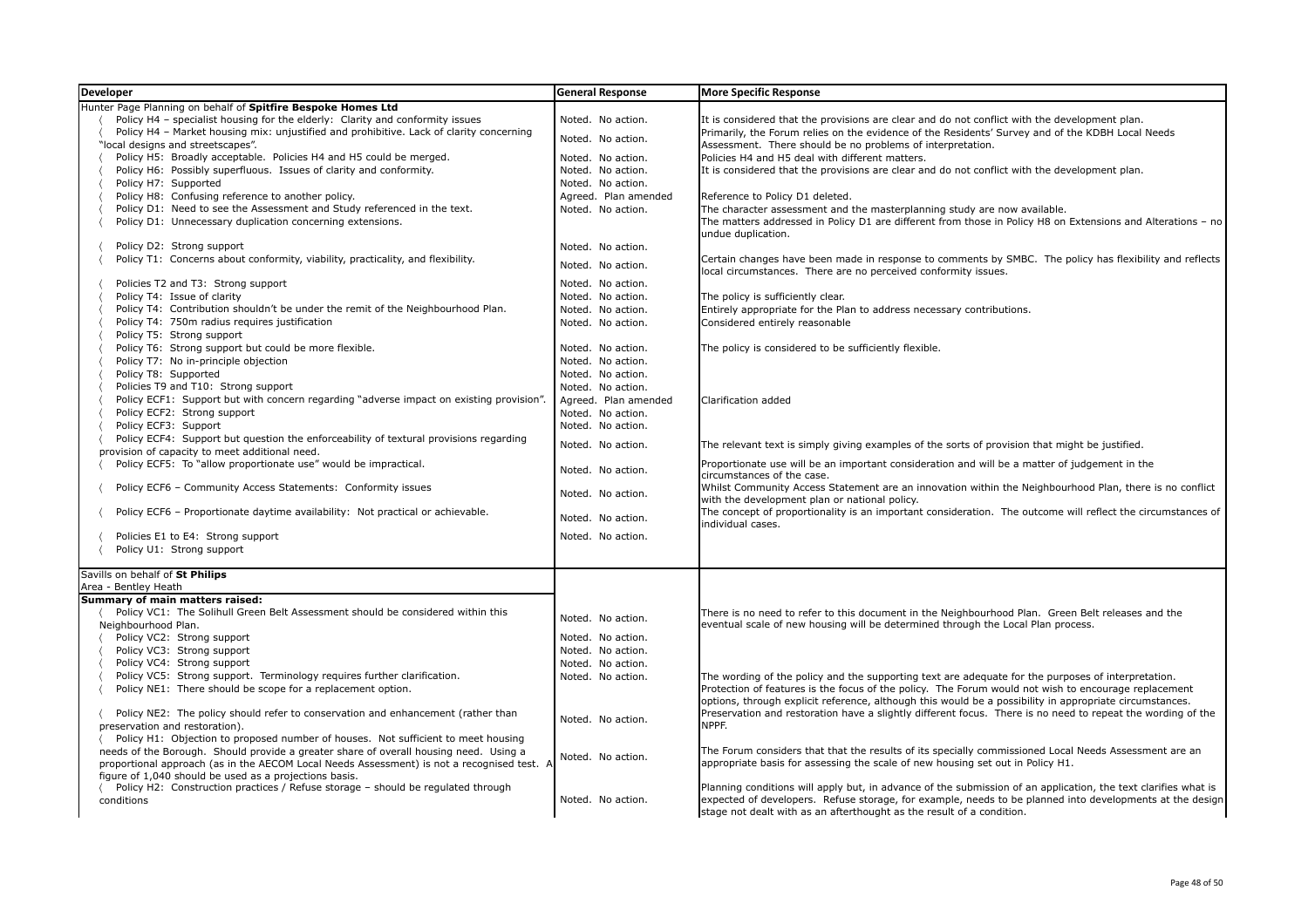| Developer | General Response | More Specific Response |
|---|---|---|
| Hunter Page Planning on behalf of **Spitfire Bespoke Homes Ltd** | | |
| 〈 Policy H4 – specialist housing for the elderly: Clarity and conformity issues | Noted. No action. | It is considered that the provisions are clear and do not conflict with the development plan. |
| 〈 Policy H4 – Market housing mix: unjustified and prohibitive. Lack of clarity concerning "local designs and streetscapes". | Noted. No action. | Primarily, the Forum relies on the evidence of the Residents' Survey and of the KDBH Local Needs Assessment. There should be no problems of interpretation. |
| 〈 Policy H5: Broadly acceptable. Policies H4 and H5 could be merged. | Noted. No action. | Policies H4 and H5 deal with different matters. |
| 〈 Policy H6: Possibly superfluous. Issues of clarity and conformity. | Noted. No action. | It is considered that the provisions are clear and do not conflict with the development plan. |
| 〈 Policy H7: Supported | Noted. No action. | |
| 〈 Policy H8: Confusing reference to another policy. | Agreed. Plan amended | Reference to Policy D1 deleted. |
| 〈 Policy D1: Need to see the Assessment and Study referenced in the text. | Noted. No action. | The character assessment and the masterplanning study are now available. |
| 〈 Policy D1: Unnecessary duplication concerning extensions. | | The matters addressed in Policy D1 are different from those in Policy H8 on Extensions and Alterations – no undue duplication. |
| 〈 Policy D2: Strong support | Noted. No action. | |
| 〈 Policy T1: Concerns about conformity, viability, practicality, and flexibility. | Noted. No action. | Certain changes have been made in response to comments by SMBC. The policy has flexibility and reflects local circumstances. There are no perceived conformity issues. |
| 〈 Policies T2 and T3: Strong support | Noted. No action. | |
| 〈 Policy T4: Issue of clarity | Noted. No action. | The policy is sufficiently clear. |
| 〈 Policy T4: Contribution shouldn't be under the remit of the Neighbourhood Plan. | Noted. No action. | Entirely appropriate for the Plan to address necessary contributions. |
| 〈 Policy T4: 750m radius requires justification | Noted. No action. | Considered entirely reasonable |
| 〈 Policy T5: Strong support | | |
| 〈 Policy T6: Strong support but could be more flexible. | Noted. No action. | The policy is considered to be sufficiently flexible. |
| 〈 Policy T7: No in-principle objection | Noted. No action. | |
| 〈 Policy T8: Supported | Noted. No action. | |
| 〈 Policies T9 and T10: Strong support | Noted. No action. | |
| 〈 Policy ECF1: Support but with concern regarding "adverse impact on existing provision". | Agreed. Plan amended | Clarification added |
| 〈 Policy ECF2: Strong support | Noted. No action. | |
| 〈 Policy ECF3: Support | Noted. No action. | |
| 〈 Policy ECF4: Support but question the enforceability of textural provisions regarding provision of capacity to meet additional need. | Noted. No action. | The relevant text is simply giving examples of the sorts of provision that might be justified. |
| 〈 Policy ECF5: To "allow proportionate use" would be impractical. | Noted. No action. | Proportionate use will be an important consideration and will be a matter of judgement in the circumstances of the case. |
| 〈 Policy ECF6 – Community Access Statements: Conformity issues | Noted. No action. | Whilst Community Access Statement are an innovation within the Neighbourhood Plan, there is no conflict with the development plan or national policy. |
| 〈 Policy ECF6 – Proportionate daytime availability: Not practical or achievable. | Noted. No action. | The concept of proportionality is an important consideration. The outcome will reflect the circumstances of individual cases. |
| 〈 Policies E1 to E4: Strong support | Noted. No action. | |
| 〈 Policy U1: Strong support | | |
| Savills on behalf of **St Philips**<br>Area - Bentley Heath | | |
| **Summary of main matters raised:** | | |
| 〈 Policy VC1: The Solihull Green Belt Assessment should be considered within this Neighbourhood Plan. | Noted. No action. | There is no need to refer to this document in the Neighbourhood Plan. Green Belt releases and the eventual scale of new housing will be determined through the Local Plan process. |
| 〈 Policy VC2: Strong support | Noted. No action. | |
| 〈 Policy VC3: Strong support | Noted. No action. | |
| 〈 Policy VC4: Strong support | Noted. No action. | |
| 〈 Policy VC5: Strong support. Terminology requires further clarification. | Noted. No action. | The wording of the policy and the supporting text are adequate for the purposes of interpretation. |
| 〈 Policy NE1: There should be scope for a replacement option. | | Protection of features is the focus of the policy. The Forum would not wish to encourage replacement options, through explicit reference, although this would be a possibility in appropriate circumstances. |
| 〈 Policy NE2: The policy should refer to conservation and enhancement (rather than preservation and restoration). | Noted. No action. | Preservation and restoration have a slightly different focus. There is no need to repeat the wording of the NPPF. |
| 〈 Policy H1: Objection to proposed number of houses. Not sufficient to meet housing needs of the Borough. Should provide a greater share of overall housing need. Using a proportional approach (as in the AECOM Local Needs Assessment) is not a recognised test. A figure of 1,040 should be used as a projections basis. | Noted. No action. | The Forum considers that that the results of its specially commissioned Local Needs Assessment are an appropriate basis for assessing the scale of new housing set out in Policy H1. |
| 〈 Policy H2: Construction practices / Refuse storage – should be regulated through conditions | Noted. No action. | Planning conditions will apply but, in advance of the submission of an application, the text clarifies what is expected of developers. Refuse storage, for example, needs to be planned into developments at the design stage not dealt with as an afterthought as the result of a condition. |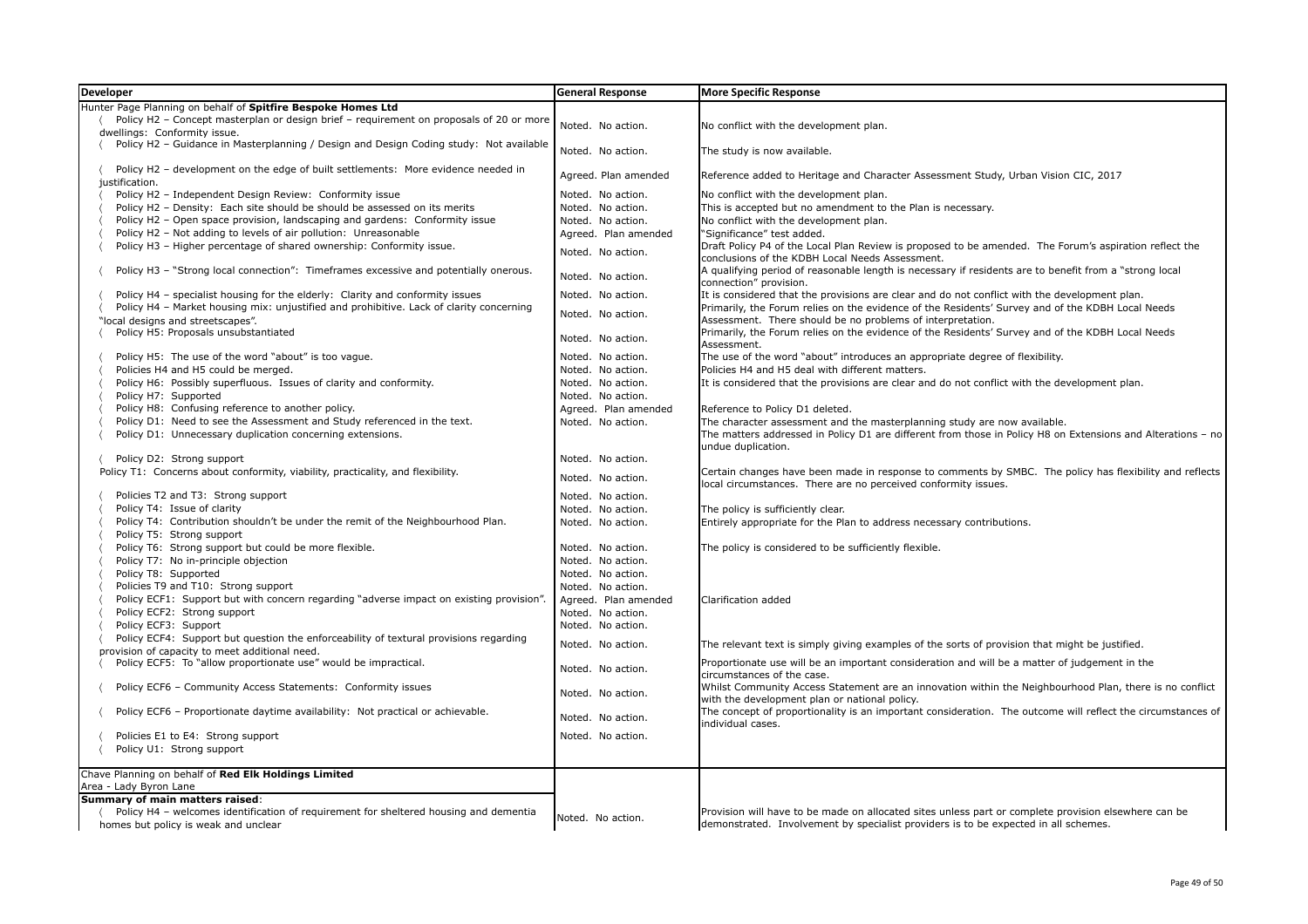| Developer | General Response | More Specific Response |
|---|---|---|
| Hunter Page Planning on behalf of **Spitfire Bespoke Homes Ltd** | | |
| 〈 Policy H2 – Concept masterplan or design brief – requirement on proposals of 20 or more dwellings: Conformity issue. | Noted. No action. | No conflict with the development plan. |
| 〈 Policy H2 – Guidance in Masterplanning / Design and Design Coding study: Not available | Noted. No action. | The study is now available. |
| 〈 Policy H2 – development on the edge of built settlements: More evidence needed in justification. | Agreed. Plan amended | Reference added to Heritage and Character Assessment Study, Urban Vision CIC, 2017 |
| 〈 Policy H2 – Independent Design Review: Conformity issue | Noted. No action. | No conflict with the development plan. |
| 〈 Policy H2 – Density: Each site should be should be assessed on its merits | Noted. No action. | This is accepted but no amendment to the Plan is necessary. |
| 〈 Policy H2 – Open space provision, landscaping and gardens: Conformity issue | Noted. No action. | No conflict with the development plan. |
| 〈 Policy H2 – Not adding to levels of air pollution: Unreasonable | Agreed. Plan amended | "Significance" test added. |
| 〈 Policy H3 – Higher percentage of shared ownership: Conformity issue. | Noted. No action. | Draft Policy P4 of the Local Plan Review is proposed to be amended. The Forum's aspiration reflect the conclusions of the KDBH Local Needs Assessment. |
| 〈 Policy H3 – "Strong local connection": Timeframes excessive and potentially onerous. | Noted. No action. | A qualifying period of reasonable length is necessary if residents are to benefit from a "strong local connection" provision. |
| 〈 Policy H4 – specialist housing for the elderly: Clarity and conformity issues | Noted. No action. | It is considered that the provisions are clear and do not conflict with the development plan. |
| 〈 Policy H4 – Market housing mix: unjustified and prohibitive. Lack of clarity concerning "local designs and streetscapes". | Noted. No action. | Primarily, the Forum relies on the evidence of the Residents' Survey and of the KDBH Local Needs Assessment. There should be no problems of interpretation. |
| 〈 Policy H5: Proposals unsubstantiated | Noted. No action. | Primarily, the Forum relies on the evidence of the Residents' Survey and of the KDBH Local Needs Assessment. |
| 〈 Policy H5: The use of the word "about" is too vague. | Noted. No action. | The use of the word "about" introduces an appropriate degree of flexibility. |
| 〈 Policies H4 and H5 could be merged. | Noted. No action. | Policies H4 and H5 deal with different matters. |
| 〈 Policy H6: Possibly superfluous. Issues of clarity and conformity. | Noted. No action. | It is considered that the provisions are clear and do not conflict with the development plan. |
| 〈 Policy H7: Supported | Noted. No action. | |
| 〈 Policy H8: Confusing reference to another policy. | Agreed. Plan amended | Reference to Policy D1 deleted. |
| 〈 Policy D1: Need to see the Assessment and Study referenced in the text. | Noted. No action. | The character assessment and the masterplanning study are now available. |
| 〈 Policy D1: Unnecessary duplication concerning extensions. | | The matters addressed in Policy D1 are different from those in Policy H8 on Extensions and Alterations – no undue duplication. |
| 〈 Policy D2: Strong support | Noted. No action. | |
| Policy T1: Concerns about conformity, viability, practicality, and flexibility. | Noted. No action. | Certain changes have been made in response to comments by SMBC. The policy has flexibility and reflects local circumstances. There are no perceived conformity issues. |
| 〈 Policies T2 and T3: Strong support | Noted. No action. | |
| 〈 Policy T4: Issue of clarity | Noted. No action. | The policy is sufficiently clear. |
| 〈 Policy T4: Contribution shouldn't be under the remit of the Neighbourhood Plan. | Noted. No action. | Entirely appropriate for the Plan to address necessary contributions. |
| 〈 Policy T5: Strong support | | |
| 〈 Policy T6: Strong support but could be more flexible. | Noted. No action. | The policy is considered to be sufficiently flexible. |
| 〈 Policy T7: No in-principle objection | Noted. No action. | |
| 〈 Policy T8: Supported | Noted. No action. | |
| 〈 Policies T9 and T10: Strong support | Noted. No action. | |
| 〈 Policy ECF1: Support but with concern regarding "adverse impact on existing provision". | Agreed. Plan amended | Clarification added |
| 〈 Policy ECF2: Strong support | Noted. No action. | |
| 〈 Policy ECF3: Support | Noted. No action. | |
| 〈 Policy ECF4: Support but question the enforceability of textural provisions regarding provision of capacity to meet additional need. | Noted. No action. | The relevant text is simply giving examples of the sorts of provision that might be justified. |
| 〈 Policy ECF5: To "allow proportionate use" would be impractical. | Noted. No action. | Proportionate use will be an important consideration and will be a matter of judgement in the circumstances of the case. |
| 〈 Policy ECF6 – Community Access Statements: Conformity issues | Noted. No action. | Whilst Community Access Statement are an innovation within the Neighbourhood Plan, there is no conflict with the development plan or national policy. |
| 〈 Policy ECF6 – Proportionate daytime availability: Not practical or achievable. | Noted. No action. | The concept of proportionality is an important consideration. The outcome will reflect the circumstances of individual cases. |
| 〈 Policies E1 to E4: Strong support | Noted. No action. | |
| 〈 Policy U1: Strong support | | |
| Chave Planning on behalf of **Red Elk Holdings Limited**<br>Area - Lady Byron Lane | | |
| **Summary of main matters raised**:<br>〈 Policy H4 – welcomes identification of requirement for sheltered housing and dementia homes but policy is weak and unclear | Noted. No action. | Provision will have to be made on allocated sites unless part or complete provision elsewhere can be demonstrated. Involvement by specialist providers is to be expected in all schemes. |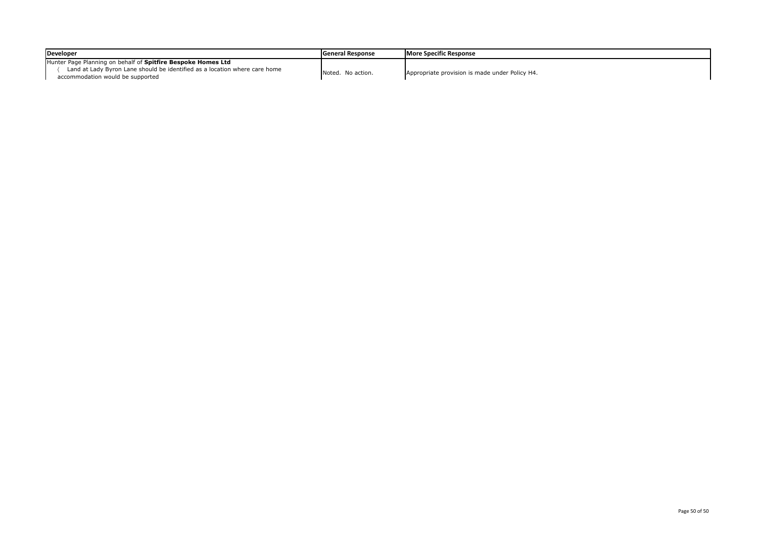| Developer | General Response | More Specific Response |
|---|---|---|
| Hunter Page Planning on behalf of **Spitfire Bespoke Homes Ltd**<br>〈 Land at Lady Byron Lane should be identified as a location where care home accommodation would be supported | Noted. No action. | Appropriate provision is made under Policy H4. |